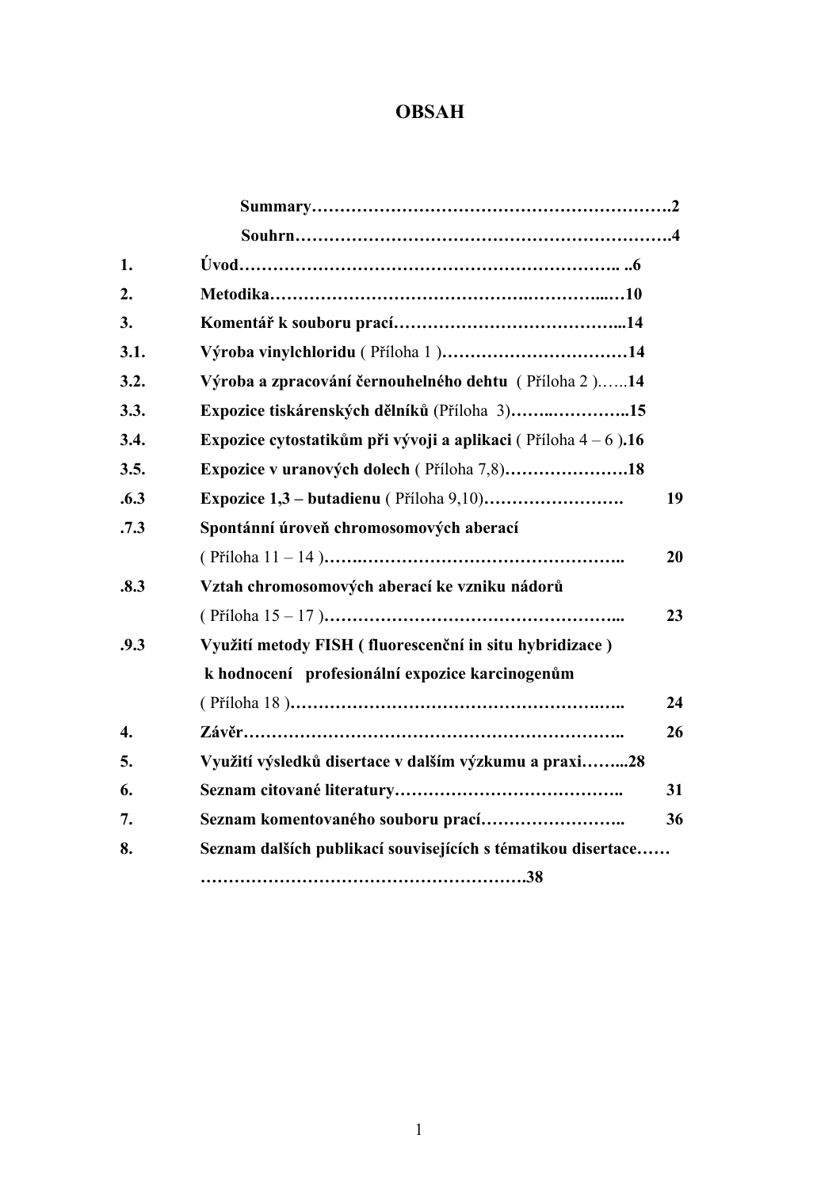# OBSAH

| | | |
|---|---|---|
| | **Summary** | **2** |
| | **Souhrn** | **4** |
| **1.** | **Úvod** | **6** |
| **2.** | **Metodika** | **10** |
| **3.** | **Komentář k souboru prací** | **14** |
| **3.1.** | **Výroba vinylchloridu** ( Příloha 1 ) | **14** |
| **3.2.** | **Výroba a zpracování černouhelného dehtu** ( Příloha 2 ) | **14** |
| **3.3.** | **Expozice tiskárenských dělníků** (Příloha 3) | **15** |
| **3.4.** | **Expozice cytostatikům při vývoji a aplikaci** ( Příloha 4 – 6 ) | **16** |
| **3.5.** | **Expozice v uranových dolech** ( Příloha 7,8) | **18** |
| **.6.3** | **Expozice 1,3 – butadienu** ( Příloha 9,10) | **19** |
| **.7.3** | **Spontánní úroveň chromosomových aberací** ( Příloha 11 – 14 ) | **20** |
| **.8.3** | **Vztah chromosomových aberací ke vzniku nádorů** ( Příloha 15 – 17 ) | **23** |
| **.9.3** | **Využití metody FISH ( fluorescenční in situ hybridizace ) k hodnocení profesionální expozice karcinogenům** ( Příloha 18 ) | **24** |
| **4.** | **Závěr** | **26** |
| **5.** | **Využití výsledků disertace v dalším výzkumu a praxi** | **28** |
| **6.** | **Seznam citované literatury** | **31** |
| **7.** | **Seznam komentovaného souboru prací** | **36** |
| **8.** | **Seznam dalších publikací souvisejících s tématikou disertace** | **38** |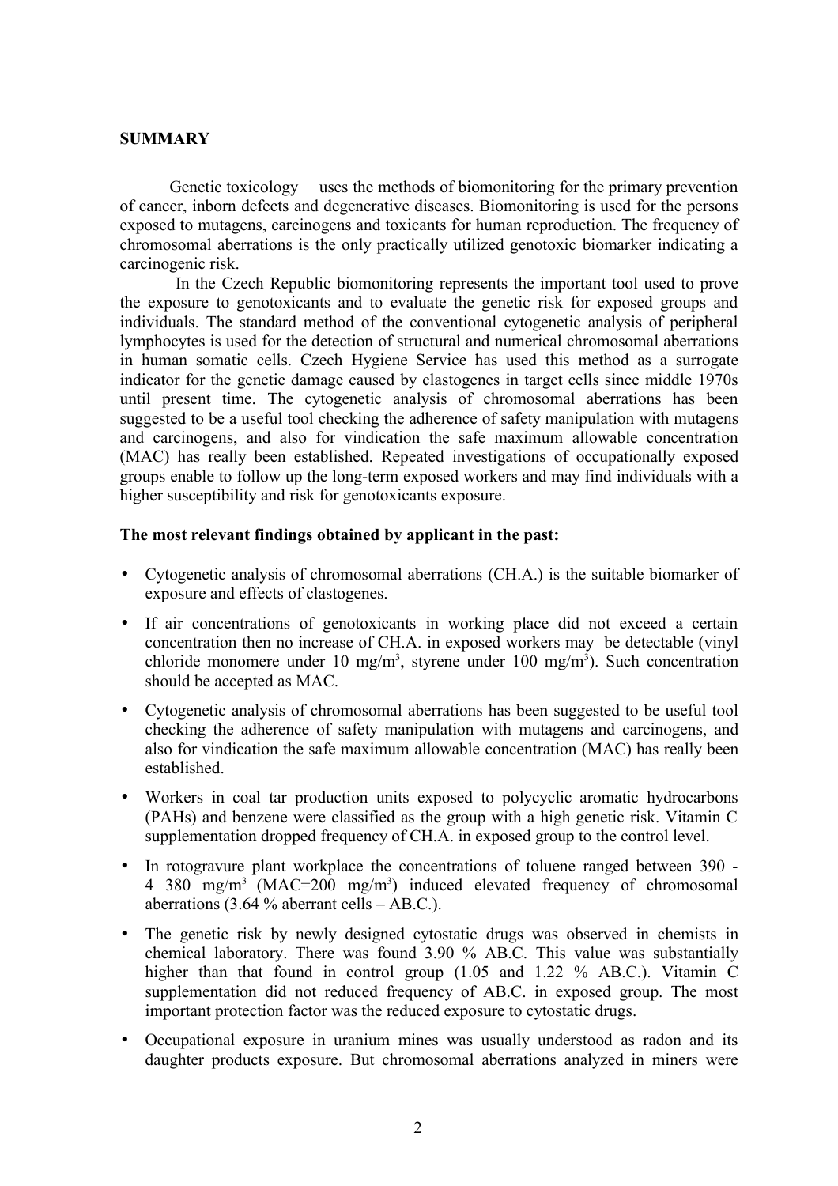**SUMMARY**

Genetic toxicology uses the methods of biomonitoring for the primary prevention of cancer, inborn defects and degenerative diseases. Biomonitoring is used for the persons exposed to mutagens, carcinogens and toxicants for human reproduction. The frequency of chromosomal aberrations is the only practically utilized genotoxic biomarker indicating a carcinogenic risk.

In the Czech Republic biomonitoring represents the important tool used to prove the exposure to genotoxicants and to evaluate the genetic risk for exposed groups and individuals. The standard method of the conventional cytogenetic analysis of peripheral lymphocytes is used for the detection of structural and numerical chromosomal aberrations in human somatic cells. Czech Hygiene Service has used this method as a surrogate indicator for the genetic damage caused by clastogenes in target cells since middle 1970s until present time. The cytogenetic analysis of chromosomal aberrations has been suggested to be a useful tool checking the adherence of safety manipulation with mutagens and carcinogens, and also for vindication the safe maximum allowable concentration (MAC) has really been established. Repeated investigations of occupationally exposed groups enable to follow up the long-term exposed workers and may find individuals with a higher susceptibility and risk for genotoxicants exposure.

**The most relevant findings obtained by applicant in the past:**

- Cytogenetic analysis of chromosomal aberrations (CH.A.) is the suitable biomarker of exposure and effects of clastogenes.
- If air concentrations of genotoxicants in working place did not exceed a certain concentration then no increase of CH.A. in exposed workers may be detectable (vinyl chloride monomere under 10 mg/m$^3$, styrene under 100 mg/m$^3$). Such concentration should be accepted as MAC.
- Cytogenetic analysis of chromosomal aberrations has been suggested to be useful tool checking the adherence of safety manipulation with mutagens and carcinogens, and also for vindication the safe maximum allowable concentration (MAC) has really been established.
- Workers in coal tar production units exposed to polycyclic aromatic hydrocarbons (PAHs) and benzene were classified as the group with a high genetic risk. Vitamin C supplementation dropped frequency of CH.A. in exposed group to the control level.
- In rotogravure plant workplace the concentrations of toluene ranged between 390 - 4 380 mg/m$^3$ (MAC=200 mg/m$^3$) induced elevated frequency of chromosomal aberrations (3.64 % aberrant cells – AB.C.).
- The genetic risk by newly designed cytostatic drugs was observed in chemists in chemical laboratory. There was found 3.90 % AB.C. This value was substantially higher than that found in control group (1.05 and 1.22 % AB.C.). Vitamin C supplementation did not reduced frequency of AB.C. in exposed group. The most important protection factor was the reduced exposure to cytostatic drugs.
- Occupational exposure in uranium mines was usually understood as radon and its daughter products exposure. But chromosomal aberrations analyzed in miners were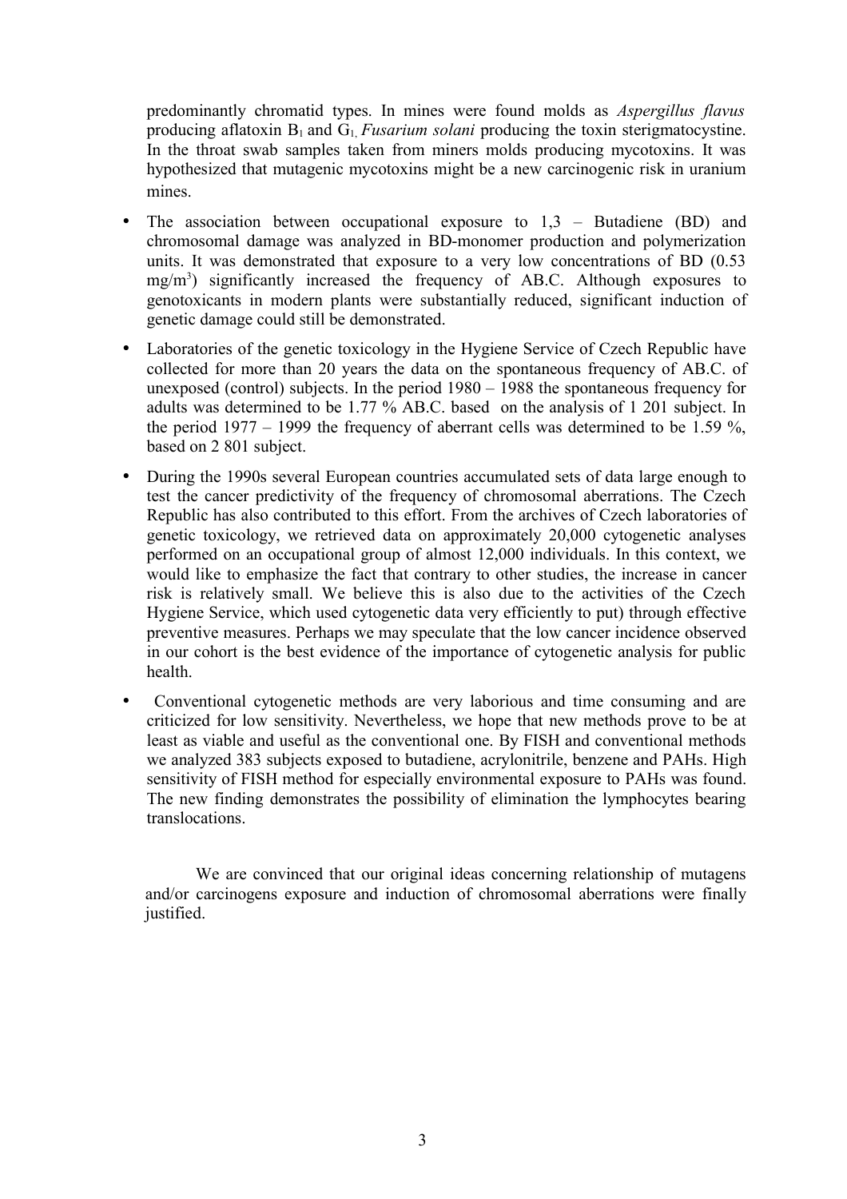predominantly chromatid types. In mines were found molds as *Aspergillus flavus* producing aflatoxin $B_1$ and $G_1$, *Fusarium solani* producing the toxin sterigmatocystine. In the throat swab samples taken from miners molds producing mycotoxins. It was hypothesized that mutagenic mycotoxins might be a new carcinogenic risk in uranium mines.

- The association between occupational exposure to 1,3 – Butadiene (BD) and chromosomal damage was analyzed in BD-monomer production and polymerization units. It was demonstrated that exposure to a very low concentrations of BD (0.53 mg/m$^3$) significantly increased the frequency of AB.C. Although exposures to genotoxicants in modern plants were substantially reduced, significant induction of genetic damage could still be demonstrated.
- Laboratories of the genetic toxicology in the Hygiene Service of Czech Republic have collected for more than 20 years the data on the spontaneous frequency of AB.C. of unexposed (control) subjects. In the period 1980 – 1988 the spontaneous frequency for adults was determined to be 1.77 % AB.C. based on the analysis of 1 201 subject. In the period 1977 – 1999 the frequency of aberrant cells was determined to be 1.59 %, based on 2 801 subject.
- During the 1990s several European countries accumulated sets of data large enough to test the cancer predictivity of the frequency of chromosomal aberrations. The Czech Republic has also contributed to this effort. From the archives of Czech laboratories of genetic toxicology, we retrieved data on approximately 20,000 cytogenetic analyses performed on an occupational group of almost 12,000 individuals. In this context, we would like to emphasize the fact that contrary to other studies, the increase in cancer risk is relatively small. We believe this is also due to the activities of the Czech Hygiene Service, which used cytogenetic data very efficiently to put) through effective preventive measures. Perhaps we may speculate that the low cancer incidence observed in our cohort is the best evidence of the importance of cytogenetic analysis for public health.
- Conventional cytogenetic methods are very laborious and time consuming and are criticized for low sensitivity. Nevertheless, we hope that new methods prove to be at least as viable and useful as the conventional one. By FISH and conventional methods we analyzed 383 subjects exposed to butadiene, acrylonitrile, benzene and PAHs. High sensitivity of FISH method for especially environmental exposure to PAHs was found. The new finding demonstrates the possibility of elimination the lymphocytes bearing translocations.

We are convinced that our original ideas concerning relationship of mutagens and/or carcinogens exposure and induction of chromosomal aberrations were finally justified.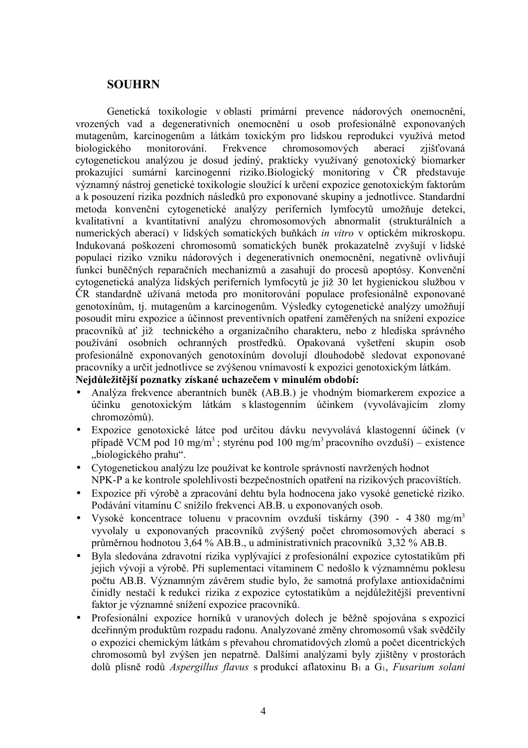## SOUHRN

Genetická toxikologie v oblasti primární prevence nádorových onemocnění, vrozených vad a degenerativních onemocnění u osob profesionálně exponovaných mutagenům, karcinogenům a látkám toxickým pro lidskou reprodukci využívá metod biologického monitorování. Frekvence chromosomových aberací zjišťovaná cytogenetickou analýzou je dosud jediný, prakticky využívaný genotoxický biomarker prokazující sumární karcinogenní riziko.Biologický monitoring v ČR představuje významný nástroj genetické toxikologie sloužící k určení expozice genotoxickým faktorům a k posouzení rizika pozdních následků pro exponované skupiny a jednotlivce. Standardní metoda konvenční cytogenetické analýzy periferních lymfocytů umožňuje detekci, kvalitativní a kvantitativní analýzu chromosomových abnormalit (strukturálních a numerických aberací) v lidských somatických buňkách *in vitro* v optickém mikroskopu. Indukovaná poškození chromosomů somatických buněk prokazatelně zvyšují v lidské populaci riziko vzniku nádorových i degenerativních onemocnění, negativně ovlivňují funkci buněčných reparačních mechanizmů a zasahují do procesů apoptósy. Konvenční cytogenetická analýza lidských periferních lymfocytů je již 30 let hygienickou službou v ČR standardně užívaná metoda pro monitorování populace profesionálně exponované genotoxínům, tj. mutagenům a karcinogenům. Výsledky cytogenetické analýzy umožňují posoudit míru expozice a účinnost preventivních opatření zaměřených na snížení expozice pracovníků ať již technického a organizačního charakteru, nebo z hlediska správného používání osobních ochranných prostředků. Opakovaná vyšetření skupin osob profesionálně exponovaných genotoxínům dovolují dlouhodobě sledovat exponované pracovníky a určit jednotlivce se zvýšenou vnímavostí k expozici genotoxickým látkám.

**Nejdůležitější poznatky získané uchazečem v minulém období:**

- Analýza frekvence aberantních buněk (AB.B.) je vhodným biomarkerem expozice a účinku genotoxickým látkám s klastogenním účinkem (vyvolávajícím zlomy chromozómů).
- Expozice genotoxické látce pod určitou dávku nevyvolává klastogenní účinek (v případě VCM pod 10 mg/m$^3$ ; styrénu pod 100 mg/m$^3$ pracovního ovzduší) – existence „biologického prahu".
- Cytogenetickou analýzu lze používat ke kontrole správnosti navržených hodnot NPK-P a ke kontrole spolehlivosti bezpečnostních opatření na rizikových pracovištích.
- Expozice při výrobě a zpracování dehtu byla hodnocena jako vysoké genetické riziko. Podávání vitamínu C snížilo frekvenci AB.B. u exponovaných osob.
- Vysoké koncentrace toluenu v pracovním ovzduší tiskárny (390 - 4 380 mg/m$^3$ vyvolaly u exponovaných pracovníků zvýšený počet chromosomových aberací s průměrnou hodnotou 3,64 % AB.B., u administrativních pracovníků 3,32 % AB.B.
- Byla sledována zdravotní rizika vyplývající z profesionální expozice cytostatikům při jejich vývoji a výrobě. Při suplementaci vitaminem C nedošlo k významnému poklesu počtu AB.B. Významným závěrem studie bylo, že samotná profylaxe antioxidačními činidly nestačí k redukci rizika z expozice cytostatikům a nejdůležitější preventivní faktor je významné snížení expozice pracovníků.
- Profesionální expozice horníků v uranových dolech je běžně spojována s expozicí dceřinným produktům rozpadu radonu. Analyzované změny chromosomů však svědčily o expozici chemickým látkám s převahou chromatidových zlomů a počet dicentrických chromosomů byl zvýšen jen nepatrně. Dalšími analýzami byly zjištěny v prostorách dolů plísně rodů *Aspergillus flavus* s produkcí aflatoxinu $B_1$ a $G_1$, *Fusarium solani*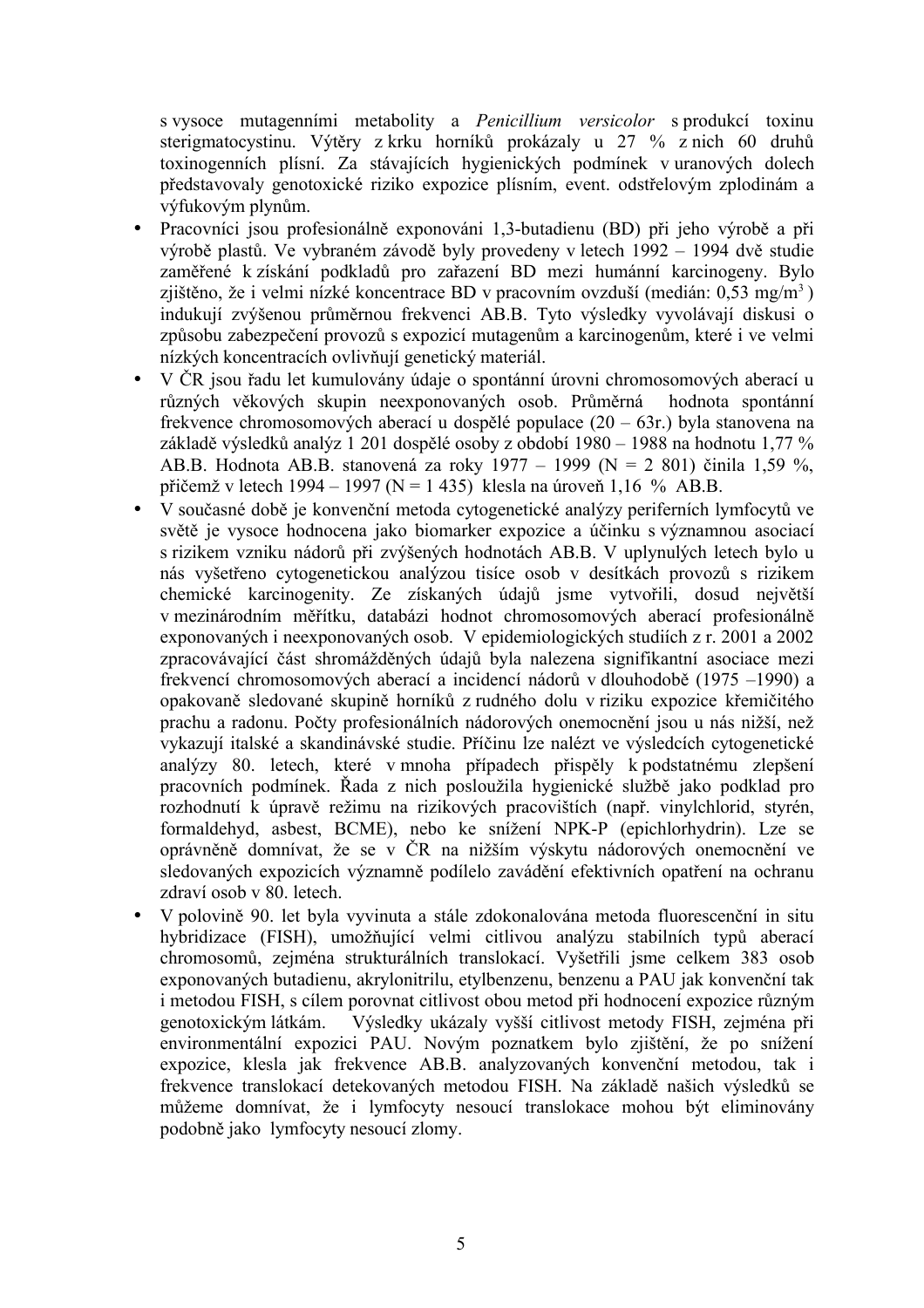s vysoce mutagenními metabolity a *Penicillium versicolor* s produkcí toxinu sterigmatocystinu. Výtěry z krku horníků prokázaly u 27 % z nich 60 druhů toxinogenních plísní. Za stávajících hygienických podmínek v uranových dolech představovaly genotoxické riziko expozice plísním, event. odstřelovým zplodinám a výfukovým plynům.

- Pracovníci jsou profesionálně exponováni 1,3-butadienu (BD) při jeho výrobě a při výrobě plastů. Ve vybraném závodě byly provedeny v letech 1992 – 1994 dvě studie zaměřené k získání podkladů pro zařazení BD mezi humánní karcinogeny. Bylo zjištěno, že i velmi nízké koncentrace BD v pracovním ovzduší (medián: 0,53 mg/m$^3$) indukují zvýšenou průměrnou frekvenci AB.B. Tyto výsledky vyvolávají diskusi o způsobu zabezpečení provozů s expozicí mutagenům a karcinogenům, které i ve velmi nízkých koncentracích ovlivňují genetický materiál.
- V ČR jsou řadu let kumulovány údaje o spontánní úrovni chromosomových aberací u různých věkových skupin neexponovaných osob. Průměrná hodnota spontánní frekvence chromosomových aberací u dospělé populace (20 – 63r.) byla stanovena na základě výsledků analýz 1 201 dospělé osoby z období 1980 – 1988 na hodnotu 1,77 % AB.B. Hodnota AB.B. stanovená za roky 1977 – 1999 (N = 2 801) činila 1,59 %, přičemž v letech 1994 – 1997 (N = 1 435) klesla na úroveň 1,16 % AB.B.
- V současné době je konvenční metoda cytogenetické analýzy periferních lymfocytů ve světě je vysoce hodnocena jako biomarker expozice a účinku s významnou asociací s rizikem vzniku nádorů při zvýšených hodnotách AB.B. V uplynulých letech bylo u nás vyšetřeno cytogenetickou analýzou tisíce osob v desítkách provozů s rizikem chemické karcinogenity. Ze získaných údajů jsme vytvořili, dosud největší v mezinárodním měřítku, databázi hodnot chromosomových aberací profesionálně exponovaných i neexponovaných osob. V epidemiologických studiích z r. 2001 a 2002 zpracovávající část shromážděných údajů byla nalezena signifikantní asociace mezi frekvencí chromosomových aberací a incidencí nádorů v dlouhodobě (1975 –1990) a opakovaně sledované skupině horníků z rudného dolu v riziku expozice křemičitého prachu a radonu. Počty profesionálních nádorových onemocnění jsou u nás nižší, než vykazují italské a skandinávské studie. Příčinu lze nalézt ve výsledcích cytogenetické analýzy 80. letech, které v mnoha případech přispěly k podstatnému zlepšení pracovních podmínek. Řada z nich posloužila hygienické službě jako podklad pro rozhodnutí k úpravě režimu na rizikových pracovištích (např. vinylchlorid, styrén, formaldehyd, asbest, BCME), nebo ke snížení NPK-P (epichlorhydrin). Lze se oprávněně domnívat, že se v ČR na nižším výskytu nádorových onemocnění ve sledovaných expozicích významně podílelo zavádění efektivních opatření na ochranu zdraví osob v 80. letech.
- V polovině 90. let byla vyvinuta a stále zdokonalována metoda fluorescenční in situ hybridizace (FISH), umožňující velmi citlivou analýzu stabilních typů aberací chromosomů, zejména strukturálních translokací. Vyšetřili jsme celkem 383 osob exponovaných butadienu, akrylonitrilu, etylbenzenu, benzenu a PAU jak konvenční tak i metodou FISH, s cílem porovnat citlivost obou metod při hodnocení expozice různým genotoxickým látkám. Výsledky ukázaly vyšší citlivost metody FISH, zejména při environmentální expozici PAU. Novým poznatkem bylo zjištění, že po snížení expozice, klesla jak frekvence AB.B. analyzovaných konvenční metodou, tak i frekvence translokací detekovaných metodou FISH. Na základě našich výsledků se můžeme domnívat, že i lymfocyty nesoucí translokace mohou být eliminovány podobně jako lymfocyty nesoucí zlomy.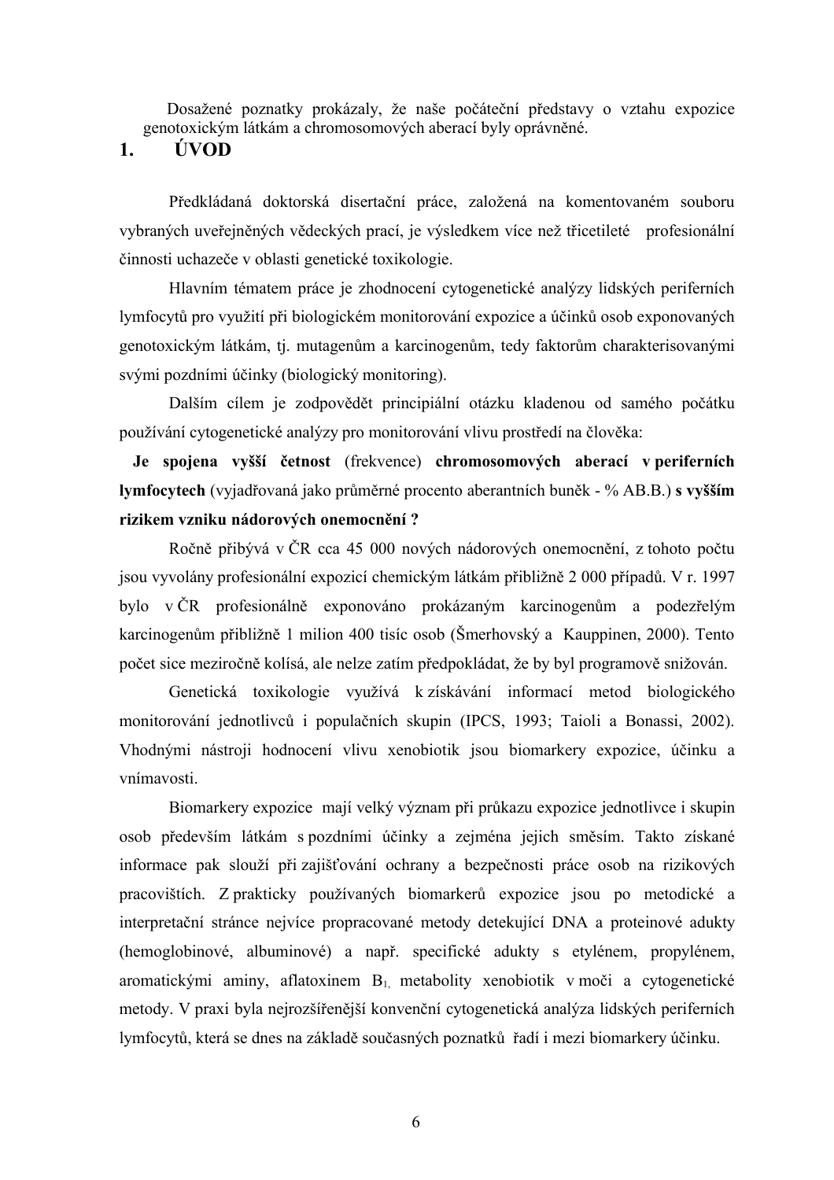Dosažené poznatky prokázaly, že naše počáteční představy o vztahu expozice genotoxickým látkám a chromosomových aberací byly oprávněné.

# 1. ÚVOD

Předkládaná doktorská disertační práce, založená na komentovaném souboru vybraných uveřejněných vědeckých prací, je výsledkem více než třicetileté profesionální činnosti uchazeče v oblasti genetické toxikologie.

Hlavním tématem práce je zhodnocení cytogenetické analýzy lidských periferních lymfocytů pro využití při biologickém monitorování expozice a účinků osob exponovaných genotoxickým látkám, tj. mutagenům a karcinogenům, tedy faktorům charakterisovanými svými pozdními účinky (biologický monitoring).

Dalším cílem je zodpovědět principiální otázku kladenou od samého počátku používání cytogenetické analýzy pro monitorování vlivu prostředí na člověka:

**Je spojena vyšší četnost** (frekvence) **chromosomových aberací v periferních lymfocytech** (vyjadřovaná jako průměrné procento aberantních buněk - % AB.B.) **s vyšším rizikem vzniku nádorových onemocnění ?**

Ročně přibývá v ČR cca 45 000 nových nádorových onemocnění, z tohoto počtu jsou vyvolány profesionální expozicí chemickým látkám přibližně 2 000 případů. V r. 1997 bylo v ČR profesionálně exponováno prokázaným karcinogenům a podezřelým karcinogenům přibližně 1 milion 400 tisíc osob (Šmerhovský a Kauppinen, 2000). Tento počet sice meziročně kolísá, ale nelze zatím předpokládat, že by byl programově snižován.

Genetická toxikologie využívá k získávání informací metod biologického monitorování jednotlivců i populačních skupin (IPCS, 1993; Taioli a Bonassi, 2002). Vhodnými nástroji hodnocení vlivu xenobiotik jsou biomarkery expozice, účinku a vnímavosti.

Biomarkery expozice mají velký význam při průkazu expozice jednotlivce i skupin osob především látkám s pozdními účinky a zejména jejich směsím. Takto získané informace pak slouží při zajišťování ochrany a bezpečnosti práce osob na rizikových pracovištích. Z prakticky používaných biomarkerů expozice jsou po metodické a interpretační stránce nejvíce propracované metody detekující DNA a proteinové adukty (hemoglobinové, albuminové) a např. specifické adukty s etylénem, propylénem, aromatickými aminy, aflatoxinem $B_1$, metabolity xenobiotik v moči a cytogenetické metody. V praxi byla nejrozšířenější konvenční cytogenetická analýza lidských periferních lymfocytů, která se dnes na základě současných poznatků řadí i mezi biomarkery účinku.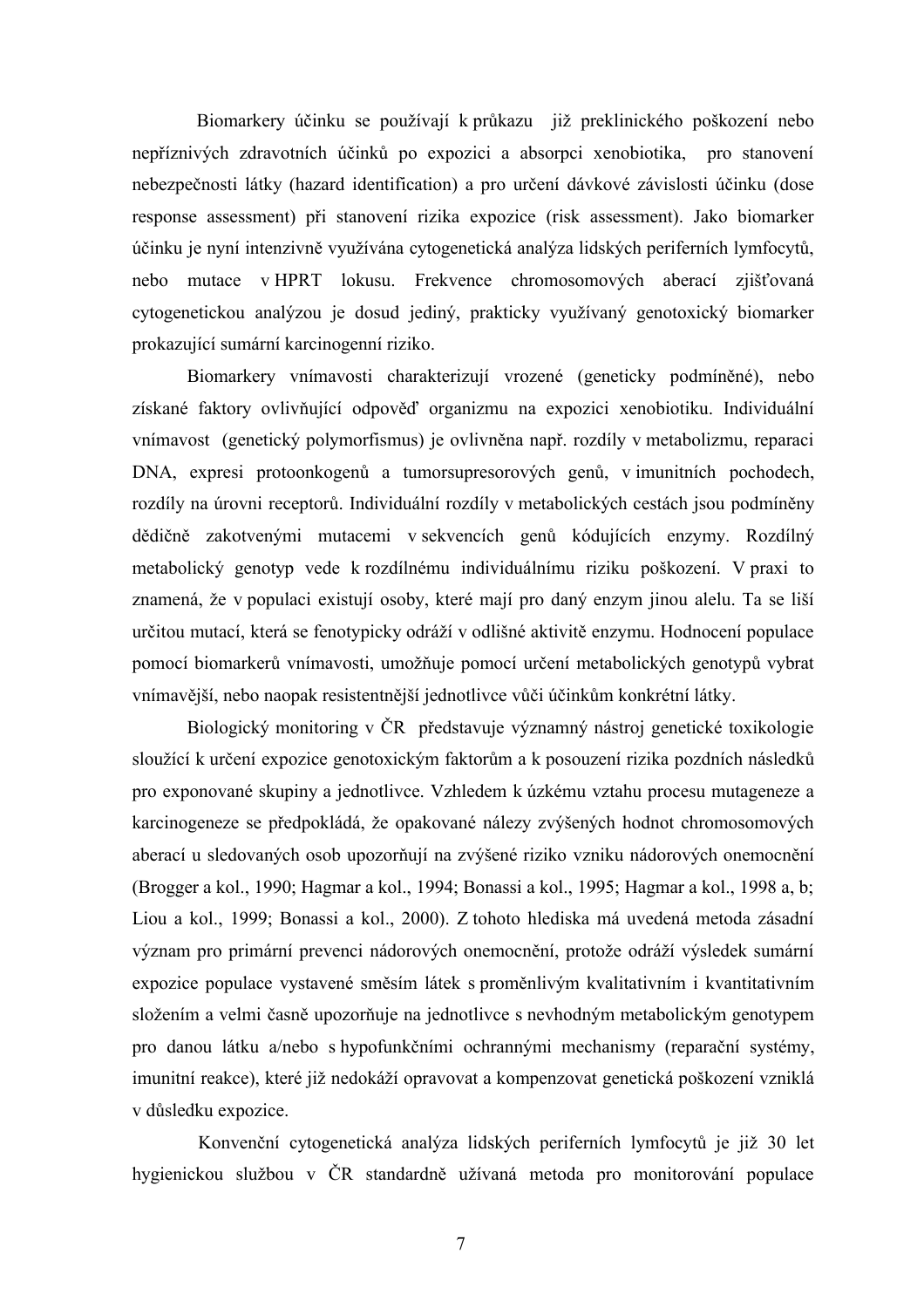Biomarkery účinku se používají k průkazu již preklinického poškození nebo nepříznivých zdravotních účinků po expozici a absorpci xenobiotika, pro stanovení nebezpečnosti látky (hazard identification) a pro určení dávkové závislosti účinku (dose response assessment) při stanovení rizika expozice (risk assessment). Jako biomarker účinku je nyní intenzivně využívána cytogenetická analýza lidských periferních lymfocytů, nebo mutace v HPRT lokusu. Frekvence chromosomových aberací zjišťovaná cytogenetickou analýzou je dosud jediný, prakticky využívaný genotoxický biomarker prokazující sumární karcinogenní riziko.

Biomarkery vnímavosti charakterizují vrozené (geneticky podmíněné), nebo získané faktory ovlivňující odpověď organizmu na expozici xenobiotiku. Individuální vnímavost (genetický polymorfismus) je ovlivněna např. rozdíly v metabolizmu, reparaci DNA, expresi protoonkogenů a tumorsupresorových genů, v imunitních pochodech, rozdíly na úrovni receptorů. Individuální rozdíly v metabolických cestách jsou podmíněny dědičně zakotvenými mutacemi v sekvencích genů kódujících enzymy. Rozdílný metabolický genotyp vede k rozdílnému individuálnímu riziku poškození. V praxi to znamená, že v populaci existují osoby, které mají pro daný enzym jinou alelu. Ta se liší určitou mutací, která se fenotypicky odráží v odlišné aktivitě enzymu. Hodnocení populace pomocí biomarkerů vnímavosti, umožňuje pomocí určení metabolických genotypů vybrat vnímavější, nebo naopak resistentnější jednotlivce vůči účinkům konkrétní látky.

Biologický monitoring v ČR představuje významný nástroj genetické toxikologie sloužící k určení expozice genotoxickým faktorům a k posouzení rizika pozdních následků pro exponované skupiny a jednotlivce. Vzhledem k úzkému vztahu procesu mutageneze a karcinogeneze se předpokládá, že opakované nálezy zvýšených hodnot chromosomových aberací u sledovaných osob upozorňují na zvýšené riziko vzniku nádorových onemocnění (Brogger a kol., 1990; Hagmar a kol., 1994; Bonassi a kol., 1995; Hagmar a kol., 1998 a, b; Liou a kol., 1999; Bonassi a kol., 2000). Z tohoto hlediska má uvedená metoda zásadní význam pro primární prevenci nádorových onemocnění, protože odráží výsledek sumární expozice populace vystavené směsím látek s proměnlivým kvalitativním i kvantitativním složením a velmi časně upozorňuje na jednotlivce s nevhodným metabolickým genotypem pro danou látku a/nebo s hypofunkčními ochrannými mechanismy (reparační systémy, imunitní reakce), které již nedokáží opravovat a kompenzovat genetická poškození vzniklá v důsledku expozice.

Konvenční cytogenetická analýza lidských periferních lymfocytů je již 30 let hygienickou službou v ČR standardně užívaná metoda pro monitorování populace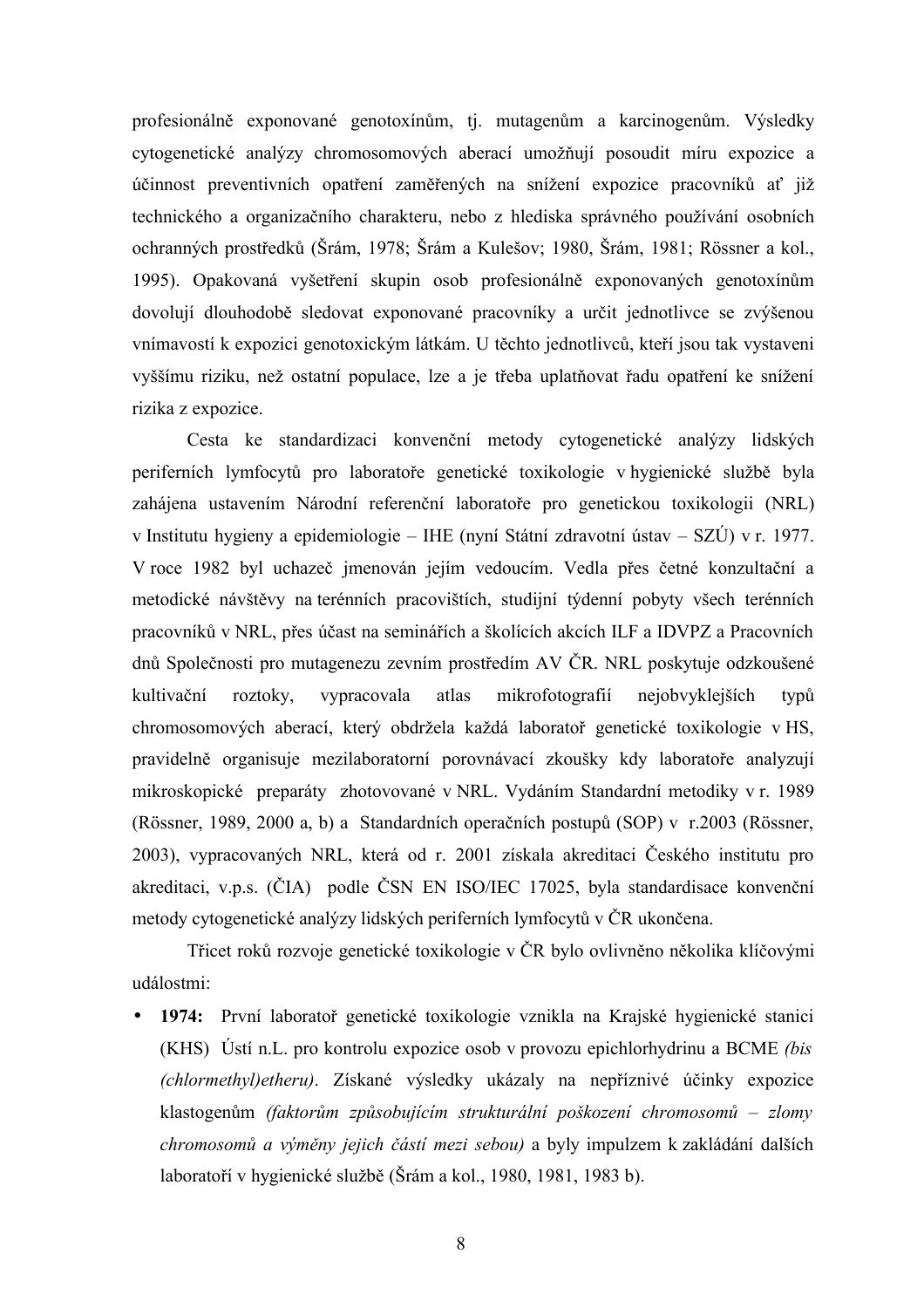profesionálně exponované genotoxínům, tj. mutagenům a karcinogenům. Výsledky cytogenetické analýzy chromosomových aberací umožňují posoudit míru expozice a účinnost preventivních opatření zaměřených na snížení expozice pracovníků ať již technického a organizačního charakteru, nebo z hlediska správného používání osobních ochranných prostředků (Šrám, 1978; Šrám a Kulešov; 1980, Šrám, 1981; Rössner a kol., 1995). Opakovaná vyšetření skupin osob profesionálně exponovaných genotoxínům dovolují dlouhodobě sledovat exponované pracovníky a určit jednotlivce se zvýšenou vnímavostí k expozici genotoxickým látkám. U těchto jednotlivců, kteří jsou tak vystaveni vyššímu riziku, než ostatní populace, lze a je třeba uplatňovat řadu opatření ke snížení rizika z expozice.

Cesta ke standardizaci konvenční metody cytogenetické analýzy lidských periferních lymfocytů pro laboratoře genetické toxikologie v hygienické službě byla zahájena ustavením Národní referenční laboratoře pro genetickou toxikologii (NRL) v Institutu hygieny a epidemiologie – IHE (nyní Státní zdravotní ústav – SZÚ) v r. 1977. V roce 1982 byl uchazeč jmenován jejím vedoucím. Vedla přes četné konzultační a metodické návštěvy na terénních pracovištích, studijní týdenní pobyty všech terénních pracovníků v NRL, přes účast na seminářích a školících akcích ILF a IDVPZ a Pracovních dnů Společnosti pro mutagenezu zevním prostředím AV ČR. NRL poskytuje odzkoušené kultivační roztoky, vypracovala atlas mikrofotografií nejobvyklejších typů chromosomových aberací, který obdržela každá laboratoř genetické toxikologie v HS, pravidelně organisuje mezilaboratorní porovnávací zkoušky kdy laboratoře analyzují mikroskopické preparáty zhotovované v NRL. Vydáním Standardní metodiky v r. 1989 (Rössner, 1989, 2000 a, b) a Standardních operačních postupů (SOP) v r.2003 (Rössner, 2003), vypracovaných NRL, která od r. 2001 získala akreditaci Českého institutu pro akreditaci, v.p.s. (ČIA) podle ČSN EN ISO/IEC 17025, byla standardisace konvenční metody cytogenetické analýzy lidských periferních lymfocytů v ČR ukončena.

Třicet roků rozvoje genetické toxikologie v ČR bylo ovlivněno několika klíčovými událostmi:

- **1974:** První laboratoř genetické toxikologie vznikla na Krajské hygienické stanici (KHS) Ústí n.L. pro kontrolu expozice osob v provozu epichlorhydrinu a BCME *(bis (chlormethyl)etheru)*. Získané výsledky ukázaly na nepříznivé účinky expozice klastogenům *(faktorům způsobujícím strukturální poškození chromosomů – zlomy chromosomů a výměny jejich částí mezi sebou)* a byly impulzem k zakládání dalších laboratoří v hygienické službě (Šrám a kol., 1980, 1981, 1983 b).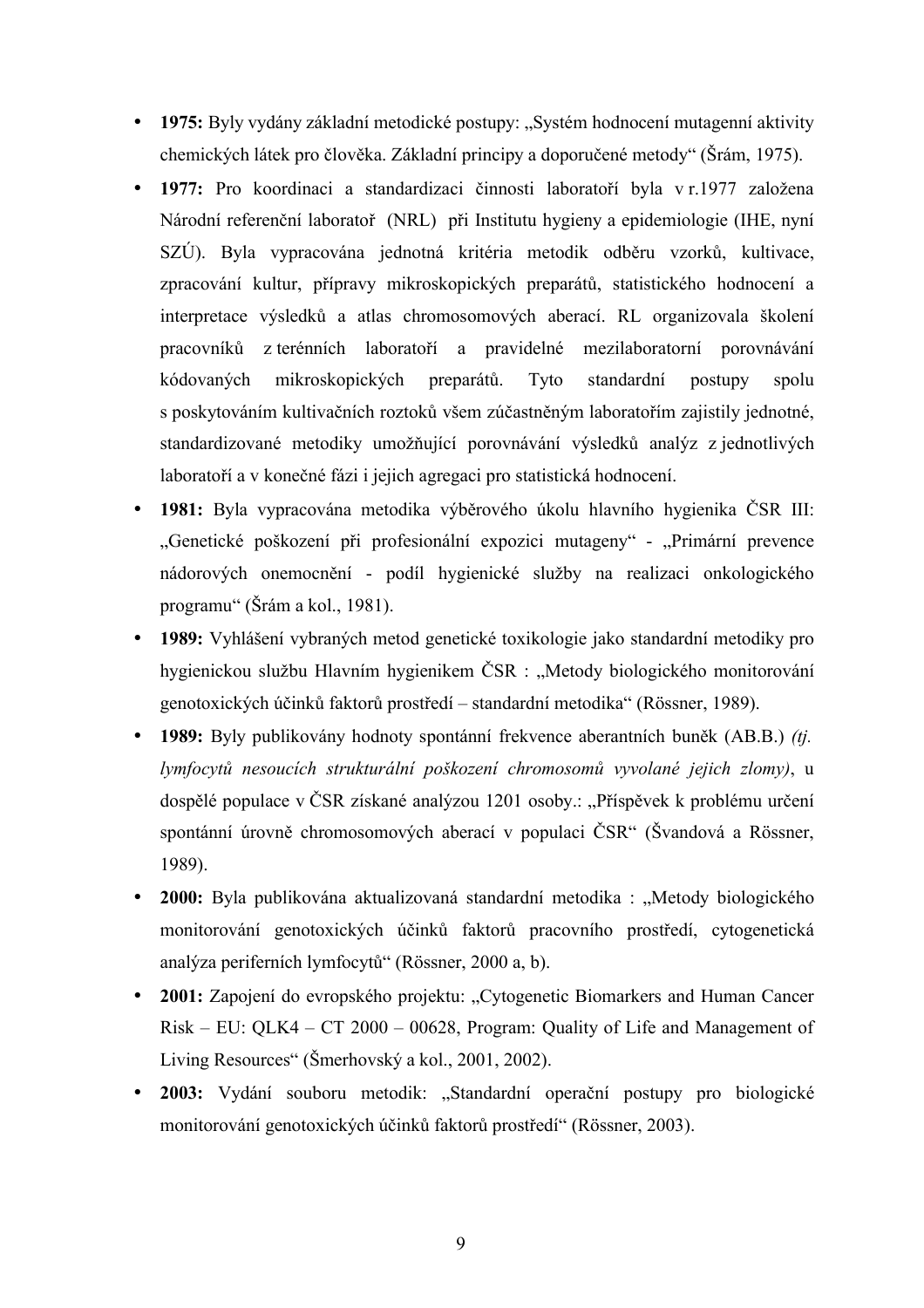- **1975:** Byly vydány základní metodické postupy: „Systém hodnocení mutagenní aktivity chemických látek pro člověka. Základní principy a doporučené metody" (Šrám, 1975).
- **1977:** Pro koordinaci a standardizaci činnosti laboratoří byla v r.1977 založena Národní referenční laboratoř (NRL) při Institutu hygieny a epidemiologie (IHE, nyní SZÚ). Byla vypracována jednotná kritéria metodik odběru vzorků, kultivace, zpracování kultur, přípravy mikroskopických preparátů, statistického hodnocení a interpretace výsledků a atlas chromosomových aberací. RL organizovala školení pracovníků z terénních laboratoří a pravidelné mezilaboratorní porovnávání kódovaných mikroskopických preparátů. Tyto standardní postupy spolu s poskytováním kultivačních roztoků všem zúčastněným laboratořím zajistily jednotné, standardizované metodiky umožňující porovnávání výsledků analýz z jednotlivých laboratoří a v konečné fázi i jejich agregaci pro statistická hodnocení.
- **1981:** Byla vypracována metodika výběrového úkolu hlavního hygienika ČSR III: „Genetické poškození při profesionální expozici mutageny" - „Primární prevence nádorových onemocnění - podíl hygienické služby na realizaci onkologického programu" (Šrám a kol., 1981).
- **1989:** Vyhlášení vybraných metod genetické toxikologie jako standardní metodiky pro hygienickou službu Hlavním hygienikem ČSR : „Metody biologického monitorování genotoxických účinků faktorů prostředí – standardní metodika" (Rössner, 1989).
- **1989:** Byly publikovány hodnoty spontánní frekvence aberantních buněk (AB.B.) *(tj. lymfocytů nesoucích strukturální poškození chromosomů vyvolané jejich zlomy)*, u dospělé populace v ČSR získané analýzou 1201 osoby.: „Příspěvek k problému určení spontánní úrovně chromosomových aberací v populaci ČSR" (Švandová a Rössner, 1989).
- **2000:** Byla publikována aktualizovaná standardní metodika : „Metody biologického monitorování genotoxických účinků faktorů pracovního prostředí, cytogenetická analýza periferních lymfocytů" (Rössner, 2000 a, b).
- **2001:** Zapojení do evropského projektu: „Cytogenetic Biomarkers and Human Cancer Risk – EU: QLK4 – CT 2000 – 00628, Program: Quality of Life and Management of Living Resources" (Šmerhovský a kol., 2001, 2002).
- **2003:** Vydání souboru metodik: „Standardní operační postupy pro biologické monitorování genotoxických účinků faktorů prostředí" (Rössner, 2003).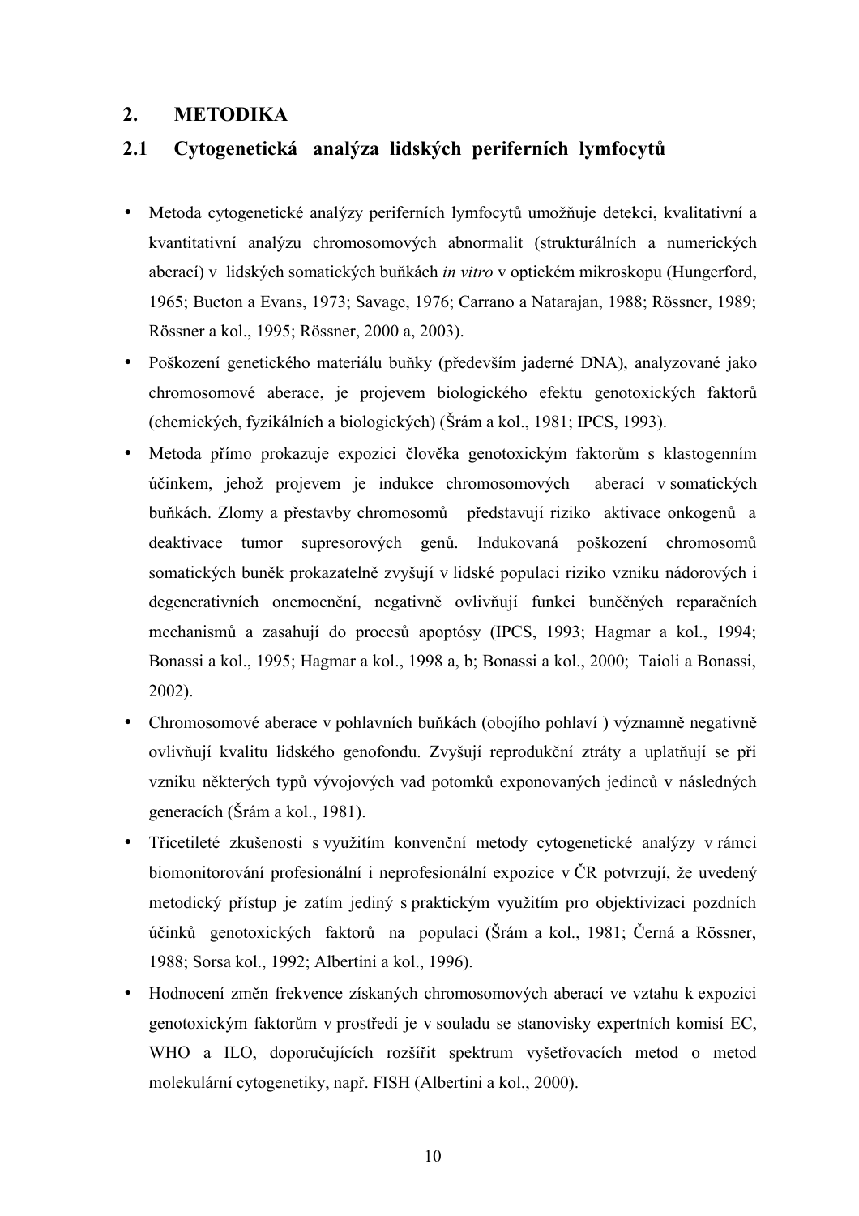# 2. METODIKA

## 2.1 Cytogenetická analýza lidských periferních lymfocytů

- Metoda cytogenetické analýzy periferních lymfocytů umožňuje detekci, kvalitativní a kvantitativní analýzu chromosomových abnormalit (strukturálních a numerických aberací) v lidských somatických buňkách *in vitro* v optickém mikroskopu (Hungerford, 1965; Bucton a Evans, 1973; Savage, 1976; Carrano a Natarajan, 1988; Rössner, 1989; Rössner a kol., 1995; Rössner, 2000 a, 2003).
- Poškození genetického materiálu buňky (především jaderné DNA), analyzované jako chromosomové aberace, je projevem biologického efektu genotoxických faktorů (chemických, fyzikálních a biologických) (Šrám a kol., 1981; IPCS, 1993).
- Metoda přímo prokazuje expozici člověka genotoxickým faktorům s klastogenním účinkem, jehož projevem je indukce chromosomových aberací v somatických buňkách. Zlomy a přestavby chromosomů představují riziko aktivace onkogenů a deaktivace tumor supresorových genů. Indukovaná poškození chromosomů somatických buněk prokazatelně zvyšují v lidské populaci riziko vzniku nádorových i degenerativních onemocnění, negativně ovlivňují funkci buněčných reparačních mechanismů a zasahují do procesů apoptósy (IPCS, 1993; Hagmar a kol., 1994; Bonassi a kol., 1995; Hagmar a kol., 1998 a, b; Bonassi a kol., 2000; Taioli a Bonassi, 2002).
- Chromosomové aberace v pohlavních buňkách (obojího pohlaví ) významně negativně ovlivňují kvalitu lidského genofondu. Zvyšují reprodukční ztráty a uplatňují se při vzniku některých typů vývojových vad potomků exponovaných jedinců v následných generacích (Šrám a kol., 1981).
- Třicetileté zkušenosti s využitím konvenční metody cytogenetické analýzy v rámci biomonitorování profesionální i neprofesionální expozice v ČR potvrzují, že uvedený metodický přístup je zatím jediný s praktickým využitím pro objektivizaci pozdních účinků genotoxických faktorů na populaci (Šrám a kol., 1981; Černá a Rössner, 1988; Sorsa kol., 1992; Albertini a kol., 1996).
- Hodnocení změn frekvence získaných chromosomových aberací ve vztahu k expozici genotoxickým faktorům v prostředí je v souladu se stanovisky expertních komisí EC, WHO a ILO, doporučujících rozšířit spektrum vyšetřovacích metod o metod molekulární cytogenetiky, např. FISH (Albertini a kol., 2000).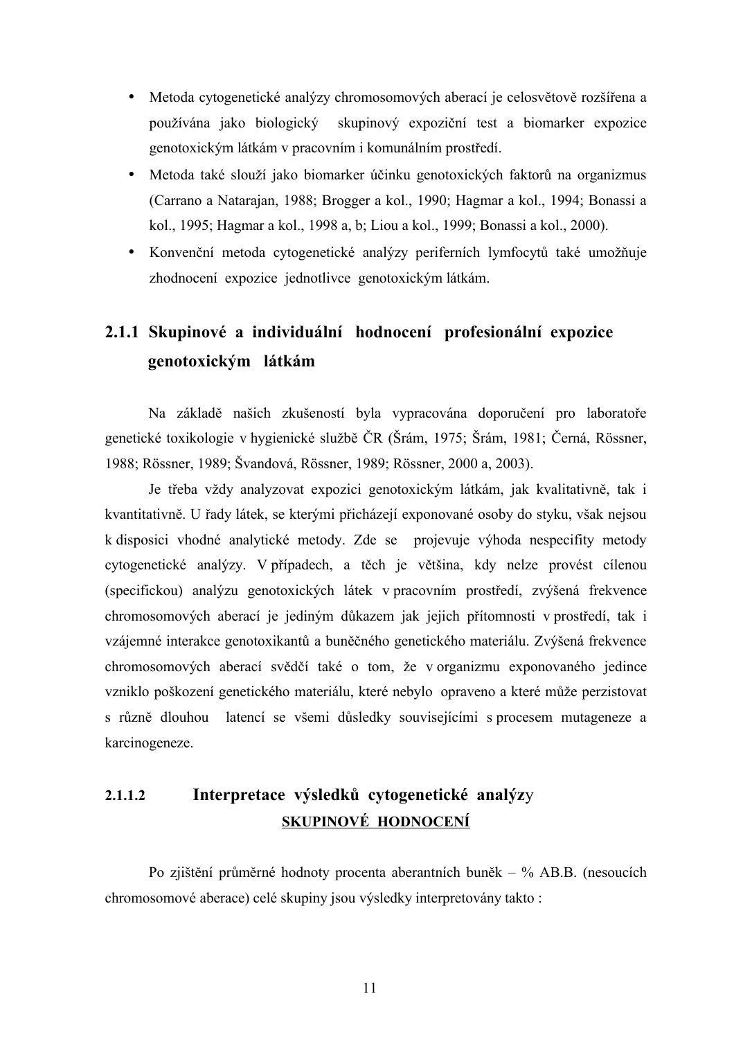- Metoda cytogenetické analýzy chromosomových aberací je celosvětově rozšířena a používána jako biologický skupinový expoziční test a biomarker expozice genotoxickým látkám v pracovním i komunálním prostředí.
- Metoda také slouží jako biomarker účinku genotoxických faktorů na organizmus (Carrano a Natarajan, 1988; Brogger a kol., 1990; Hagmar a kol., 1994; Bonassi a kol., 1995; Hagmar a kol., 1998 a, b; Liou a kol., 1999; Bonassi a kol., 2000).
- Konvenční metoda cytogenetické analýzy periferních lymfocytů také umožňuje zhodnocení expozice jednotlivce genotoxickým látkám.

### 2.1.1 Skupinové a individuální hodnocení profesionální expozice genotoxickým látkám

Na základě našich zkušeností byla vypracována doporučení pro laboratoře genetické toxikologie v hygienické službě ČR (Šrám, 1975; Šrám, 1981; Černá, Rössner, 1988; Rössner, 1989; Švandová, Rössner, 1989; Rössner, 2000 a, 2003).

Je třeba vždy analyzovat expozici genotoxickým látkám, jak kvalitativně, tak i kvantitativně. U řady látek, se kterými přicházejí exponované osoby do styku, však nejsou k disposici vhodné analytické metody. Zde se projevuje výhoda nespecifity metody cytogenetické analýzy. V případech, a těch je většina, kdy nelze provést cílenou (specifickou) analýzu genotoxických látek v pracovním prostředí, zvýšená frekvence chromosomových aberací je jediným důkazem jak jejich přítomnosti v prostředí, tak i vzájemné interakce genotoxikantů a buněčného genetického materiálu. Zvýšená frekvence chromosomových aberací svědčí také o tom, že v organizmu exponovaného jedince vzniklo poškození genetického materiálu, které nebylo opraveno a které může perzistovat s různě dlouhou latencí se všemi důsledky souvisejícími s procesem mutageneze a karcinogeneze.

#### 2.1.1.2 Interpretace výsledků cytogenetické analýzy

**SKUPINOVÉ HODNOCENÍ**

Po zjištění průměrné hodnoty procenta aberantních buněk – % AB.B. (nesoucích chromosomové aberace) celé skupiny jsou výsledky interpretovány takto :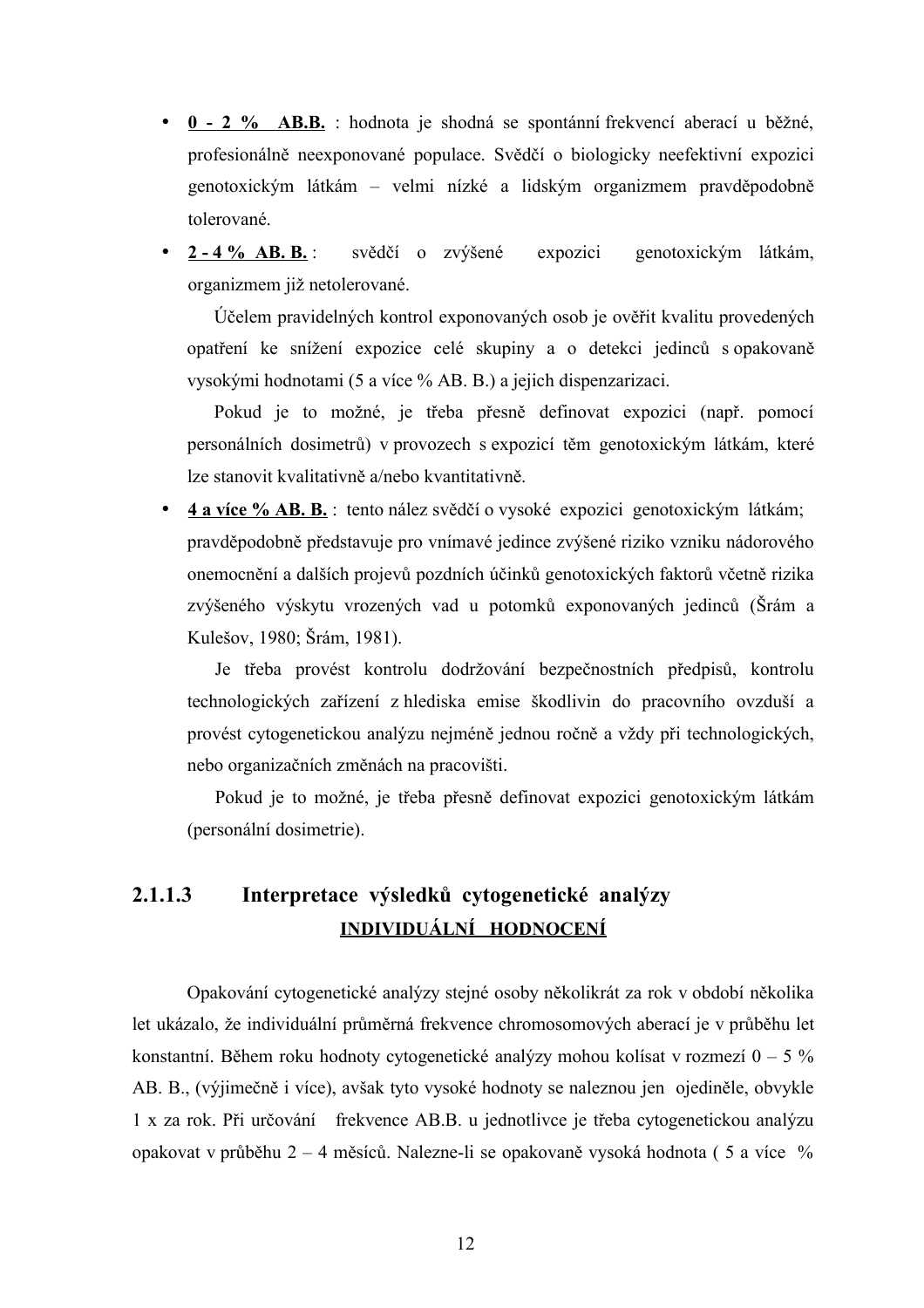- **0 - 2 % AB.B.** : hodnota je shodná se spontánní frekvencí aberací u běžné, profesionálně neexponované populace. Svědčí o biologicky neefektivní expozici genotoxickým látkám – velmi nízké a lidským organizmem pravděpodobně tolerované.
- **2 - 4 % AB. B.** : svědčí o zvýšené expozici genotoxickým látkám, organizmem již netolerované.

  Účelem pravidelných kontrol exponovaných osob je ověřit kvalitu provedených opatření ke snížení expozice celé skupiny a o detekci jedinců s opakovaně vysokými hodnotami (5 a více % AB. B.) a jejich dispenzarizaci.

  Pokud je to možné, je třeba přesně definovat expozici (např. pomocí personálních dosimetrů) v provozech s expozicí těm genotoxickým látkám, které lze stanovit kvalitativně a/nebo kvantitativně.
- **4 a více % AB. B.** : tento nález svědčí o vysoké expozici genotoxickým látkám; pravděpodobně představuje pro vnímavé jedince zvýšené riziko vzniku nádorového onemocnění a dalších projevů pozdních účinků genotoxických faktorů včetně rizika zvýšeného výskytu vrozených vad u potomků exponovaných jedinců (Šrám a Kulešov, 1980; Šrám, 1981).

  Je třeba provést kontrolu dodržování bezpečnostních předpisů, kontrolu technologických zařízení z hlediska emise škodlivin do pracovního ovzduší a provést cytogenetickou analýzu nejméně jednou ročně a vždy při technologických, nebo organizačních změnách na pracovišti.

  Pokud je to možné, je třeba přesně definovat expozici genotoxickým látkám (personální dosimetrie).

### 2.1.1.3 Interpretace výsledků cytogenetické analýzy

**INDIVIDUÁLNÍ HODNOCENÍ**

Opakování cytogenetické analýzy stejné osoby několikrát za rok v období několika let ukázalo, že individuální průměrná frekvence chromosomových aberací je v průběhu let konstantní. Během roku hodnoty cytogenetické analýzy mohou kolísat v rozmezí 0 – 5 % AB. B., (výjimečně i více), avšak tyto vysoké hodnoty se naleznou jen ojediněle, obvykle 1 x za rok. Při určování frekvence AB.B. u jednotlivce je třeba cytogenetickou analýzu opakovat v průběhu 2 – 4 měsíců. Nalezne-li se opakovaně vysoká hodnota ( 5 a více %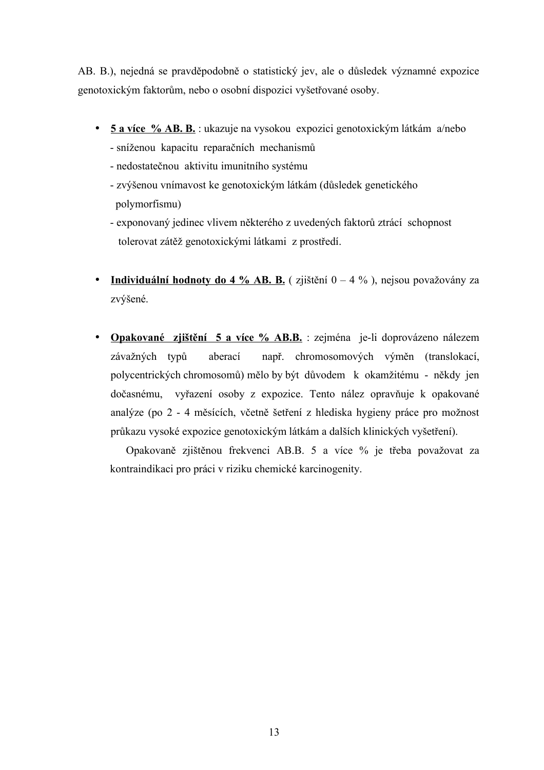AB. B.), nejedná se pravděpodobně o statistický jev, ale o důsledek významné expozice genotoxickým faktorům, nebo o osobní dispozici vyšetřované osoby.

- **5 a více % AB. B.** : ukazuje na vysokou expozici genotoxickým látkám a/nebo
  - sníženou kapacitu reparačních mechanismů
  - nedostatečnou aktivitu imunitního systému
  - zvýšenou vnímavost ke genotoxickým látkám (důsledek genetického polymorfismu)
  - exponovaný jedinec vlivem některého z uvedených faktorů ztrácí schopnost tolerovat zátěž genotoxickými látkami z prostředí.

- **Individuální hodnoty do 4 % AB. B.** ( zjištění 0 – 4 % ), nejsou považovány za zvýšené.

- **Opakované zjištění 5 a více % AB.B.** : zejména je-li doprovázeno nálezem závažných typů aberací např. chromosomových výměn (translokací, polycentrických chromosomů) mělo by být důvodem k okamžitému - někdy jen dočasnému, vyřazení osoby z expozice. Tento nález opravňuje k opakované analýze (po 2 - 4 měsících, včetně šetření z hlediska hygieny práce pro možnost průkazu vysoké expozice genotoxickým látkám a dalších klinických vyšetření).

  Opakovaně zjištěnou frekvenci AB.B. 5 a více % je třeba považovat za kontraindikaci pro práci v riziku chemické karcinogenity.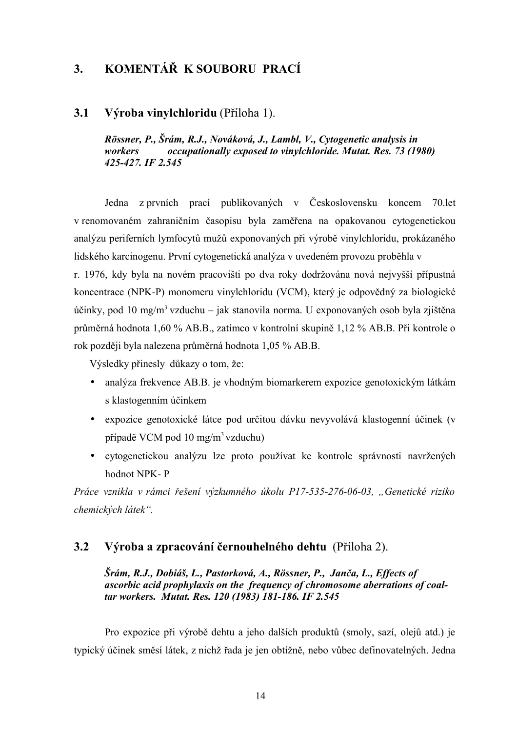## 3. KOMENTÁŘ K SOUBORU PRACÍ

### 3.1 Výroba vinylchloridu (Příloha 1).

***Rössner, P., Šrám, R.J., Nováková, J., Lambl, V., Cytogenetic analysis in workers occupationally exposed to vinylchloride. Mutat. Res. 73 (1980) 425-427. IF 2.545***

Jedna z prvních prací publikovaných v Československu koncem 70.let v renomovaném zahraničním časopisu byla zaměřena na opakovanou cytogenetickou analýzu periferních lymfocytů mužů exponovaných při výrobě vinylchloridu, prokázaného lidského karcinogenu. První cytogenetická analýza v uvedeném provozu proběhla v r. 1976, kdy byla na novém pracovišti po dva roky dodržována nová nejvyšší přípustná koncentrace (NPK-P) monomeru vinylchloridu (VCM), který je odpovědný za biologické účinky, pod 10 mg/m$^3$ vzduchu – jak stanovila norma. U exponovaných osob byla zjištěna průměrná hodnota 1,60 % AB.B., zatímco v kontrolní skupině 1,12 % AB.B. Při kontrole o rok později byla nalezena průměrná hodnota 1,05 % AB.B.

Výsledky přinesly důkazy o tom, že:

- analýza frekvence AB.B. je vhodným biomarkerem expozice genotoxickým látkám s klastogenním účinkem
- expozice genotoxické látce pod určitou dávku nevyvolává klastogenní účinek (v případě VCM pod 10 mg/m$^3$ vzduchu)
- cytogenetickou analýzu lze proto používat ke kontrole správnosti navržených hodnot NPK- P

*Práce vznikla v rámci řešení výzkumného úkolu P17-535-276-06-03, „Genetické riziko chemických látek“.*

### 3.2 Výroba a zpracování černouhelného dehtu (Příloha 2).

***Šrám, R.J., Dobiáš, L., Pastorková, A., Rössner, P., Janča, L., Effects of ascorbic acid prophylaxis on the frequency of chromosome aberrations of coal-tar workers. Mutat. Res. 120 (1983) 181-186. IF 2.545***

Pro expozice při výrobě dehtu a jeho dalších produktů (smoly, sazí, olejů atd.) je typický účinek směsí látek, z nichž řada je jen obtížně, nebo vůbec definovatelných. Jedna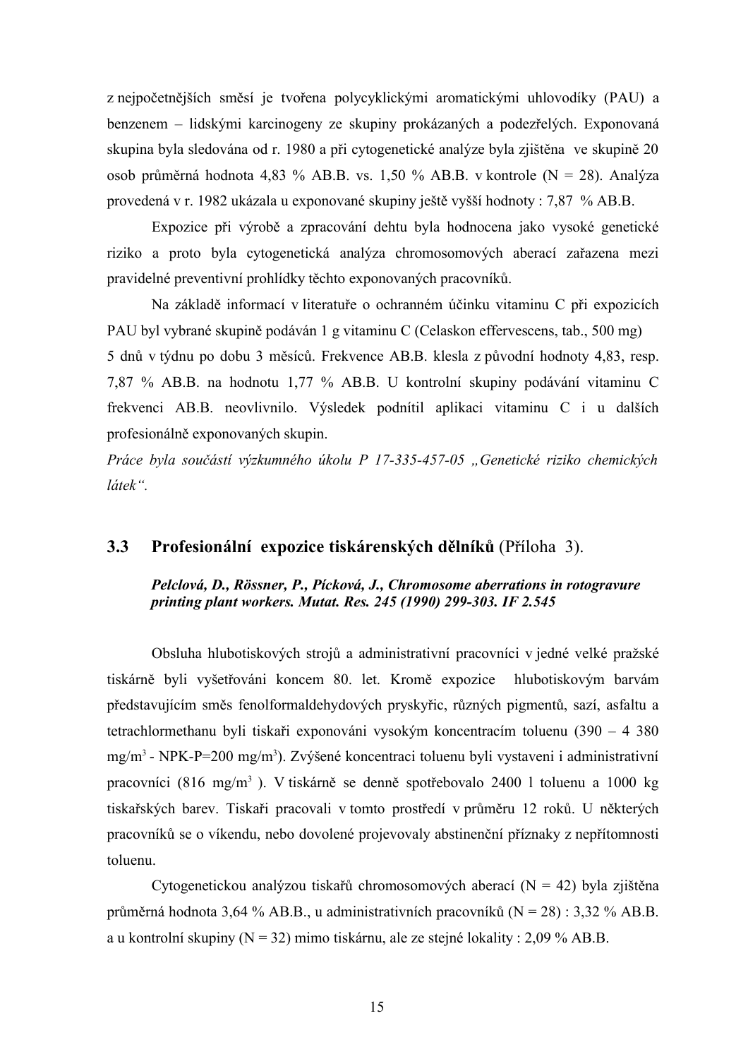z nejpočetnějších směsí je tvořena polycyklickými aromatickými uhlovodíky (PAU) a benzenem – lidskými karcinogeny ze skupiny prokázaných a podezřelých. Exponovaná skupina byla sledována od r. 1980 a při cytogenetické analýze byla zjištěna ve skupině 20 osob průměrná hodnota 4,83 % AB.B. vs. 1,50 % AB.B. v kontrole (N = 28). Analýza provedená v r. 1982 ukázala u exponované skupiny ještě vyšší hodnoty : 7,87 % AB.B.

Expozice při výrobě a zpracování dehtu byla hodnocena jako vysoké genetické riziko a proto byla cytogenetická analýza chromosomových aberací zařazena mezi pravidelné preventivní prohlídky těchto exponovaných pracovníků.

Na základě informací v literatuře o ochranném účinku vitaminu C při expozicích PAU byl vybrané skupině podáván 1 g vitaminu C (Celaskon effervescens, tab., 500 mg) 5 dnů v týdnu po dobu 3 měsíců. Frekvence AB.B. klesla z původní hodnoty 4,83, resp. 7,87 % AB.B. na hodnotu 1,77 % AB.B. U kontrolní skupiny podávání vitaminu C frekvenci AB.B. neovlivnilo. Výsledek podnítil aplikaci vitaminu C i u dalších profesionálně exponovaných skupin.

*Práce byla součástí výzkumného úkolu P 17-335-457-05 „Genetické riziko chemických látek“.*

## 3.3 **Profesionální expozice tiskárenských dělníků** (Příloha 3).

***Pelclová, D., Rössner, P., Pícková, J., Chromosome aberrations in rotogravure printing plant workers. Mutat. Res. 245 (1990) 299-303. IF 2.545***

Obsluha hlubotiskových strojů a administrativní pracovníci v jedné velké pražské tiskárně byli vyšetřováni koncem 80. let. Kromě expozice hlubotiskovým barvám představujícím směs fenolformaldehydových pryskyřic, různých pigmentů, sazí, asfaltu a tetrachlormethanu byli tiskaři exponováni vysokým koncentracím toluenu (390 – 4 380 mg/m$^3$ - NPK-P=200 mg/m$^3$). Zvýšené koncentraci toluenu byli vystaveni i administrativní pracovníci (816 mg/m$^3$ ). V tiskárně se denně spotřebovalo 2400 l toluenu a 1000 kg tiskařských barev. Tiskaři pracovali v tomto prostředí v průměru 12 roků. U některých pracovníků se o víkendu, nebo dovolené projevovaly abstinenční příznaky z nepřítomnosti toluenu.

Cytogenetickou analýzou tiskařů chromosomových aberací (N = 42) byla zjištěna průměrná hodnota 3,64 % AB.B., u administrativních pracovníků (N = 28) : 3,32 % AB.B. a u kontrolní skupiny (N = 32) mimo tiskárnu, ale ze stejné lokality : 2,09 % AB.B.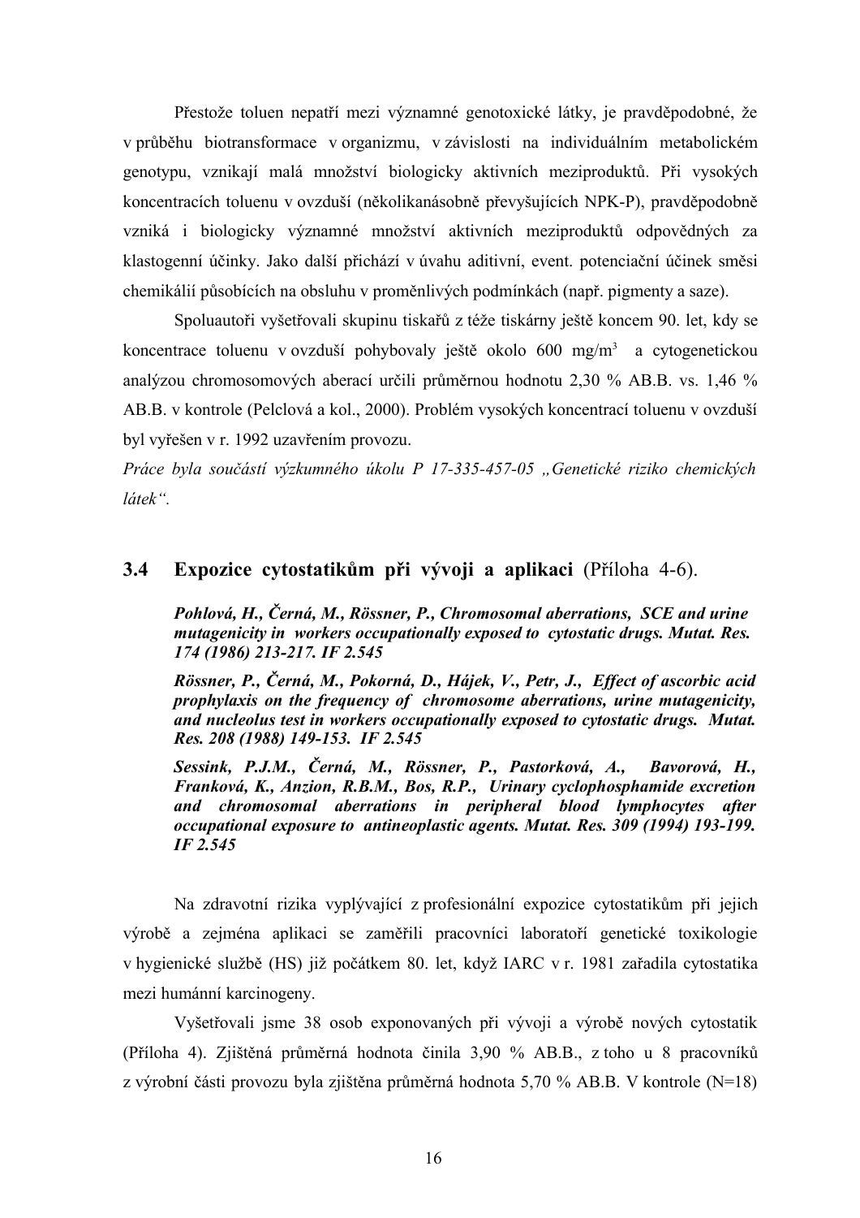Přestože toluen nepatří mezi významné genotoxické látky, je pravděpodobné, že v průběhu biotransformace v organizmu, v závislosti na individuálním metabolickém genotypu, vznikají malá množství biologicky aktivních meziproduktů. Při vysokých koncentracích toluenu v ovzduší (několikanásobně převyšujících NPK-P), pravděpodobně vzniká i biologicky významné množství aktivních meziproduktů odpovědných za klastogenní účinky. Jako další přichází v úvahu aditivní, event. potenciační účinek směsi chemikálií působících na obsluhu v proměnlivých podmínkách (např. pigmenty a saze).

Spoluautoři vyšetřovali skupinu tiskařů z téže tiskárny ještě koncem 90. let, kdy se koncentrace toluenu v ovzduší pohybovaly ještě okolo 600 mg/m$^3$ a cytogenetickou analýzou chromosomových aberací určili průměrnou hodnotu 2,30 % AB.B. vs. 1,46 % AB.B. v kontrole (Pelclová a kol., 2000). Problém vysokých koncentrací toluenu v ovzduší byl vyřešen v r. 1992 uzavřením provozu.

*Práce byla součástí výzkumného úkolu P 17-335-457-05 „Genetické riziko chemických látek".*

## 3.4 Expozice cytostatikům při vývoji a aplikaci (Příloha 4-6).

***Pohlová, H., Černá, M., Rössner, P., Chromosomal aberrations, SCE and urine mutagenicity in workers occupationally exposed to cytostatic drugs. Mutat. Res. 174 (1986) 213-217. IF 2.545***

***Rössner, P., Černá, M., Pokorná, D., Hájek, V., Petr, J., Effect of ascorbic acid prophylaxis on the frequency of chromosome aberrations, urine mutagenicity, and nucleolus test in workers occupationally exposed to cytostatic drugs. Mutat. Res. 208 (1988) 149-153. IF 2.545***

***Sessink, P.J.M., Černá, M., Rössner, P., Pastorková, A., Bavorová, H., Franková, K., Anzion, R.B.M., Bos, R.P., Urinary cyclophosphamide excretion and chromosomal aberrations in peripheral blood lymphocytes after occupational exposure to antineoplastic agents. Mutat. Res. 309 (1994) 193-199. IF 2.545***

Na zdravotní rizika vyplývající z profesionální expozice cytostatikům při jejich výrobě a zejména aplikaci se zaměřili pracovníci laboratoří genetické toxikologie v hygienické službě (HS) již počátkem 80. let, když IARC v r. 1981 zařadila cytostatika mezi humánní karcinogeny.

Vyšetřovali jsme 38 osob exponovaných při vývoji a výrobě nových cytostatik (Příloha 4). Zjištěná průměrná hodnota činila 3,90 % AB.B., z toho u 8 pracovníků z výrobní části provozu byla zjištěna průměrná hodnota 5,70 % AB.B. V kontrole (N=18)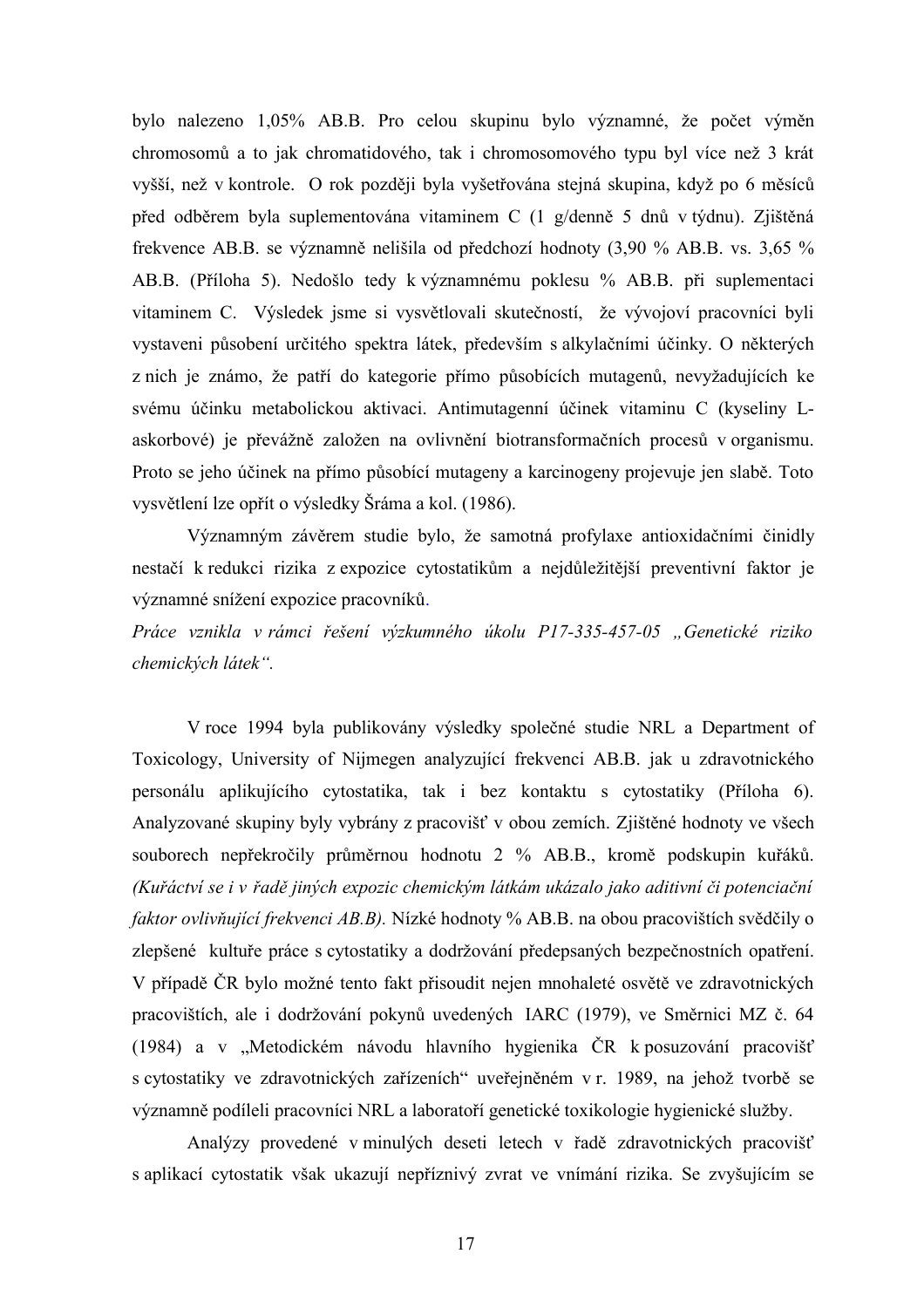bylo nalezeno 1,05% AB.B. Pro celou skupinu bylo významné, že počet výměn chromosomů a to jak chromatidového, tak i chromosomového typu byl více než 3 krát vyšší, než v kontrole. O rok později byla vyšetřována stejná skupina, když po 6 měsíců před odběrem byla suplementována vitaminem C (1 g/denně 5 dnů v týdnu). Zjištěná frekvence AB.B. se významně nelišila od předchozí hodnoty (3,90 % AB.B. vs. 3,65 % AB.B. (Příloha 5). Nedošlo tedy k významnému poklesu % AB.B. při suplementaci vitaminem C. Výsledek jsme si vysvětlovali skutečností, že vývojoví pracovníci byli vystaveni působení určitého spektra látek, především s alkylačními účinky. O některých z nich je známo, že patří do kategorie přímo působících mutagenů, nevyžadujících ke svému účinku metabolickou aktivaci. Antimutagenní účinek vitaminu C (kyseliny L-askorbové) je převážně založen na ovlivnění biotransformačních procesů v organismu. Proto se jeho účinek na přímo působící mutageny a karcinogeny projevuje jen slabě. Toto vysvětlení lze opřít o výsledky Šráma a kol. (1986).

Významným závěrem studie bylo, že samotná profylaxe antioxidačními činidly nestačí k redukci rizika z expozice cytostatikům a nejdůležitější preventivní faktor je významné snížení expozice pracovníků.

*Práce vznikla v rámci řešení výzkumného úkolu P17-335-457-05 „Genetické riziko chemických látek".*

V roce 1994 byla publikovány výsledky společné studie NRL a Department of Toxicology, University of Nijmegen analyzující frekvenci AB.B. jak u zdravotnického personálu aplikujícího cytostatika, tak i bez kontaktu s cytostatiky (Příloha 6). Analyzované skupiny byly vybrány z pracovišť v obou zemích. Zjištěné hodnoty ve všech souborech nepřekročily průměrnou hodnotu 2 % AB.B., kromě podskupin kuřáků. *(Kuřáctví se i v řadě jiných expozic chemickým látkám ukázalo jako aditivní či potenciační faktor ovlivňující frekvenci AB.B).* Nízké hodnoty % AB.B. na obou pracovištích svědčily o zlepšené kultuře práce s cytostatiky a dodržování předepsaných bezpečnostních opatření. V případě ČR bylo možné tento fakt přisoudit nejen mnohaleté osvětě ve zdravotnických pracovištích, ale i dodržování pokynů uvedených IARC (1979), ve Směrnici MZ č. 64 (1984) a v „Metodickém návodu hlavního hygienika ČR k posuzování pracovišť s cytostatiky ve zdravotnických zařízeních" uveřejněném v r. 1989, na jehož tvorbě se významně podíleli pracovníci NRL a laboratoří genetické toxikologie hygienické služby.

Analýzy provedené v minulých deseti letech v řadě zdravotnických pracovišť s aplikací cytostatik však ukazují nepříznivý zvrat ve vnímání rizika. Se zvyšujícím se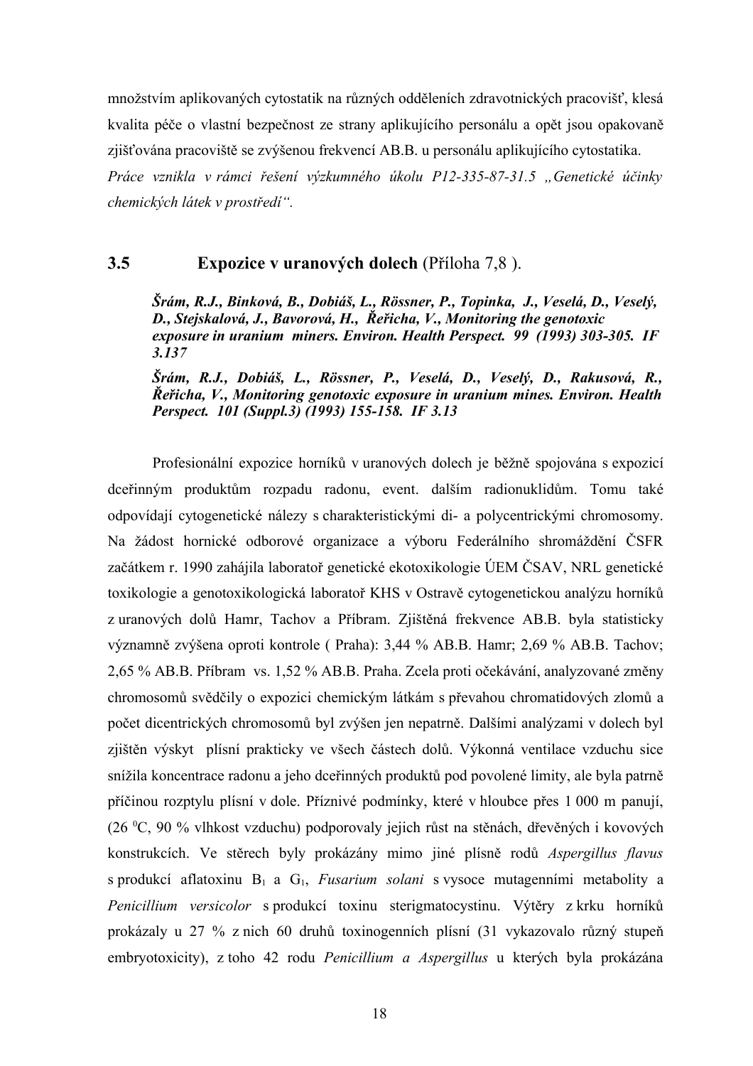množstvím aplikovaných cytostatik na různých odděleních zdravotnických pracovišť, klesá kvalita péče o vlastní bezpečnost ze strany aplikujícího personálu a opět jsou opakovaně zjišťována pracoviště se zvýšenou frekvencí AB.B. u personálu aplikujícího cytostatika.

*Práce vznikla v rámci řešení výzkumného úkolu P12-335-87-31.5 „Genetické účinky chemických látek v prostředí“.*

## 3.5 Expozice v uranových dolech (Příloha 7,8 ).

> ***Šrám, R.J., Binková, B., Dobiáš, L., Rössner, P., Topinka, J., Veselá, D., Veselý, D., Stejskalová, J., Bavorová, H., Řeřicha, V., Monitoring the genotoxic exposure in uranium miners. Environ. Health Perspect. 99 (1993) 303-305. IF 3.137***
>
> ***Šrám, R.J., Dobiáš, L., Rössner, P., Veselá, D., Veselý, D., Rakusová, R., Řeřicha, V., Monitoring genotoxic exposure in uranium mines. Environ. Health Perspect. 101 (Suppl.3) (1993) 155-158. IF 3.13***

Profesionální expozice horníků v uranových dolech je běžně spojována s expozicí dceřinným produktům rozpadu radonu, event. dalším radionuklidům. Tomu také odpovídají cytogenetické nálezy s charakteristickými di- a polycentrickými chromosomy. Na žádost hornické odborové organizace a výboru Federálního shromáždění ČSFR začátkem r. 1990 zahájila laboratoř genetické ekotoxikologie ÚEM ČSAV, NRL genetické toxikologie a genotoxikologická laboratoř KHS v Ostravě cytogenetickou analýzu horníků z uranových dolů Hamr, Tachov a Příbram. Zjištěná frekvence AB.B. byla statisticky významně zvýšena oproti kontrole ( Praha): 3,44 % AB.B. Hamr; 2,69 % AB.B. Tachov; 2,65 % AB.B. Příbram vs. 1,52 % AB.B. Praha. Zcela proti očekávání, analyzované změny chromosomů svědčily o expozici chemickým látkám s převahou chromatidových zlomů a počet dicentrických chromosomů byl zvýšen jen nepatrně. Dalšími analýzami v dolech byl zjištěn výskyt plísní prakticky ve všech částech dolů. Výkonná ventilace vzduchu sice snížila koncentrace radonu a jeho dceřinných produktů pod povolené limity, ale byla patrně příčinou rozptylu plísní v dole. Příznivé podmínky, které v hloubce přes 1 000 m panují, (26 $^0$C, 90 % vlhkost vzduchu) podporovaly jejich růst na stěnách, dřevěných i kovových konstrukcích. Ve stěrech byly prokázány mimo jiné plísně rodů *Aspergillus flavus* s produkcí aflatoxinu $B_1$ a $G_1$, *Fusarium solani* s vysoce mutagenními metabolity a *Penicillium versicolor* s produkcí toxinu sterigmatocystinu. Výtěry z krku horníků prokázaly u 27 % z nich 60 druhů toxinogenních plísní (31 vykazovalo různý stupeň embryotoxicity), z toho 42 rodu *Penicillium a Aspergillus* u kterých byla prokázána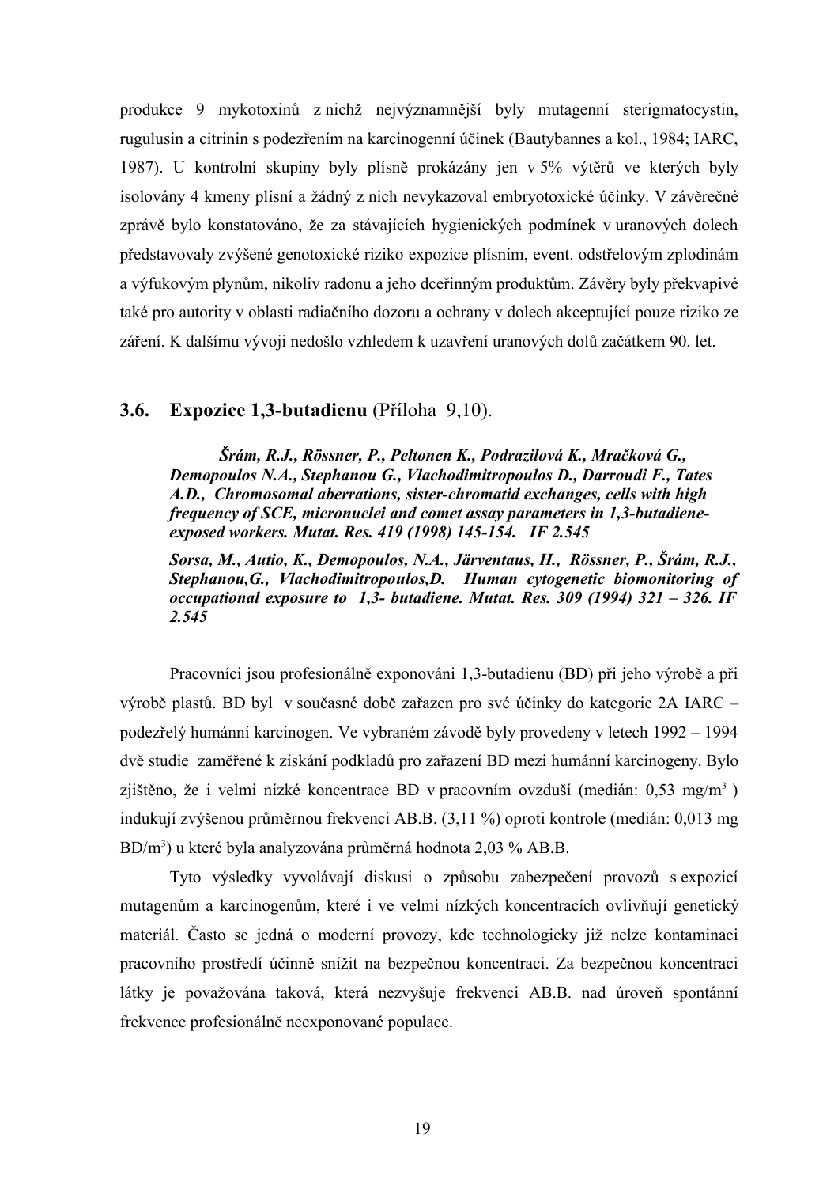produkce 9 mykotoxinů z nichž nejvýznamnější byly mutagenní sterigmatocystin, rugulusin a citrinin s podezřením na karcinogenní účinek (Bautybannes a kol., 1984; IARC, 1987). U kontrolní skupiny byly plísně prokázány jen v 5% výtěrů ve kterých byly isolovány 4 kmeny plísní a žádný z nich nevykazoval embryotoxické účinky. V závěrečné zprávě bylo konstatováno, že za stávajících hygienických podmínek v uranových dolech představovaly zvýšené genotoxické riziko expozice plísním, event. odstřelovým zplodinám a výfukovým plynům, nikoliv radonu a jeho dceřinným produktům. Závěry byly překvapivé také pro autority v oblasti radiačního dozoru a ochrany v dolech akceptující pouze riziko ze záření. K dalšímu vývoji nedošlo vzhledem k uzavření uranových dolů začátkem 90. let.

## 3.6. **Expozice 1,3-butadienu** (Příloha 9,10).

***Šrám, R.J., Rössner, P., Peltonen K., Podrazilová K., Mračková G., Demopoulos N.A., Stephanou G., Vlachodimitropoulos D., Darroudi F., Tates A.D., Chromosomal aberrations, sister-chromatid exchanges, cells with high frequency of SCE, micronuclei and comet assay parameters in 1,3-butadiene-exposed workers. Mutat. Res. 419 (1998) 145-154. IF 2.545***

***Sorsa, M., Autio, K., Demopoulos, N.A., Järventaus, H., Rössner, P., Šrám, R.J., Stephanou,G., Vlachodimitropoulos,D. Human cytogenetic biomonitoring of occupational exposure to 1,3- butadiene. Mutat. Res. 309 (1994) 321 – 326. IF 2.545***

Pracovníci jsou profesionálně exponováni 1,3-butadienu (BD) při jeho výrobě a při výrobě plastů. BD byl v současné době zařazen pro své účinky do kategorie 2A IARC – podezřelý humánní karcinogen. Ve vybraném závodě byly provedeny v letech 1992 – 1994 dvě studie zaměřené k získání podkladů pro zařazení BD mezi humánní karcinogeny. Bylo zjištěno, že i velmi nízké koncentrace BD v pracovním ovzduší (medián: 0,53 mg/m$^3$ ) indukují zvýšenou průměrnou frekvenci AB.B. (3,11 %) oproti kontrole (medián: 0,013 mg BD/m$^3$) u které byla analyzována průměrná hodnota 2,03 % AB.B.

Tyto výsledky vyvolávají diskusi o způsobu zabezpečení provozů s expozicí mutagenům a karcinogenům, které i ve velmi nízkých koncentracích ovlivňují genetický materiál. Často se jedná o moderní provozy, kde technologicky již nelze kontaminaci pracovního prostředí účinně snížit na bezpečnou koncentraci. Za bezpečnou koncentraci látky je považována taková, která nezvyšuje frekvenci AB.B. nad úroveň spontánní frekvence profesionálně neexponované populace.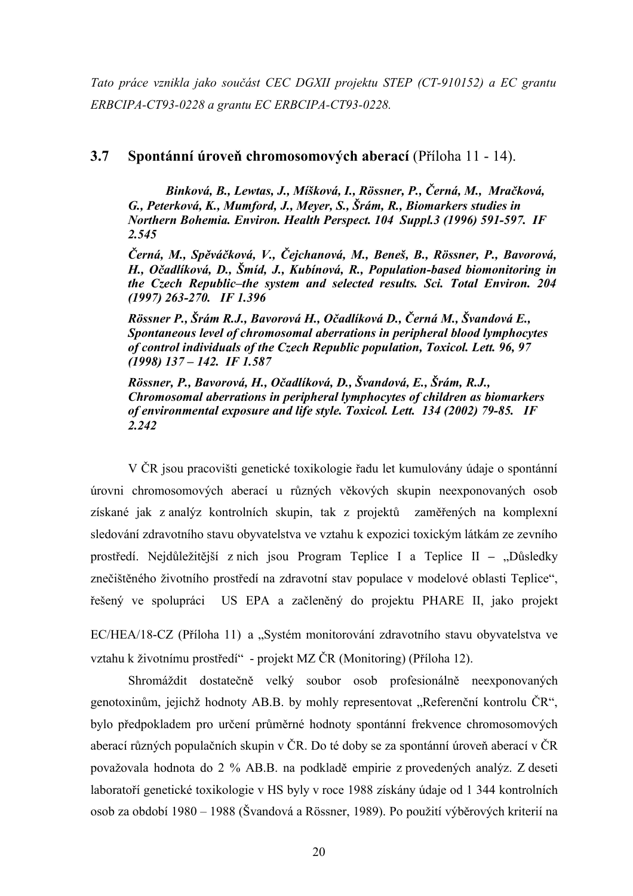*Tato práce vznikla jako součást CEC DGXII projektu STEP (CT-910152) a EC grantu ERBCIPA-CT93-0228 a grantu EC ERBCIPA-CT93-0228.*

### 3.7 Spontánní úroveň chromosomových aberací (Příloha 11 - 14).

***Binková, B., Lewtas, J., Míšková, I., Rössner, P., Černá, M., Mračková, G., Peterková, K., Mumford, J., Meyer, S., Šrám, R., Biomarkers studies in Northern Bohemia. Environ. Health Perspect. 104 Suppl.3 (1996) 591-597. IF 2.545***

***Černá, M., Spěváčková, V., Čejchanová, M., Beneš, B., Rössner, P., Bavorová, H., Očadlíková, D., Šmíd, J., Kubínová, R., Population-based biomonitoring in the Czech Republic–the system and selected results. Sci. Total Environ. 204 (1997) 263-270. IF 1.396***

***Rössner P., Šrám R.J., Bavorová H., Očadlíková D., Černá M., Švandová E., Spontaneous level of chromosomal aberrations in peripheral blood lymphocytes of control individuals of the Czech Republic population, Toxicol. Lett. 96, 97 (1998) 137 – 142. IF 1.587***

***Rössner, P., Bavorová, H., Očadlíková, D., Švandová, E., Šrám, R.J., Chromosomal aberrations in peripheral lymphocytes of children as biomarkers of environmental exposure and life style. Toxicol. Lett. 134 (2002) 79-85. IF 2.242***

V ČR jsou pracovišti genetické toxikologie řadu let kumulovány údaje o spontánní úrovni chromosomových aberací u různých věkových skupin neexponovaných osob získané jak z analýz kontrolních skupin, tak z projektů zaměřených na komplexní sledování zdravotního stavu obyvatelstva ve vztahu k expozici toxickým látkám ze zevního prostředí. Nejdůležitější z nich jsou Program Teplice I a Teplice II – „Důsledky znečištěného životního prostředí na zdravotní stav populace v modelové oblasti Teplice", řešený ve spolupráci US EPA a začleněný do projektu PHARE II, jako projekt EC/HEA/18-CZ (Příloha 11) a „Systém monitorování zdravotního stavu obyvatelstva ve vztahu k životnímu prostředí" - projekt MZ ČR (Monitoring) (Příloha 12).

Shromáždit dostatečně velký soubor osob profesionálně neexponovaných genotoxinům, jejichž hodnoty AB.B. by mohly representovat „Referenční kontrolu ČR", bylo předpokladem pro určení průměrné hodnoty spontánní frekvence chromosomových aberací různých populačních skupin v ČR. Do té doby se za spontánní úroveň aberací v ČR považovala hodnota do 2 % AB.B. na podkladě empirie z provedených analýz. Z deseti laboratoří genetické toxikologie v HS byly v roce 1988 získány údaje od 1 344 kontrolních osob za období 1980 – 1988 (Švandová a Rössner, 1989). Po použití výběrových kriterií na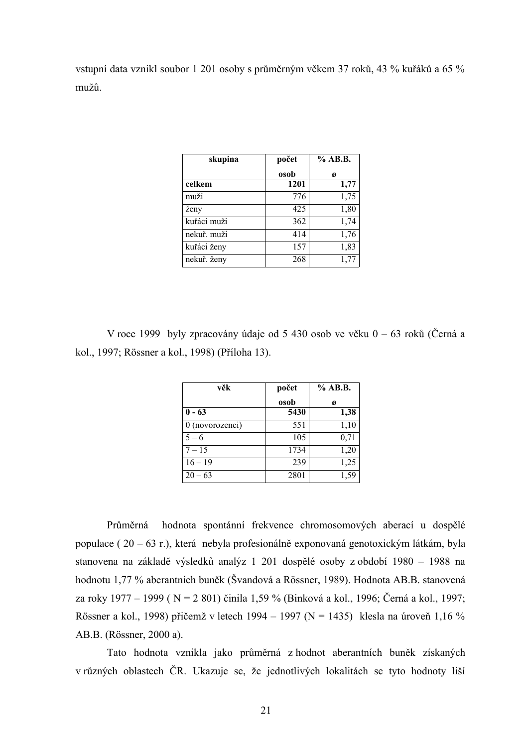vstupní data vznikl soubor 1 201 osoby s průměrným věkem 37 roků, 43 % kuřáků a 65 % mužů.

| skupina | počet osob | % AB.B. ø |
|---|---|---|
| **celkem** | **1201** | **1,77** |
| muži | 776 | 1,75 |
| ženy | 425 | 1,80 |
| kuřáci muži | 362 | 1,74 |
| nekuř. muži | 414 | 1,76 |
| kuřáci ženy | 157 | 1,83 |
| nekuř. ženy | 268 | 1,77 |

V roce 1999 byly zpracovány údaje od 5 430 osob ve věku 0 – 63 roků (Černá a kol., 1997; Rössner a kol., 1998) (Příloha 13).

| věk | počet osob | % AB.B. ø |
|---|---|---|
| **0 - 63** | **5430** | **1,38** |
| 0 (novorozenci) | 551 | 1,10 |
| 5 – 6 | 105 | 0,71 |
| 7 – 15 | 1734 | 1,20 |
| 16 – 19 | 239 | 1,25 |
| 20 – 63 | 2801 | 1,59 |

Průměrná hodnota spontánní frekvence chromosomových aberací u dospělé populace ( 20 – 63 r.), která nebyla profesionálně exponovaná genotoxickým látkám, byla stanovena na základě výsledků analýz 1 201 dospělé osoby z období 1980 – 1988 na hodnotu 1,77 % aberantních buněk (Švandová a Rössner, 1989). Hodnota AB.B. stanovená za roky 1977 – 1999 ( N = 2 801) činila 1,59 % (Binková a kol., 1996; Černá a kol., 1997; Rössner a kol., 1998) přičemž v letech 1994 – 1997 (N = 1435) klesla na úroveň 1,16 % AB.B. (Rössner, 2000 a).

Tato hodnota vznikla jako průměrná z hodnot aberantních buněk získaných v různých oblastech ČR. Ukazuje se, že jednotlivých lokalitách se tyto hodnoty liší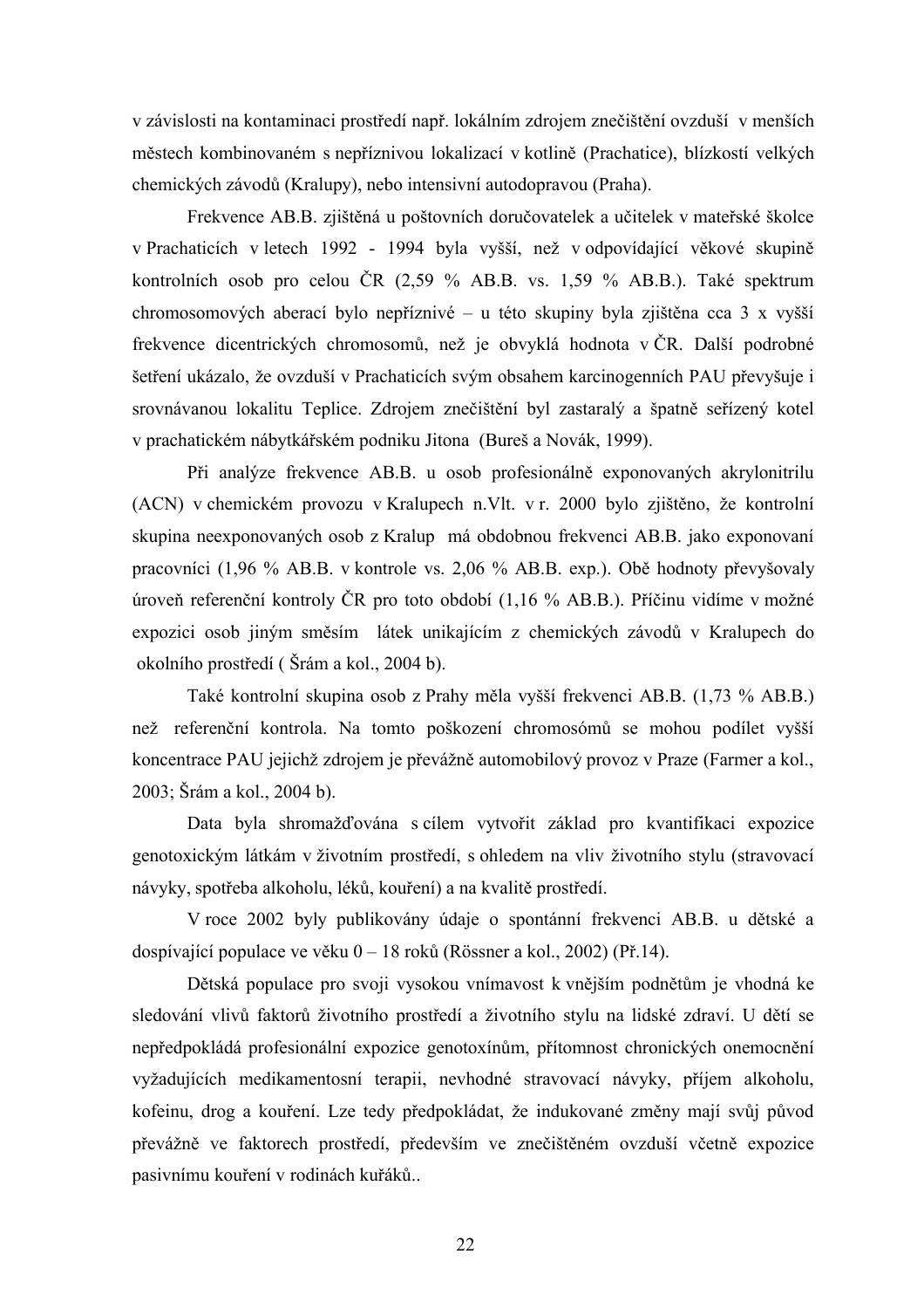v závislosti na kontaminaci prostředí např. lokálním zdrojem znečištění ovzduší v menších městech kombinovaném s nepříznivou lokalizací v kotlině (Prachatice), blízkostí velkých chemických závodů (Kralupy), nebo intensivní autodopravou (Praha).

Frekvence AB.B. zjištěná u poštovních doručovatelek a učitelek v mateřské školce v Prachaticích v letech 1992 - 1994 byla vyšší, než v odpovídající věkové skupině kontrolních osob pro celou ČR (2,59 % AB.B. vs. 1,59 % AB.B.). Také spektrum chromosomových aberací bylo nepříznivé – u této skupiny byla zjištěna cca 3 x vyšší frekvence dicentrických chromosomů, než je obvyklá hodnota v ČR. Další podrobné šetření ukázalo, že ovzduší v Prachaticích svým obsahem karcinogenních PAU převyšuje i srovnávanou lokalitu Teplice. Zdrojem znečištění byl zastaralý a špatně seřízený kotel v prachatickém nábytkářském podniku Jitona (Bureš a Novák, 1999).

Při analýze frekvence AB.B. u osob profesionálně exponovaných akrylonitrilu (ACN) v chemickém provozu v Kralupech n.Vlt. v r. 2000 bylo zjištěno, že kontrolní skupina neexponovaných osob z Kralup má obdobnou frekvenci AB.B. jako exponovaní pracovníci (1,96 % AB.B. v kontrole vs. 2,06 % AB.B. exp.). Obě hodnoty převyšovaly úroveň referenční kontroly ČR pro toto období (1,16 % AB.B.). Příčinu vidíme v možné expozici osob jiným směsím látek unikajícím z chemických závodů v Kralupech do okolního prostředí ( Šrám a kol., 2004 b).

Také kontrolní skupina osob z Prahy měla vyšší frekvenci AB.B. (1,73 % AB.B.) než referenční kontrola. Na tomto poškození chromosómů se mohou podílet vyšší koncentrace PAU jejichž zdrojem je převážně automobilový provoz v Praze (Farmer a kol., 2003; Šrám a kol., 2004 b).

Data byla shromažďována s cílem vytvořit základ pro kvantifikaci expozice genotoxickým látkám v životním prostředí, s ohledem na vliv životního stylu (stravovací návyky, spotřeba alkoholu, léků, kouření) a na kvalitě prostředí.

V roce 2002 byly publikovány údaje o spontánní frekvenci AB.B. u dětské a dospívající populace ve věku 0 – 18 roků (Rössner a kol., 2002) (Př.14).

Dětská populace pro svoji vysokou vnímavost k vnějším podnětům je vhodná ke sledování vlivů faktorů životního prostředí a životního stylu na lidské zdraví. U dětí se nepředpokládá profesionální expozice genotoxínům, přítomnost chronických onemocnění vyžadujících medikamentosní terapii, nevhodné stravovací návyky, příjem alkoholu, kofeinu, drog a kouření. Lze tedy předpokládat, že indukované změny mají svůj původ převážně ve faktorech prostředí, především ve znečištěném ovzduší včetně expozice pasivnímu kouření v rodinách kuřáků..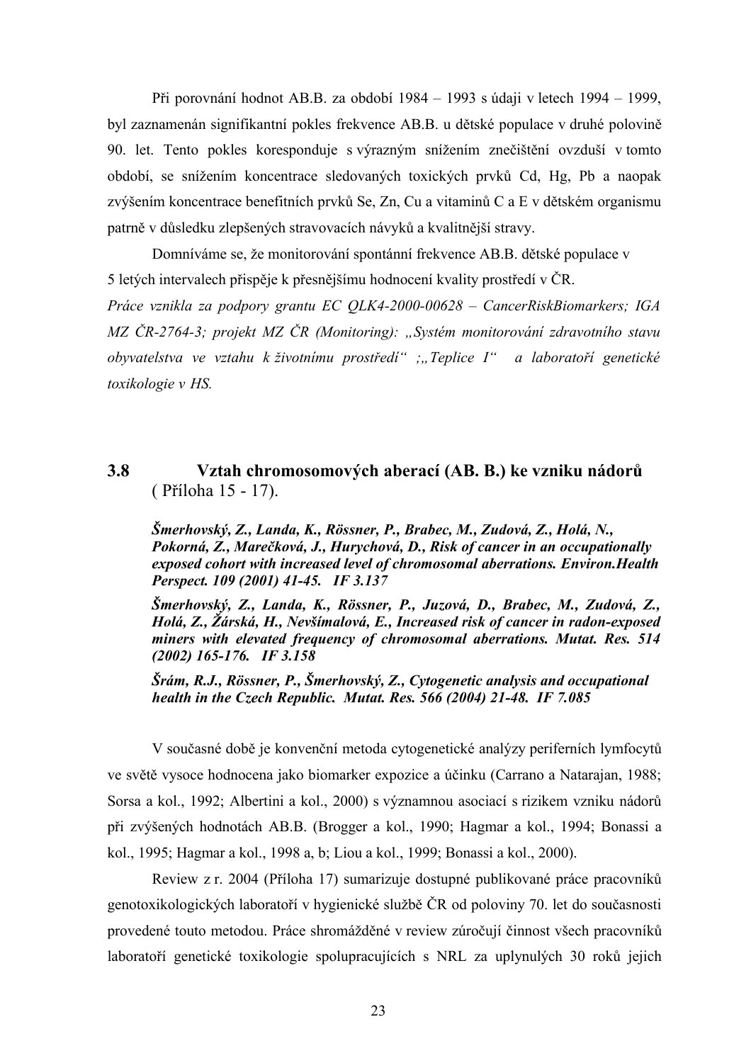Při porovnání hodnot AB.B. za období 1984 – 1993 s údaji v letech 1994 – 1999, byl zaznamenán signifikantní pokles frekvence AB.B. u dětské populace v druhé polovině 90. let. Tento pokles koresponduje s výrazným snížením znečištění ovzduší v tomto období, se snížením koncentrace sledovaných toxických prvků Cd, Hg, Pb a naopak zvýšením koncentrace benefitních prvků Se, Zn, Cu a vitaminů C a E v dětském organismu patrně v důsledku zlepšených stravovacích návyků a kvalitnější stravy.

Domníváme se, že monitorování spontánní frekvence AB.B. dětské populace v 5 letých intervalech přispěje k přesnějšímu hodnocení kvality prostředí v ČR.

*Práce vznikla za podpory grantu EC QLK4-2000-00628 – CancerRiskBiomarkers; IGA MZ ČR-2764-3; projekt MZ ČR (Monitoring): „Systém monitorování zdravotního stavu obyvatelstva ve vztahu k životnímu prostředí“ ;„Teplice I“ a laboratoří genetické toxikologie v HS.*

## 3.8 Vztah chromosomových aberací (AB. B.) ke vzniku nádorů

( Příloha 15 - 17).

***Šmerhovský, Z., Landa, K., Rössner, P., Brabec, M., Zudová, Z., Holá, N., Pokorná, Z., Marečková, J., Hurychová, D., Risk of cancer in an occupationally exposed cohort with increased level of chromosomal aberrations. Environ.Health Perspect. 109 (2001) 41-45. IF 3.137***

***Šmerhovský, Z., Landa, K., Rössner, P., Juzová, D., Brabec, M., Zudová, Z., Holá, Z., Žárská, H., Nevšímalová, E., Increased risk of cancer in radon-exposed miners with elevated frequency of chromosomal aberrations. Mutat. Res. 514 (2002) 165-176. IF 3.158***

***Šrám, R.J., Rössner, P., Šmerhovský, Z., Cytogenetic analysis and occupational health in the Czech Republic. Mutat. Res. 566 (2004) 21-48. IF 7.085***

V současné době je konvenční metoda cytogenetické analýzy periferních lymfocytů ve světě vysoce hodnocena jako biomarker expozice a účinku (Carrano a Natarajan, 1988; Sorsa a kol., 1992; Albertini a kol., 2000) s významnou asociací s rizikem vzniku nádorů při zvýšených hodnotách AB.B. (Brogger a kol., 1990; Hagmar a kol., 1994; Bonassi a kol., 1995; Hagmar a kol., 1998 a, b; Liou a kol., 1999; Bonassi a kol., 2000).

Review z r. 2004 (Příloha 17) sumarizuje dostupné publikované práce pracovníků genotoxikologických laboratoří v hygienické službě ČR od poloviny 70. let do současnosti provedené touto metodou. Práce shromážděné v review zúročují činnost všech pracovníků laboratoří genetické toxikologie spolupracujících s NRL za uplynulých 30 roků jejich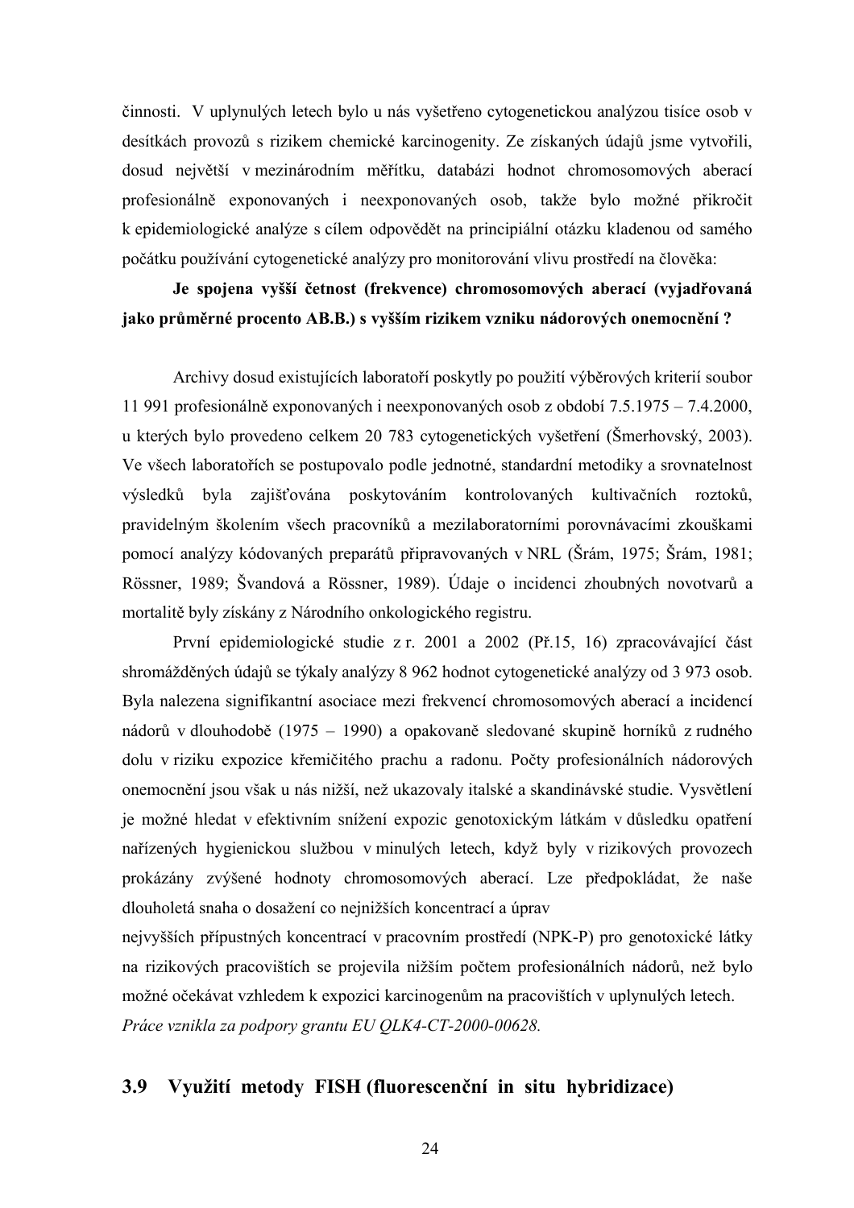činnosti. V uplynulých letech bylo u nás vyšetřeno cytogenetickou analýzou tisíce osob v desítkách provozů s rizikem chemické karcinogenity. Ze získaných údajů jsme vytvořili, dosud největší v mezinárodním měřítku, databázi hodnot chromosomových aberací profesionálně exponovaných i neexponovaných osob, takže bylo možné přikročit k epidemiologické analýze s cílem odpovědět na principiální otázku kladenou od samého počátku používání cytogenetické analýzy pro monitorování vlivu prostředí na člověka:

**Je spojena vyšší četnost (frekvence) chromosomových aberací (vyjadřovaná jako průměrné procento AB.B.) s vyšším rizikem vzniku nádorových onemocnění ?**

Archivy dosud existujících laboratoří poskytly po použití výběrových kriterií soubor 11 991 profesionálně exponovaných i neexponovaných osob z období 7.5.1975 – 7.4.2000, u kterých bylo provedeno celkem 20 783 cytogenetických vyšetření (Šmerhovský, 2003). Ve všech laboratořích se postupovalo podle jednotné, standardní metodiky a srovnatelnost výsledků byla zajišťována poskytováním kontrolovaných kultivačních roztoků, pravidelným školením všech pracovníků a mezilaboratorními porovnávacími zkouškami pomocí analýzy kódovaných preparátů připravovaných v NRL (Šrám, 1975; Šrám, 1981; Rössner, 1989; Švandová a Rössner, 1989). Údaje o incidenci zhoubných novotvarů a mortalitě byly získány z Národního onkologického registru.

První epidemiologické studie z r. 2001 a 2002 (Př.15, 16) zpracovávající část shromážděných údajů se týkaly analýzy 8 962 hodnot cytogenetické analýzy od 3 973 osob. Byla nalezena signifikantní asociace mezi frekvencí chromosomových aberací a incidencí nádorů v dlouhodobě (1975 – 1990) a opakovaně sledované skupině horníků z rudného dolu v riziku expozice křemičitého prachu a radonu. Počty profesionálních nádorových onemocnění jsou však u nás nižší, než ukazovaly italské a skandinávské studie. Vysvětlení je možné hledat v efektivním snížení expozic genotoxickým látkám v důsledku opatření nařízených hygienickou službou v minulých letech, když byly v rizikových provozech prokázány zvýšené hodnoty chromosomových aberací. Lze předpokládat, že naše dlouholetá snaha o dosažení co nejnižších koncentrací a úprav nejvyšších přípustných koncentrací v pracovním prostředí (NPK-P) pro genotoxické látky na rizikových pracovištích se projevila nižším počtem profesionálních nádorů, než bylo možné očekávat vzhledem k expozici karcinogenům na pracovištích v uplynulých letech.

*Práce vznikla za podpory grantu EU QLK4-CT-2000-00628.*

## 3.9 Využití metody FISH (fluorescenční in situ hybridizace)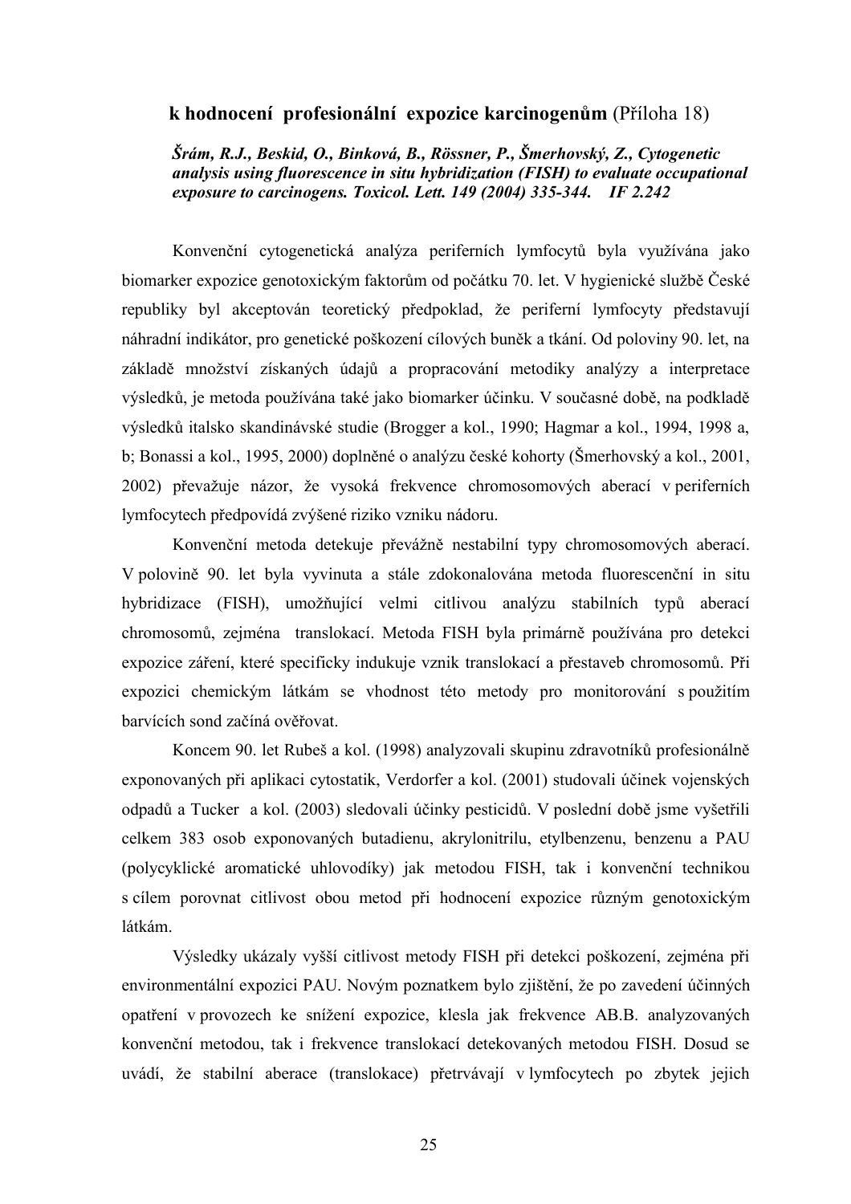**k hodnocení profesionální expozice karcinogenům** (Příloha 18)

***Šrám, R.J., Beskid, O., Binková, B., Rössner, P., Šmerhovský, Z., Cytogenetic analysis using fluorescence in situ hybridization (FISH) to evaluate occupational exposure to carcinogens. Toxicol. Lett. 149 (2004) 335-344. IF 2.242***

Konvenční cytogenetická analýza periferních lymfocytů byla využívána jako biomarker expozice genotoxickým faktorům od počátku 70. let. V hygienické službě České republiky byl akceptován teoretický předpoklad, že periferní lymfocyty představují náhradní indikátor, pro genetické poškození cílových buněk a tkání. Od poloviny 90. let, na základě množství získaných údajů a propracování metodiky analýzy a interpretace výsledků, je metoda používána také jako biomarker účinku. V současné době, na podkladě výsledků italsko skandinávské studie (Brogger a kol., 1990; Hagmar a kol., 1994, 1998 a, b; Bonassi a kol., 1995, 2000) doplněné o analýzu české kohorty (Šmerhovský a kol., 2001, 2002) převažuje názor, že vysoká frekvence chromosomových aberací v periferních lymfocytech předpovídá zvýšené riziko vzniku nádoru.

Konvenční metoda detekuje převážně nestabilní typy chromosomových aberací. V polovině 90. let byla vyvinuta a stále zdokonalována metoda fluorescenční in situ hybridizace (FISH), umožňující velmi citlivou analýzu stabilních typů aberací chromosomů, zejména translokací. Metoda FISH byla primárně používána pro detekci expozice záření, které specificky indukuje vznik translokací a přestaveb chromosomů. Při expozici chemickým látkám se vhodnost této metody pro monitorování s použitím barvících sond začíná ověřovat.

Koncem 90. let Rubeš a kol. (1998) analyzovali skupinu zdravotníků profesionálně exponovaných při aplikaci cytostatik, Verdorfer a kol. (2001) studovali účinek vojenských odpadů a Tucker a kol. (2003) sledovali účinky pesticidů. V poslední době jsme vyšetřili celkem 383 osob exponovaných butadienu, akrylonitrilu, etylbenzenu, benzenu a PAU (polycyklické aromatické uhlovodíky) jak metodou FISH, tak i konvenční technikou s cílem porovnat citlivost obou metod při hodnocení expozice různým genotoxickým látkám.

Výsledky ukázaly vyšší citlivost metody FISH při detekci poškození, zejména při environmentální expozici PAU. Novým poznatkem bylo zjištění, že po zavedení účinných opatření v provozech ke snížení expozice, klesla jak frekvence AB.B. analyzovaných konvenční metodou, tak i frekvence translokací detekovaných metodou FISH. Dosud se uvádí, že stabilní aberace (translokace) přetrvávají v lymfocytech po zbytek jejich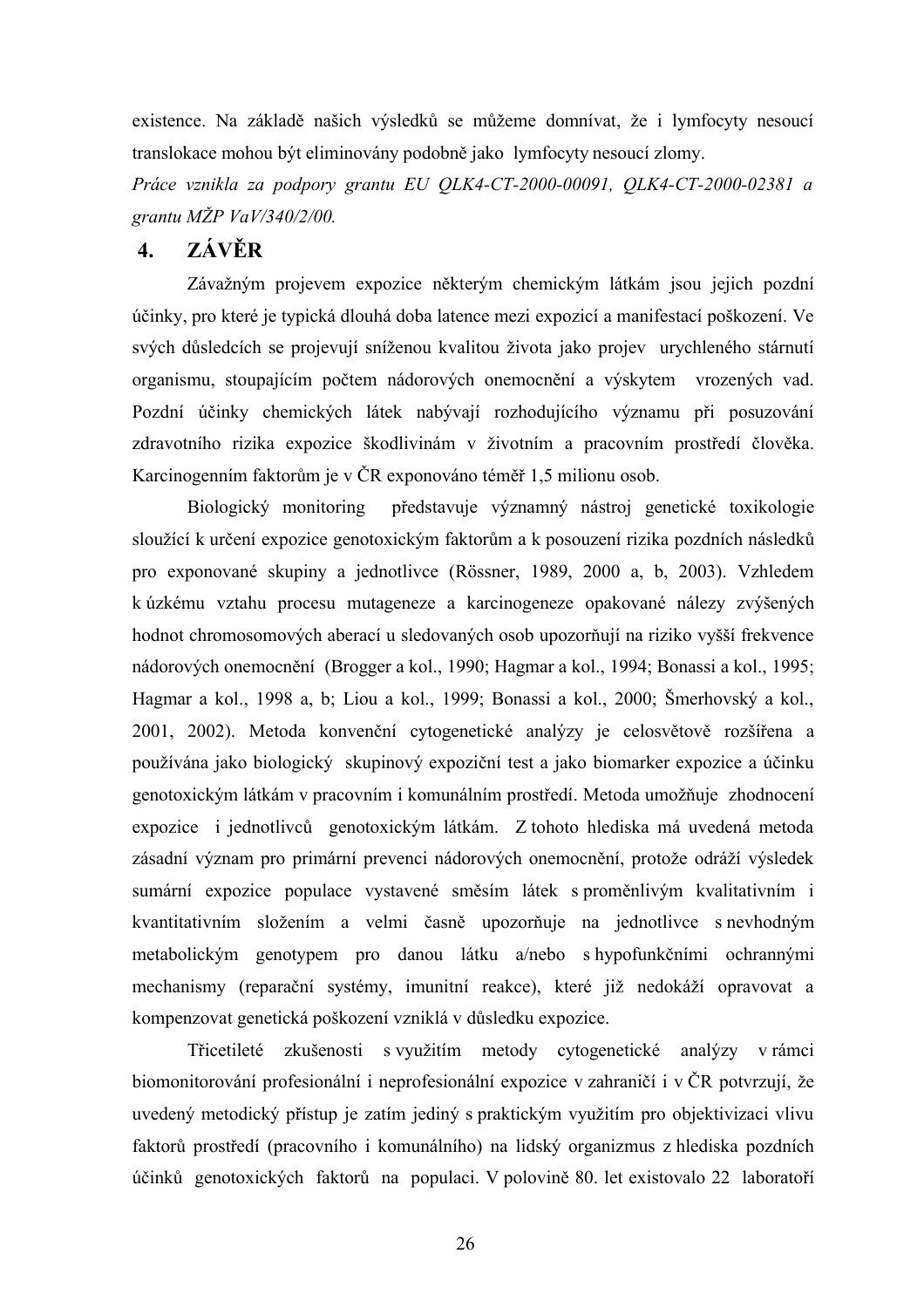existence. Na základě našich výsledků se můžeme domnívat, že i lymfocyty nesoucí translokace mohou být eliminovány podobně jako lymfocyty nesoucí zlomy.

*Práce vznikla za podpory grantu EU QLK4-CT-2000-00091, QLK4-CT-2000-02381 a grantu MŽP VaV/340/2/00.*

# 4. ZÁVĚR

Závažným projevem expozice některým chemickým látkám jsou jejich pozdní účinky, pro které je typická dlouhá doba latence mezi expozicí a manifestací poškození. Ve svých důsledcích se projevují sníženou kvalitou života jako projev urychleného stárnutí organismu, stoupajícím počtem nádorových onemocnění a výskytem vrozených vad. Pozdní účinky chemických látek nabývají rozhodujícího významu při posuzování zdravotního rizika expozice škodlivinám v životním a pracovním prostředí člověka. Karcinogenním faktorům je v ČR exponováno téměř 1,5 milionu osob.

Biologický monitoring představuje významný nástroj genetické toxikologie sloužící k určení expozice genotoxickým faktorům a k posouzení rizika pozdních následků pro exponované skupiny a jednotlivce (Rössner, 1989, 2000 a, b, 2003). Vzhledem k úzkému vztahu procesu mutageneze a karcinogeneze opakované nálezy zvýšených hodnot chromosomových aberací u sledovaných osob upozorňují na riziko vyšší frekvence nádorových onemocnění (Brogger a kol., 1990; Hagmar a kol., 1994; Bonassi a kol., 1995; Hagmar a kol., 1998 a, b; Liou a kol., 1999; Bonassi a kol., 2000; Šmerhovský a kol., 2001, 2002). Metoda konvenční cytogenetické analýzy je celosvětově rozšířena a používána jako biologický skupinový expoziční test a jako biomarker expozice a účinku genotoxickým látkám v pracovním i komunálním prostředí. Metoda umožňuje zhodnocení expozice i jednotlivců genotoxickým látkám. Z tohoto hlediska má uvedená metoda zásadní význam pro primární prevenci nádorových onemocnění, protože odráží výsledek sumární expozice populace vystavené směsím látek s proměnlivým kvalitativním i kvantitativním složením a velmi časně upozorňuje na jednotlivce s nevhodným metabolickým genotypem pro danou látku a/nebo s hypofunkčními ochrannými mechanismy (reparační systémy, imunitní reakce), které již nedokáží opravovat a kompenzovat genetická poškození vzniklá v důsledku expozice.

Třicetileté zkušenosti s využitím metody cytogenetické analýzy v rámci biomonitorování profesionální i neprofesionální expozice v zahraničí i v ČR potvrzují, že uvedený metodický přístup je zatím jediný s praktickým využitím pro objektivizaci vlivu faktorů prostředí (pracovního i komunálního) na lidský organizmus z hlediska pozdních účinků genotoxických faktorů na populaci. V polovině 80. let existovalo 22 laboratoří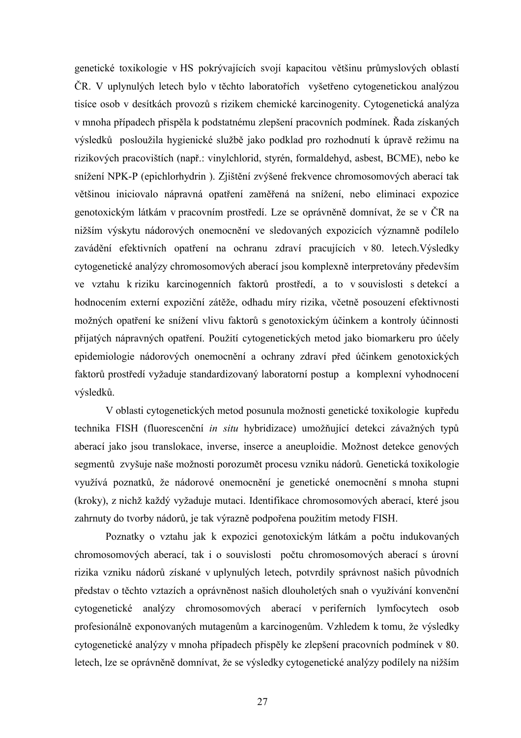genetické toxikologie v HS pokrývajících svojí kapacitou většinu průmyslových oblastí ČR. V uplynulých letech bylo v těchto laboratořích vyšetřeno cytogenetickou analýzou tisíce osob v desítkách provozů s rizikem chemické karcinogenity. Cytogenetická analýza v mnoha případech přispěla k podstatnému zlepšení pracovních podmínek. Řada získaných výsledků posloužila hygienické službě jako podklad pro rozhodnutí k úpravě režimu na rizikových pracovištích (např.: vinylchlorid, styrén, formaldehyd, asbest, BCME), nebo ke snížení NPK-P (epichlorhydrin ). Zjištění zvýšené frekvence chromosomových aberací tak většinou iniciovalo nápravná opatření zaměřená na snížení, nebo eliminaci expozice genotoxickým látkám v pracovním prostředí. Lze se oprávněně domnívat, že se v ČR na nižším výskytu nádorových onemocnění ve sledovaných expozicích významně podílelo zavádění efektivních opatření na ochranu zdraví pracujících v 80. letech.Výsledky cytogenetické analýzy chromosomových aberací jsou komplexně interpretovány především ve vztahu k riziku karcinogenních faktorů prostředí, a to v souvislosti s detekcí a hodnocením externí expoziční zátěže, odhadu míry rizika, včetně posouzení efektivnosti možných opatření ke snížení vlivu faktorů s genotoxickým účinkem a kontroly účinnosti přijatých nápravných opatření. Použití cytogenetických metod jako biomarkeru pro účely epidemiologie nádorových onemocnění a ochrany zdraví před účinkem genotoxických faktorů prostředí vyžaduje standardizovaný laboratorní postup a komplexní vyhodnocení výsledků.

V oblasti cytogenetických metod posunula možnosti genetické toxikologie kupředu technika FISH (fluorescenční *in situ* hybridizace) umožňující detekci závažných typů aberací jako jsou translokace, inverse, inserce a aneuploidie. Možnost detekce genových segmentů zvyšuje naše možnosti porozumět procesu vzniku nádorů. Genetická toxikologie využívá poznatků, že nádorové onemocnění je genetické onemocnění s mnoha stupni (kroky), z nichž každý vyžaduje mutaci. Identifikace chromosomových aberací, které jsou zahrnuty do tvorby nádorů, je tak výrazně podpořena použitím metody FISH.

Poznatky o vztahu jak k expozici genotoxickým látkám a počtu indukovaných chromosomových aberací, tak i o souvislosti počtu chromosomových aberací s úrovní rizika vzniku nádorů získané v uplynulých letech, potvrdily správnost našich původních představ o těchto vztazích a oprávněnost našich dlouholetých snah o využívání konvenční cytogenetické analýzy chromosomových aberací v periferních lymfocytech osob profesionálně exponovaných mutagenům a karcinogenům. Vzhledem k tomu, že výsledky cytogenetické analýzy v mnoha případech přispěly ke zlepšení pracovních podmínek v 80. letech, lze se oprávněně domnívat, že se výsledky cytogenetické analýzy podílely na nižším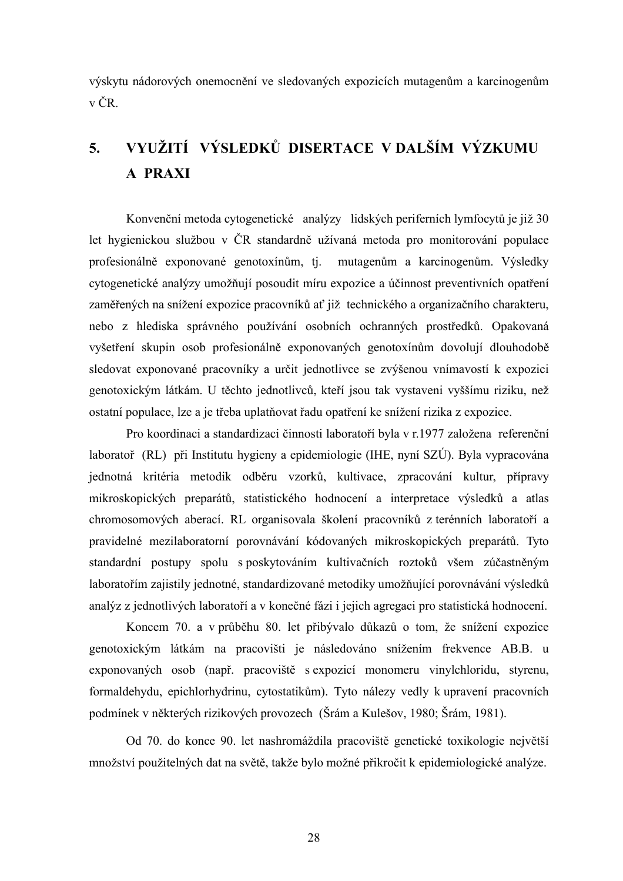výskytu nádorových onemocnění ve sledovaných expozicích mutagenům a karcinogenům v ČR.

## 5. VYUŽITÍ VÝSLEDKŮ DISERTACE V DALŠÍM VÝZKUMU A PRAXI

Konvenční metoda cytogenetické analýzy lidských periferních lymfocytů je již 30 let hygienickou službou v ČR standardně užívaná metoda pro monitorování populace profesionálně exponované genotoxínům, tj. mutagenům a karcinogenům. Výsledky cytogenetické analýzy umožňují posoudit míru expozice a účinnost preventivních opatření zaměřených na snížení expozice pracovníků ať již technického a organizačního charakteru, nebo z hlediska správného používání osobních ochranných prostředků. Opakovaná vyšetření skupin osob profesionálně exponovaných genotoxínům dovolují dlouhodobě sledovat exponované pracovníky a určit jednotlivce se zvýšenou vnímavostí k expozici genotoxickým látkám. U těchto jednotlivců, kteří jsou tak vystaveni vyššímu riziku, než ostatní populace, lze a je třeba uplatňovat řadu opatření ke snížení rizika z expozice.

Pro koordinaci a standardizaci činnosti laboratoří byla v r.1977 založena referenční laboratoř (RL) při Institutu hygieny a epidemiologie (IHE, nyní SZÚ). Byla vypracována jednotná kritéria metodik odběru vzorků, kultivace, zpracování kultur, přípravy mikroskopických preparátů, statistického hodnocení a interpretace výsledků a atlas chromosomových aberací. RL organisovala školení pracovníků z terénních laboratoří a pravidelné mezilaboratorní porovnávání kódovaných mikroskopických preparátů. Tyto standardní postupy spolu s poskytováním kultivačních roztoků všem zúčastněným laboratořím zajistily jednotné, standardizované metodiky umožňující porovnávání výsledků analýz z jednotlivých laboratoří a v konečné fázi i jejich agregaci pro statistická hodnocení.

Koncem 70. a v průběhu 80. let přibývalo důkazů o tom, že snížení expozice genotoxickým látkám na pracovišti je následováno snížením frekvence AB.B. u exponovaných osob (např. pracoviště s expozicí monomeru vinylchloridu, styrenu, formaldehydu, epichlorhydrinu, cytostatikům). Tyto nálezy vedly k upravení pracovních podmínek v některých rizikových provozech (Šrám a Kulešov, 1980; Šrám, 1981).

Od 70. do konce 90. let nashromáždila pracoviště genetické toxikologie největší množství použitelných dat na světě, takže bylo možné přikročit k epidemiologické analýze.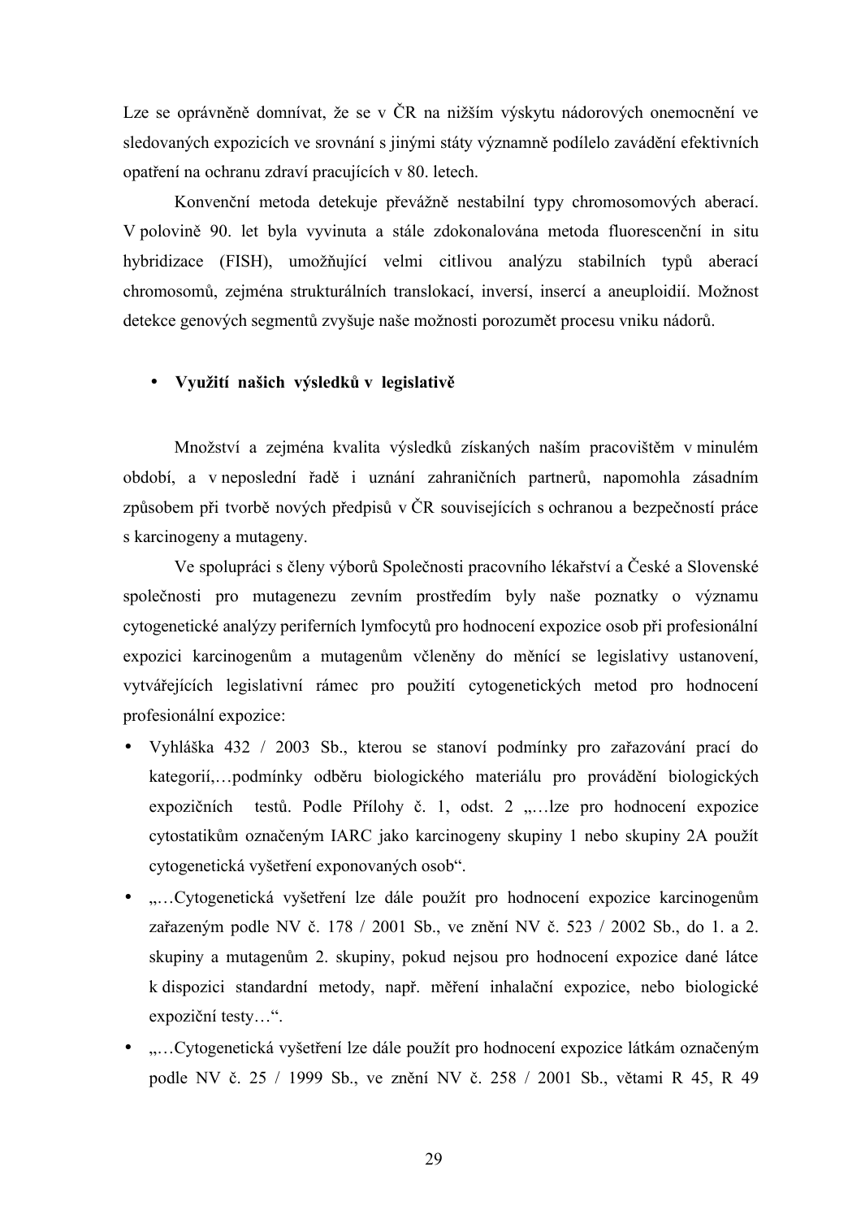Lze se oprávněně domnívat, že se v ČR na nižším výskytu nádorových onemocnění ve sledovaných expozicích ve srovnání s jinými státy významně podílelo zavádění efektivních opatření na ochranu zdraví pracujících v 80. letech.

Konvenční metoda detekuje převážně nestabilní typy chromosomových aberací. V polovině 90. let byla vyvinuta a stále zdokonalována metoda fluorescenční in situ hybridizace (FISH), umožňující velmi citlivou analýzu stabilních typů aberací chromosomů, zejména strukturálních translokací, inversí, insercí a aneuploidií. Možnost detekce genových segmentů zvyšuje naše možnosti porozumět procesu vniku nádorů.

- **Využití našich výsledků v legislativě**

Množství a zejména kvalita výsledků získaných naším pracovištěm v minulém období, a v neposlední řadě i uznání zahraničních partnerů, napomohla zásadním způsobem při tvorbě nových předpisů v ČR souvisejících s ochranou a bezpečností práce s karcinogeny a mutageny.

Ve spolupráci s členy výborů Společnosti pracovního lékařství a České a Slovenské společnosti pro mutagenezu zevním prostředím byly naše poznatky o významu cytogenetické analýzy periferních lymfocytů pro hodnocení expozice osob při profesionální expozici karcinogenům a mutagenům včleněny do měnící se legislativy ustanovení, vytvářejících legislativní rámec pro použití cytogenetických metod pro hodnocení profesionální expozice:

- Vyhláška 432 / 2003 Sb., kterou se stanoví podmínky pro zařazování prací do kategorií,…podmínky odběru biologického materiálu pro provádění biologických expozičních testů. Podle Přílohy č. 1, odst. 2 „…lze pro hodnocení expozice cytostatikům označeným IARC jako karcinogeny skupiny 1 nebo skupiny 2A použít cytogenetická vyšetření exponovaných osob".
- „…Cytogenetická vyšetření lze dále použít pro hodnocení expozice karcinogenům zařazeným podle NV č. 178 / 2001 Sb., ve znění NV č. 523 / 2002 Sb., do 1. a 2. skupiny a mutagenům 2. skupiny, pokud nejsou pro hodnocení expozice dané látce k dispozici standardní metody, např. měření inhalační expozice, nebo biologické expoziční testy…".
- „…Cytogenetická vyšetření lze dále použít pro hodnocení expozice látkám označeným podle NV č. 25 / 1999 Sb., ve znění NV č. 258 / 2001 Sb., větami R 45, R 49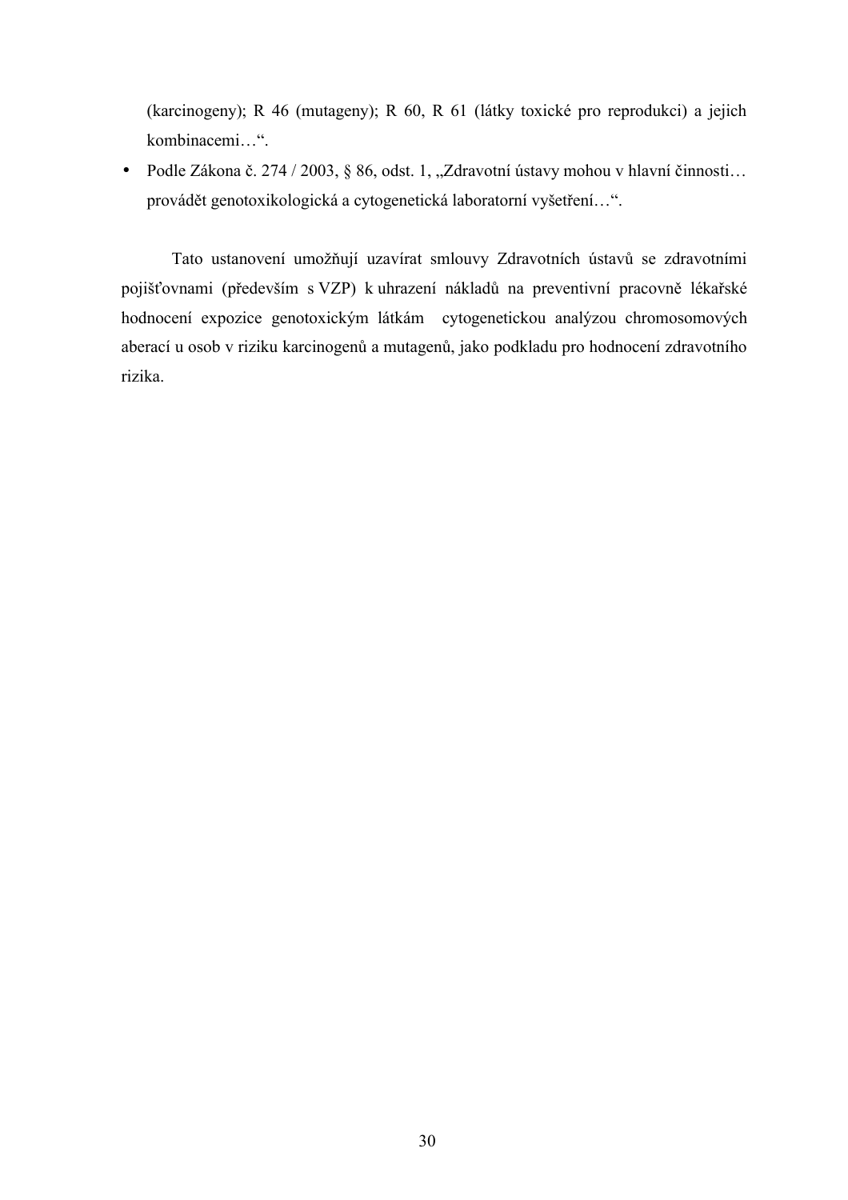(karcinogeny); R 46 (mutageny); R 60, R 61 (látky toxické pro reprodukci) a jejich kombinacemi…“.

- Podle Zákona č. 274 / 2003, § 86, odst. 1, „Zdravotní ústavy mohou v hlavní činnosti… provádět genotoxikologická a cytogenetická laboratorní vyšetření…“.

Tato ustanovení umožňují uzavírat smlouvy Zdravotních ústavů se zdravotními pojišťovnami (především s VZP) k uhrazení nákladů na preventivní pracovně lékařské hodnocení expozice genotoxickým látkám cytogenetickou analýzou chromosomových aberací u osob v riziku karcinogenů a mutagenů, jako podkladu pro hodnocení zdravotního rizika.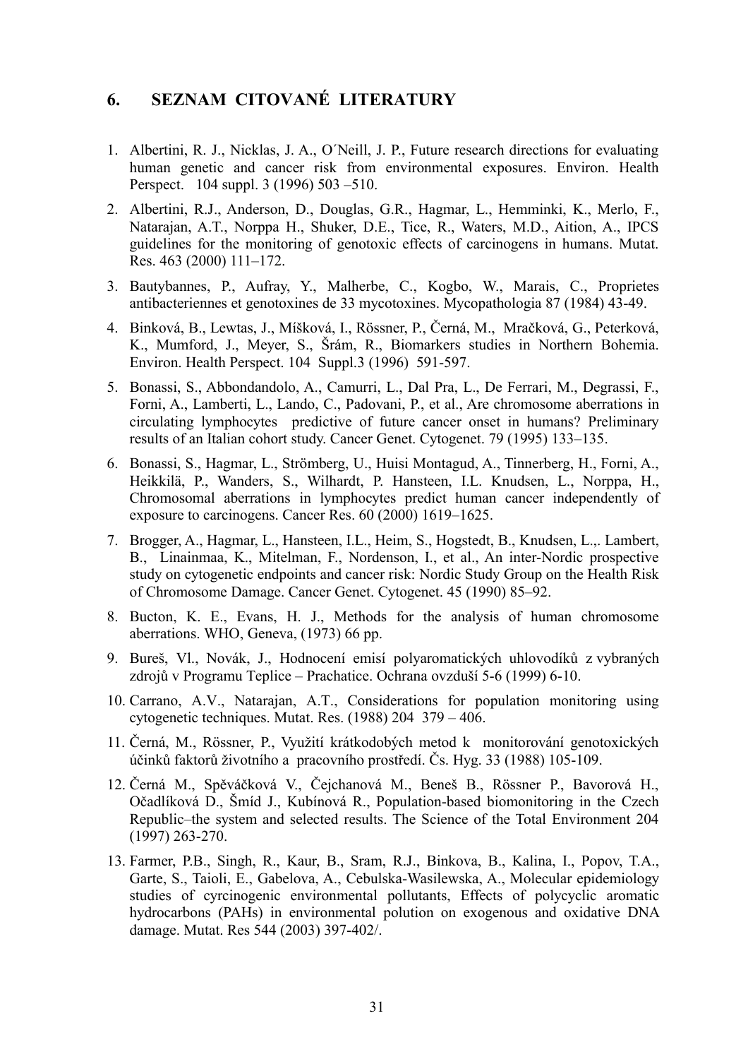## 6. SEZNAM CITOVANÉ LITERATURY

1. Albertini, R. J., Nicklas, J. A., O´Neill, J. P., Future research directions for evaluating human genetic and cancer risk from environmental exposures. Environ. Health Perspect. 104 suppl. 3 (1996) 503 –510.
2. Albertini, R.J., Anderson, D., Douglas, G.R., Hagmar, L., Hemminki, K., Merlo, F., Natarajan, A.T., Norppa H., Shuker, D.E., Tice, R., Waters, M.D., Aition, A., IPCS guidelines for the monitoring of genotoxic effects of carcinogens in humans. Mutat. Res. 463 (2000) 111–172.
3. Bautybannes, P., Aufray, Y., Malherbe, C., Kogbo, W., Marais, C., Proprietes antibacteriennes et genotoxines de 33 mycotoxines. Mycopathologia 87 (1984) 43-49.
4. Binková, B., Lewtas, J., Míšková, I., Rössner, P., Černá, M., Mračková, G., Peterková, K., Mumford, J., Meyer, S., Šrám, R., Biomarkers studies in Northern Bohemia. Environ. Health Perspect. 104 Suppl.3 (1996) 591-597.
5. Bonassi, S., Abbondandolo, A., Camurri, L., Dal Pra, L., De Ferrari, M., Degrassi, F., Forni, A., Lamberti, L., Lando, C., Padovani, P., et al., Are chromosome aberrations in circulating lymphocytes predictive of future cancer onset in humans? Preliminary results of an Italian cohort study. Cancer Genet. Cytogenet. 79 (1995) 133–135.
6. Bonassi, S., Hagmar, L., Strömberg, U., Huisi Montagud, A., Tinnerberg, H., Forni, A., Heikkilä, P., Wanders, S., Wilhardt, P. Hansteen, I.L. Knudsen, L., Norppa, H., Chromosomal aberrations in lymphocytes predict human cancer independently of exposure to carcinogens. Cancer Res. 60 (2000) 1619–1625.
7. Brogger, A., Hagmar, L., Hansteen, I.L., Heim, S., Hogstedt, B., Knudsen, L.,. Lambert, B., Linainmaa, K., Mitelman, F., Nordenson, I., et al., An inter-Nordic prospective study on cytogenetic endpoints and cancer risk: Nordic Study Group on the Health Risk of Chromosome Damage. Cancer Genet. Cytogenet. 45 (1990) 85–92.
8. Bucton, K. E., Evans, H. J., Methods for the analysis of human chromosome aberrations. WHO, Geneva, (1973) 66 pp.
9. Bureš, Vl., Novák, J., Hodnocení emisí polyaromatických uhlovodíků z vybraných zdrojů v Programu Teplice – Prachatice. Ochrana ovzduší 5-6 (1999) 6-10.
10. Carrano, A.V., Natarajan, A.T., Considerations for population monitoring using cytogenetic techniques. Mutat. Res. (1988) 204 379 – 406.
11. Černá, M., Rössner, P., Využití krátkodobých metod k monitorování genotoxických účinků faktorů životního a pracovního prostředí. Čs. Hyg. 33 (1988) 105-109.
12. Černá M., Spěváčková V., Čejchanová M., Beneš B., Rössner P., Bavorová H., Očadlíková D., Šmíd J., Kubínová R., Population-based biomonitoring in the Czech Republic–the system and selected results. The Science of the Total Environment 204 (1997) 263-270.
13. Farmer, P.B., Singh, R., Kaur, B., Sram, R.J., Binkova, B., Kalina, I., Popov, T.A., Garte, S., Taioli, E., Gabelova, A., Cebulska-Wasilewska, A., Molecular epidemiology studies of cyrcinogenic environmental pollutants, Effects of polycyclic aromatic hydrocarbons (PAHs) in environmental polution on exogenous and oxidative DNA damage. Mutat. Res 544 (2003) 397-402/.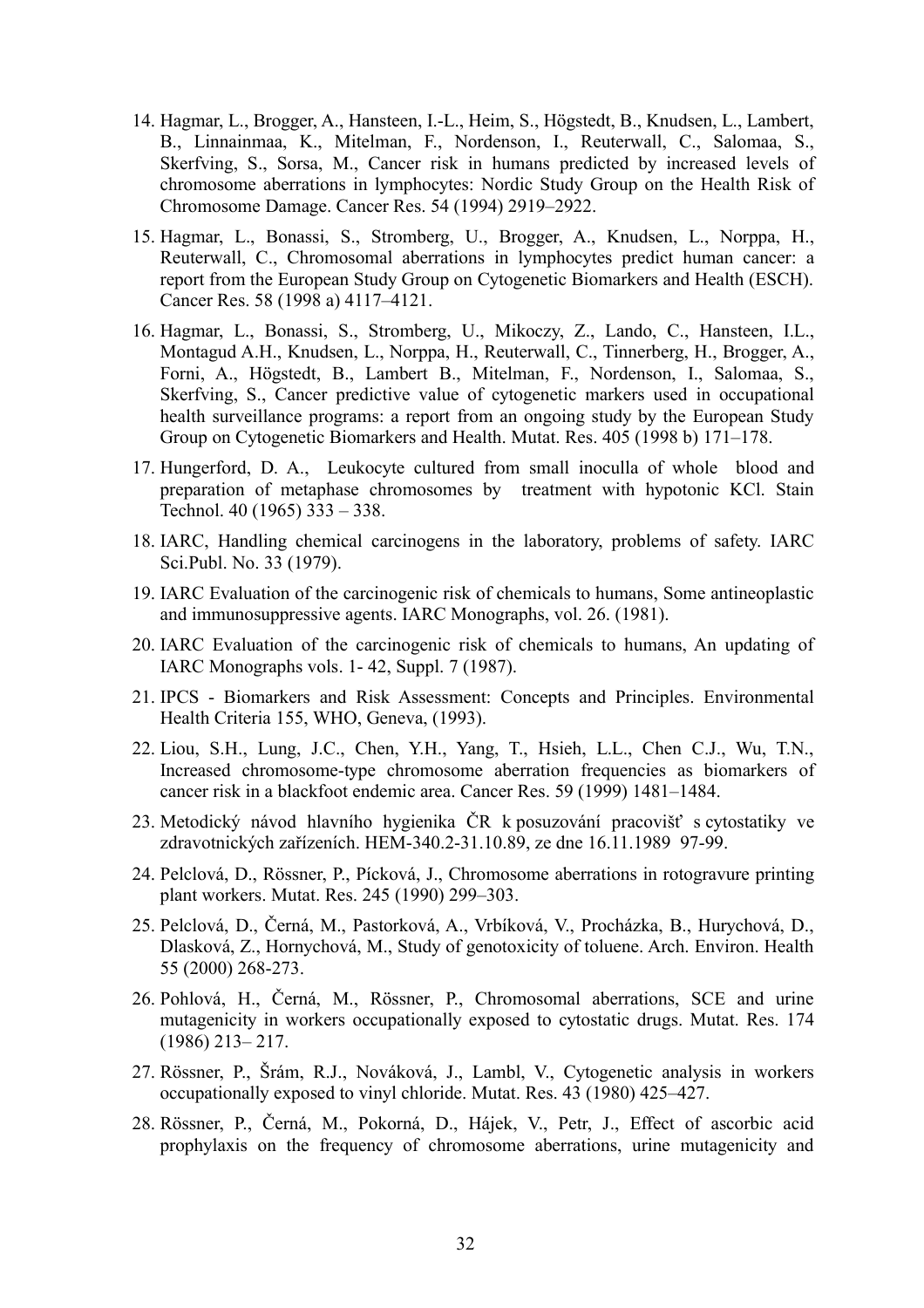14. Hagmar, L., Brogger, A., Hansteen, I.-L., Heim, S., Högstedt, B., Knudsen, L., Lambert, B., Linnainmaa, K., Mitelman, F., Nordenson, I., Reuterwall, C., Salomaa, S., Skerfving, S., Sorsa, M., Cancer risk in humans predicted by increased levels of chromosome aberrations in lymphocytes: Nordic Study Group on the Health Risk of Chromosome Damage. Cancer Res. 54 (1994) 2919–2922.

15. Hagmar, L., Bonassi, S., Stromberg, U., Brogger, A., Knudsen, L., Norppa, H., Reuterwall, C., Chromosomal aberrations in lymphocytes predict human cancer: a report from the European Study Group on Cytogenetic Biomarkers and Health (ESCH). Cancer Res. 58 (1998 a) 4117–4121.

16. Hagmar, L., Bonassi, S., Stromberg, U., Mikoczy, Z., Lando, C., Hansteen, I.L., Montagud A.H., Knudsen, L., Norppa, H., Reuterwall, C., Tinnerberg, H., Brogger, A., Forni, A., Högstedt, B., Lambert B., Mitelman, F., Nordenson, I., Salomaa, S., Skerfving, S., Cancer predictive value of cytogenetic markers used in occupational health surveillance programs: a report from an ongoing study by the European Study Group on Cytogenetic Biomarkers and Health. Mutat. Res. 405 (1998 b) 171–178.

17. Hungerford, D. A., Leukocyte cultured from small inoculla of whole blood and preparation of metaphase chromosomes by treatment with hypotonic KCl. Stain Technol. 40 (1965) 333 – 338.

18. IARC, Handling chemical carcinogens in the laboratory, problems of safety. IARC Sci.Publ. No. 33 (1979).

19. IARC Evaluation of the carcinogenic risk of chemicals to humans, Some antineoplastic and immunosuppressive agents. IARC Monographs, vol. 26. (1981).

20. IARC Evaluation of the carcinogenic risk of chemicals to humans, An updating of IARC Monographs vols. 1- 42, Suppl. 7 (1987).

21. IPCS - Biomarkers and Risk Assessment: Concepts and Principles. Environmental Health Criteria 155, WHO, Geneva, (1993).

22. Liou, S.H., Lung, J.C., Chen, Y.H., Yang, T., Hsieh, L.L., Chen C.J., Wu, T.N., Increased chromosome-type chromosome aberration frequencies as biomarkers of cancer risk in a blackfoot endemic area. Cancer Res. 59 (1999) 1481–1484.

23. Metodický návod hlavního hygienika ČR k posuzování pracovišť s cytostatiky ve zdravotnických zařízeních. HEM-340.2-31.10.89, ze dne 16.11.1989 97-99.

24. Pelclová, D., Rössner, P., Pícková, J., Chromosome aberrations in rotogravure printing plant workers. Mutat. Res. 245 (1990) 299–303.

25. Pelclová, D., Černá, M., Pastorková, A., Vrbíková, V., Procházka, B., Hurychová, D., Dlasková, Z., Hornychová, M., Study of genotoxicity of toluene. Arch. Environ. Health 55 (2000) 268-273.

26. Pohlová, H., Černá, M., Rössner, P., Chromosomal aberrations, SCE and urine mutagenicity in workers occupationally exposed to cytostatic drugs. Mutat. Res. 174 (1986) 213– 217.

27. Rössner, P., Šrám, R.J., Nováková, J., Lambl, V., Cytogenetic analysis in workers occupationally exposed to vinyl chloride. Mutat. Res. 43 (1980) 425–427.

28. Rössner, P., Černá, M., Pokorná, D., Hájek, V., Petr, J., Effect of ascorbic acid prophylaxis on the frequency of chromosome aberrations, urine mutagenicity and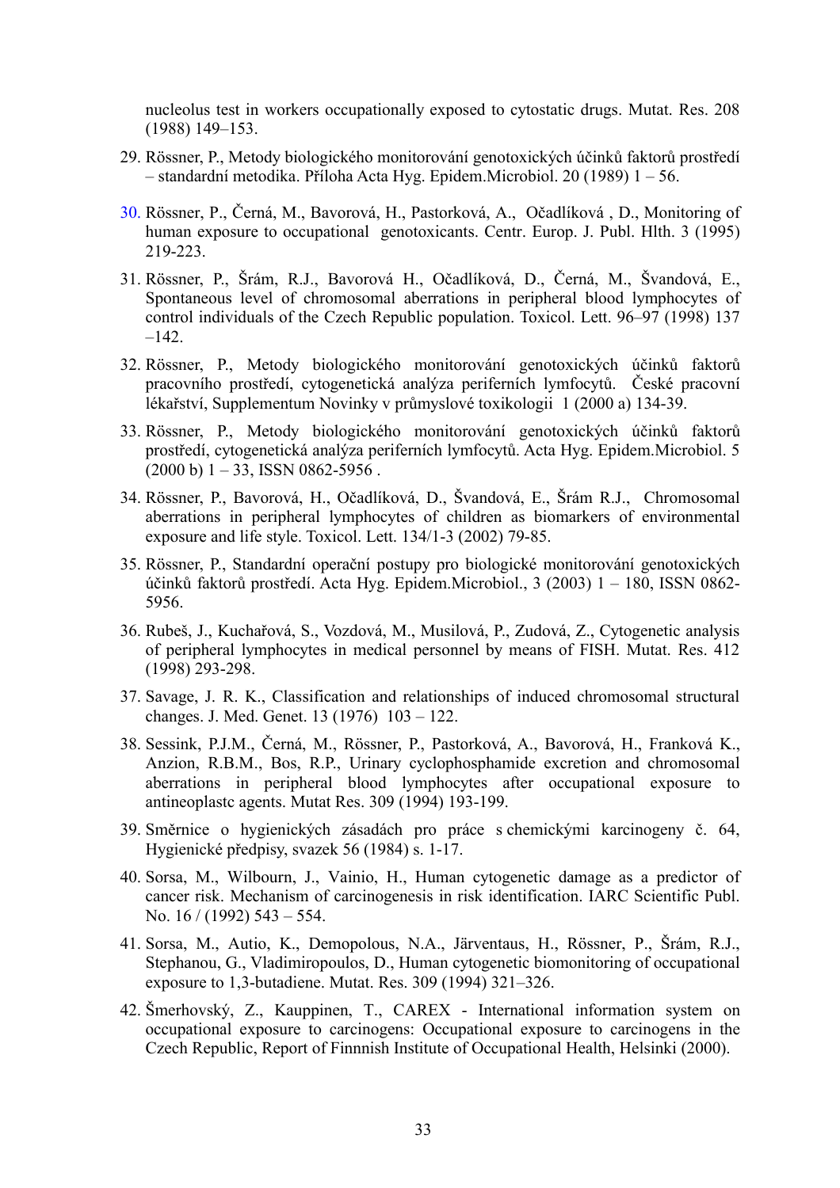nucleolus test in workers occupationally exposed to cytostatic drugs. Mutat. Res. 208 (1988) 149–153.

29. Rössner, P., Metody biologického monitorování genotoxických účinků faktorů prostředí – standardní metodika. Příloha Acta Hyg. Epidem.Microbiol. 20 (1989) 1 – 56.

30. Rössner, P., Černá, M., Bavorová, H., Pastorková, A., Očadlíková , D., Monitoring of human exposure to occupational genotoxicants. Centr. Europ. J. Publ. Hlth. 3 (1995) 219-223.

31. Rössner, P., Šrám, R.J., Bavorová H., Očadlíková, D., Černá, M., Švandová, E., Spontaneous level of chromosomal aberrations in peripheral blood lymphocytes of control individuals of the Czech Republic population. Toxicol. Lett. 96–97 (1998) 137 –142.

32. Rössner, P., Metody biologického monitorování genotoxických účinků faktorů pracovního prostředí, cytogenetická analýza periferních lymfocytů. České pracovní lékařství, Supplementum Novinky v průmyslové toxikologii 1 (2000 a) 134-39.

33. Rössner, P., Metody biologického monitorování genotoxických účinků faktorů prostředí, cytogenetická analýza periferních lymfocytů. Acta Hyg. Epidem.Microbiol. 5 (2000 b) 1 – 33, ISSN 0862-5956 .

34. Rössner, P., Bavorová, H., Očadlíková, D., Švandová, E., Šrám R.J., Chromosomal aberrations in peripheral lymphocytes of children as biomarkers of environmental exposure and life style. Toxicol. Lett. 134/1-3 (2002) 79-85.

35. Rössner, P., Standardní operační postupy pro biologické monitorování genotoxických účinků faktorů prostředí. Acta Hyg. Epidem.Microbiol., 3 (2003) 1 – 180, ISSN 0862-5956.

36. Rubeš, J., Kuchařová, S., Vozdová, M., Musilová, P., Zudová, Z., Cytogenetic analysis of peripheral lymphocytes in medical personnel by means of FISH. Mutat. Res. 412 (1998) 293-298.

37. Savage, J. R. K., Classification and relationships of induced chromosomal structural changes. J. Med. Genet. 13 (1976) 103 – 122.

38. Sessink, P.J.M., Černá, M., Rössner, P., Pastorková, A., Bavorová, H., Franková K., Anzion, R.B.M., Bos, R.P., Urinary cyclophosphamide excretion and chromosomal aberrations in peripheral blood lymphocytes after occupational exposure to antineoplastc agents. Mutat Res. 309 (1994) 193-199.

39. Směrnice o hygienických zásadách pro práce s chemickými karcinogeny č. 64, Hygienické předpisy, svazek 56 (1984) s. 1-17.

40. Sorsa, M., Wilbourn, J., Vainio, H., Human cytogenetic damage as a predictor of cancer risk. Mechanism of carcinogenesis in risk identification. IARC Scientific Publ. No. 16 / (1992) 543 – 554.

41. Sorsa, M., Autio, K., Demopolous, N.A., Järventaus, H., Rössner, P., Šrám, R.J., Stephanou, G., Vladimiropoulos, D., Human cytogenetic biomonitoring of occupational exposure to 1,3-butadiene. Mutat. Res. 309 (1994) 321–326.

42. Šmerhovský, Z., Kauppinen, T., CAREX - International information system on occupational exposure to carcinogens: Occupational exposure to carcinogens in the Czech Republic, Report of Finnnish Institute of Occupational Health, Helsinki (2000).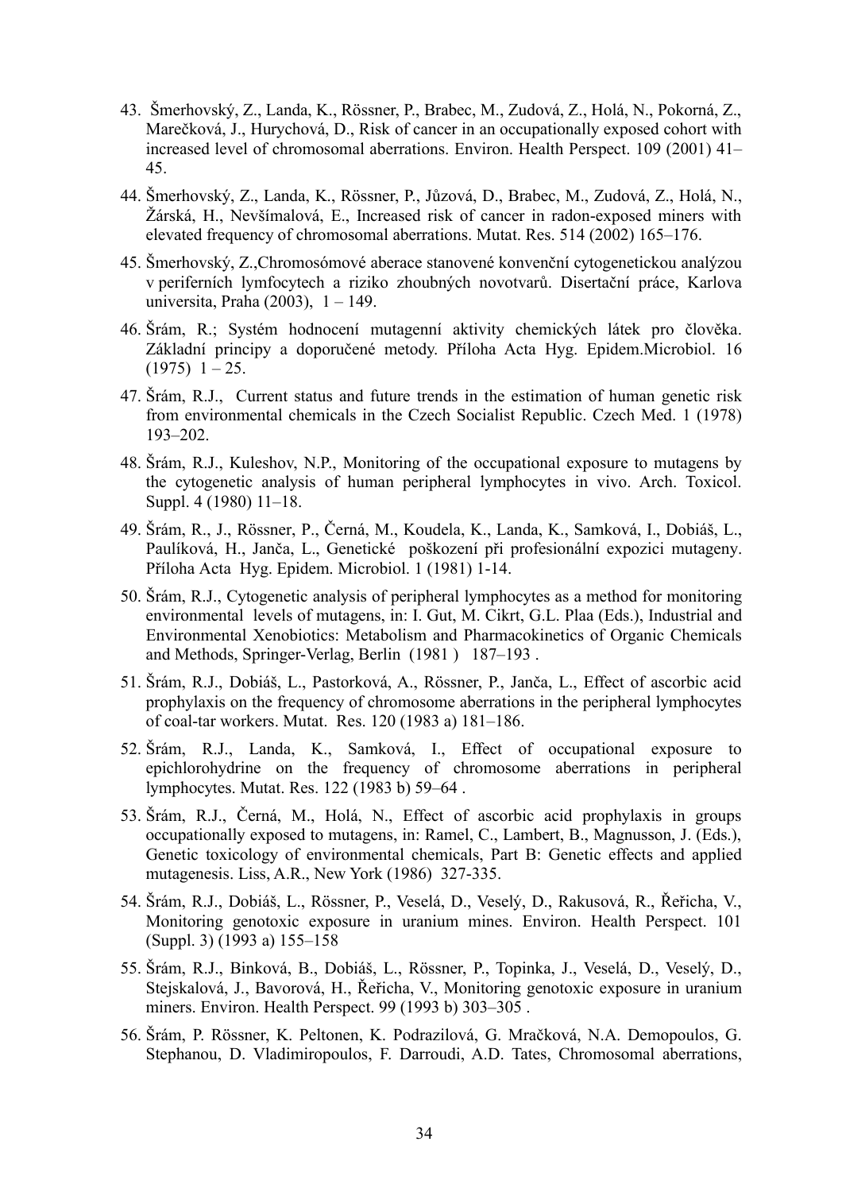43. Šmerhovský, Z., Landa, K., Rössner, P., Brabec, M., Zudová, Z., Holá, N., Pokorná, Z., Marečková, J., Hurychová, D., Risk of cancer in an occupationally exposed cohort with increased level of chromosomal aberrations. Environ. Health Perspect. 109 (2001) 41–45.

44. Šmerhovský, Z., Landa, K., Rössner, P., Jůzová, D., Brabec, M., Zudová, Z., Holá, N., Žárská, H., Nevšímalová, E., Increased risk of cancer in radon-exposed miners with elevated frequency of chromosomal aberrations. Mutat. Res. 514 (2002) 165–176.

45. Šmerhovský, Z.,Chromosómové aberace stanovené konvenční cytogenetickou analýzou v periferních lymfocytech a riziko zhoubných novotvarů. Disertační práce, Karlova universita, Praha (2003), 1 – 149.

46. Šrám, R.; Systém hodnocení mutagenní aktivity chemických látek pro člověka. Základní principy a doporučené metody. Příloha Acta Hyg. Epidem.Microbiol. 16 (1975) 1 – 25.

47. Šrám, R.J., Current status and future trends in the estimation of human genetic risk from environmental chemicals in the Czech Socialist Republic. Czech Med. 1 (1978) 193–202.

48. Šrám, R.J., Kuleshov, N.P., Monitoring of the occupational exposure to mutagens by the cytogenetic analysis of human peripheral lymphocytes in vivo. Arch. Toxicol. Suppl. 4 (1980) 11–18.

49. Šrám, R., J., Rössner, P., Černá, M., Koudela, K., Landa, K., Samková, I., Dobiáš, L., Paulíková, H., Janča, L., Genetické poškození při profesionální expozici mutageny. Příloha Acta Hyg. Epidem. Microbiol. 1 (1981) 1-14.

50. Šrám, R.J., Cytogenetic analysis of peripheral lymphocytes as a method for monitoring environmental levels of mutagens, in: I. Gut, M. Cikrt, G.L. Plaa (Eds.), Industrial and Environmental Xenobiotics: Metabolism and Pharmacokinetics of Organic Chemicals and Methods, Springer-Verlag, Berlin (1981 ) 187–193 .

51. Šrám, R.J., Dobiáš, L., Pastorková, A., Rössner, P., Janča, L., Effect of ascorbic acid prophylaxis on the frequency of chromosome aberrations in the peripheral lymphocytes of coal-tar workers. Mutat. Res. 120 (1983 a) 181–186.

52. Šrám, R.J., Landa, K., Samková, I., Effect of occupational exposure to epichlorohydrine on the frequency of chromosome aberrations in peripheral lymphocytes. Mutat. Res. 122 (1983 b) 59–64 .

53. Šrám, R.J., Černá, M., Holá, N., Effect of ascorbic acid prophylaxis in groups occupationally exposed to mutagens, in: Ramel, C., Lambert, B., Magnusson, J. (Eds.), Genetic toxicology of environmental chemicals, Part B: Genetic effects and applied mutagenesis. Liss, A.R., New York (1986) 327-335.

54. Šrám, R.J., Dobiáš, L., Rössner, P., Veselá, D., Veselý, D., Rakusová, R., Řeřicha, V., Monitoring genotoxic exposure in uranium mines. Environ. Health Perspect. 101 (Suppl. 3) (1993 a) 155–158

55. Šrám, R.J., Binková, B., Dobiáš, L., Rössner, P., Topinka, J., Veselá, D., Veselý, D., Stejskalová, J., Bavorová, H., Řeřicha, V., Monitoring genotoxic exposure in uranium miners. Environ. Health Perspect. 99 (1993 b) 303–305 .

56. Šrám, P. Rössner, K. Peltonen, K. Podrazilová, G. Mračková, N.A. Demopoulos, G. Stephanou, D. Vladimiropoulos, F. Darroudi, A.D. Tates, Chromosomal aberrations,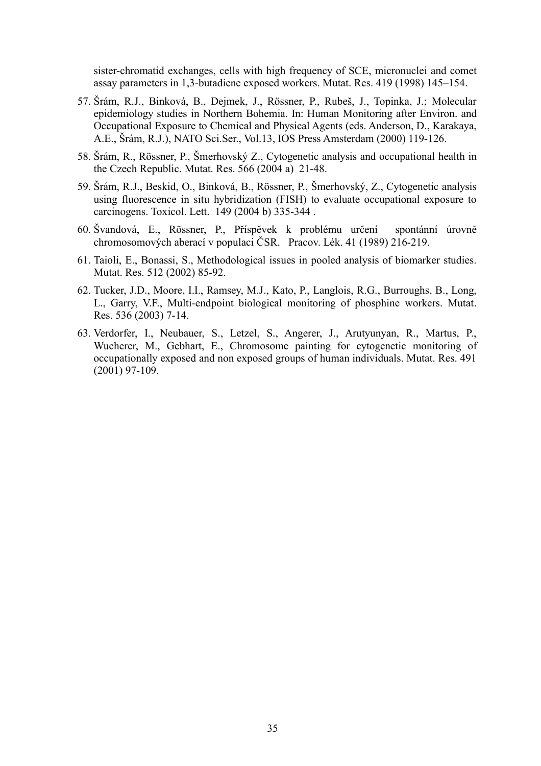sister-chromatid exchanges, cells with high frequency of SCE, micronuclei and comet assay parameters in 1,3-butadiene exposed workers. Mutat. Res. 419 (1998) 145–154.

57. Šrám, R.J., Binková, B., Dejmek, J., Rössner, P., Rubeš, J., Topinka, J.; Molecular epidemiology studies in Northern Bohemia. In: Human Monitoring after Environ. and Occupational Exposure to Chemical and Physical Agents (eds. Anderson, D., Karakaya, A.E., Šrám, R.J.), NATO Sci.Ser., Vol.13, IOS Press Amsterdam (2000) 119-126.

58. Šrám, R., Rössner, P., Šmerhovský Z., Cytogenetic analysis and occupational health in the Czech Republic. Mutat. Res. 566 (2004 a) 21-48.

59. Šrám, R.J., Beskid, O., Binková, B., Rössner, P., Šmerhovský, Z., Cytogenetic analysis using fluorescence in situ hybridization (FISH) to evaluate occupational exposure to carcinogens. Toxicol. Lett. 149 (2004 b) 335-344 .

60. Švandová, E., Rössner, P., Příspěvek k problému určení spontánní úrovně chromosomových aberací v populaci ČSR. Pracov. Lék. 41 (1989) 216-219.

61. Taioli, E., Bonassi, S., Methodological issues in pooled analysis of biomarker studies. Mutat. Res. 512 (2002) 85-92.

62. Tucker, J.D., Moore, I.I., Ramsey, M.J., Kato, P., Langlois, R.G., Burroughs, B., Long, L., Garry, V.F., Multi-endpoint biological monitoring of phosphine workers. Mutat. Res. 536 (2003) 7-14.

63. Verdorfer, I., Neubauer, S., Letzel, S., Angerer, J., Arutyunyan, R., Martus, P., Wucherer, M., Gebhart, E., Chromosome painting for cytogenetic monitoring of occupationally exposed and non exposed groups of human individuals. Mutat. Res. 491 (2001) 97-109.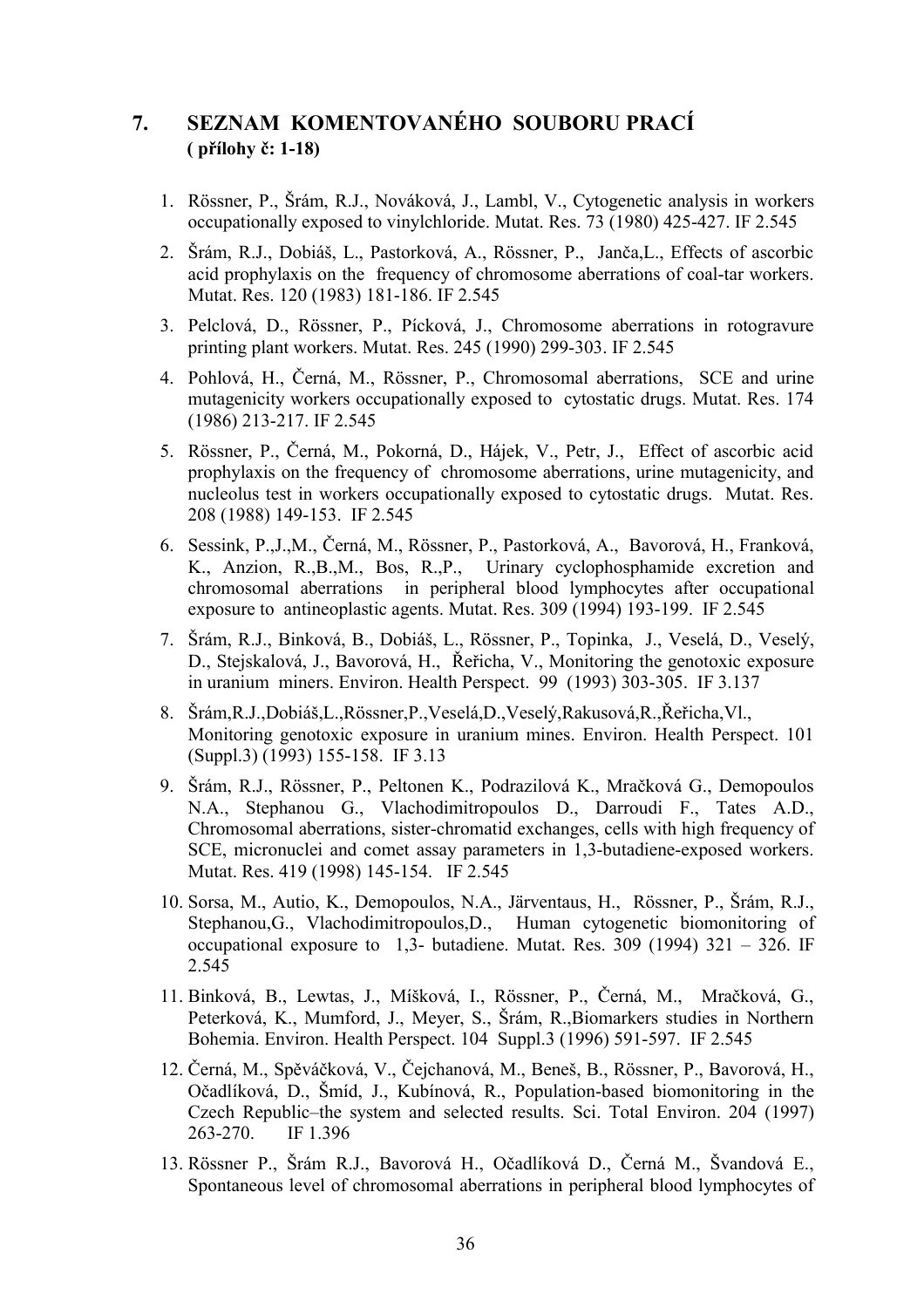## 7. SEZNAM KOMENTOVANÉHO SOUBORU PRACÍ
**( přílohy č: 1-18)**

1. Rössner, P., Šrám, R.J., Nováková, J., Lambl, V., Cytogenetic analysis in workers occupationally exposed to vinylchloride. Mutat. Res. 73 (1980) 425-427. IF 2.545
2. Šrám, R.J., Dobiáš, L., Pastorková, A., Rössner, P., Janča,L., Effects of ascorbic acid prophylaxis on the frequency of chromosome aberrations of coal-tar workers. Mutat. Res. 120 (1983) 181-186. IF 2.545
3. Pelclová, D., Rössner, P., Pícková, J., Chromosome aberrations in rotogravure printing plant workers. Mutat. Res. 245 (1990) 299-303. IF 2.545
4. Pohlová, H., Černá, M., Rössner, P., Chromosomal aberrations, SCE and urine mutagenicity workers occupationally exposed to cytostatic drugs. Mutat. Res. 174 (1986) 213-217. IF 2.545
5. Rössner, P., Černá, M., Pokorná, D., Hájek, V., Petr, J., Effect of ascorbic acid prophylaxis on the frequency of chromosome aberrations, urine mutagenicity, and nucleolus test in workers occupationally exposed to cytostatic drugs. Mutat. Res. 208 (1988) 149-153. IF 2.545
6. Sessink, P.,J.,M., Černá, M., Rössner, P., Pastorková, A., Bavorová, H., Franková, K., Anzion, R.,B.,M., Bos, R.,P., Urinary cyclophosphamide excretion and chromosomal aberrations in peripheral blood lymphocytes after occupational exposure to antineoplastic agents. Mutat. Res. 309 (1994) 193-199. IF 2.545
7. Šrám, R.J., Binková, B., Dobiáš, L., Rössner, P., Topinka, J., Veselá, D., Veselý, D., Stejskalová, J., Bavorová, H., Řeřicha, V., Monitoring the genotoxic exposure in uranium miners. Environ. Health Perspect. 99 (1993) 303-305. IF 3.137
8. Šrám,R.J.,Dobiáš,L.,Rössner,P.,Veselá,D.,Veselý,Rakusová,R.,Řeřicha,Vl., Monitoring genotoxic exposure in uranium mines. Environ. Health Perspect. 101 (Suppl.3) (1993) 155-158. IF 3.13
9. Šrám, R.J., Rössner, P., Peltonen K., Podrazilová K., Mračková G., Demopoulos N.A., Stephanou G., Vlachodimitropoulos D., Darroudi F., Tates A.D., Chromosomal aberrations, sister-chromatid exchanges, cells with high frequency of SCE, micronuclei and comet assay parameters in 1,3-butadiene-exposed workers. Mutat. Res. 419 (1998) 145-154. IF 2.545
10. Sorsa, M., Autio, K., Demopoulos, N.A., Järventaus, H., Rössner, P., Šrám, R.J., Stephanou,G., Vlachodimitropoulos,D., Human cytogenetic biomonitoring of occupational exposure to 1,3- butadiene. Mutat. Res. 309 (1994) 321 – 326. IF 2.545
11. Binková, B., Lewtas, J., Míšková, I., Rössner, P., Černá, M., Mračková, G., Peterková, K., Mumford, J., Meyer, S., Šrám, R.,Biomarkers studies in Northern Bohemia. Environ. Health Perspect. 104 Suppl.3 (1996) 591-597. IF 2.545
12. Černá, M., Spěváčková, V., Čejchanová, M., Beneš, B., Rössner, P., Bavorová, H., Očadlíková, D., Šmíd, J., Kubínová, R., Population-based biomonitoring in the Czech Republic–the system and selected results. Sci. Total Environ. 204 (1997) 263-270. IF 1.396
13. Rössner P., Šrám R.J., Bavorová H., Očadlíková D., Černá M., Švandová E., Spontaneous level of chromosomal aberrations in peripheral blood lymphocytes of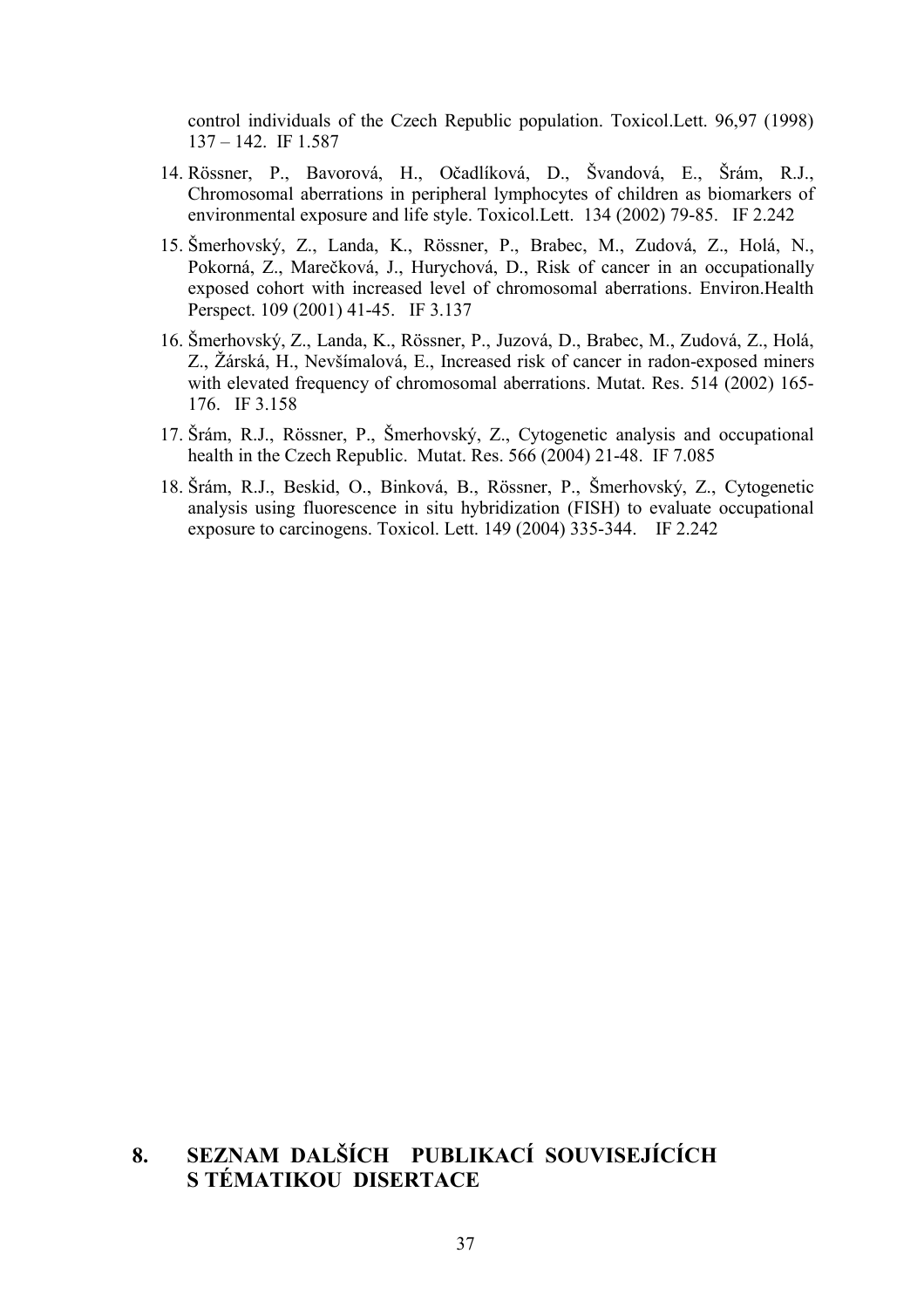control individuals of the Czech Republic population. Toxicol.Lett. 96,97 (1998) 137 – 142. IF 1.587

14. Rössner, P., Bavorová, H., Očadlíková, D., Švandová, E., Šrám, R.J., Chromosomal aberrations in peripheral lymphocytes of children as biomarkers of environmental exposure and life style. Toxicol.Lett. 134 (2002) 79-85. IF 2.242
15. Šmerhovský, Z., Landa, K., Rössner, P., Brabec, M., Zudová, Z., Holá, N., Pokorná, Z., Marečková, J., Hurychová, D., Risk of cancer in an occupationally exposed cohort with increased level of chromosomal aberrations. Environ.Health Perspect. 109 (2001) 41-45. IF 3.137
16. Šmerhovský, Z., Landa, K., Rössner, P., Juzová, D., Brabec, M., Zudová, Z., Holá, Z., Žárská, H., Nevšímalová, E., Increased risk of cancer in radon-exposed miners with elevated frequency of chromosomal aberrations. Mutat. Res. 514 (2002) 165-176. IF 3.158
17. Šrám, R.J., Rössner, P., Šmerhovský, Z., Cytogenetic analysis and occupational health in the Czech Republic. Mutat. Res. 566 (2004) 21-48. IF 7.085
18. Šrám, R.J., Beskid, O., Binková, B., Rössner, P., Šmerhovský, Z., Cytogenetic analysis using fluorescence in situ hybridization (FISH) to evaluate occupational exposure to carcinogens. Toxicol. Lett. 149 (2004) 335-344. IF 2.242

# 8. SEZNAM DALŠÍCH PUBLIKACÍ SOUVISEJÍCÍCH S TÉMATIKOU DISERTACE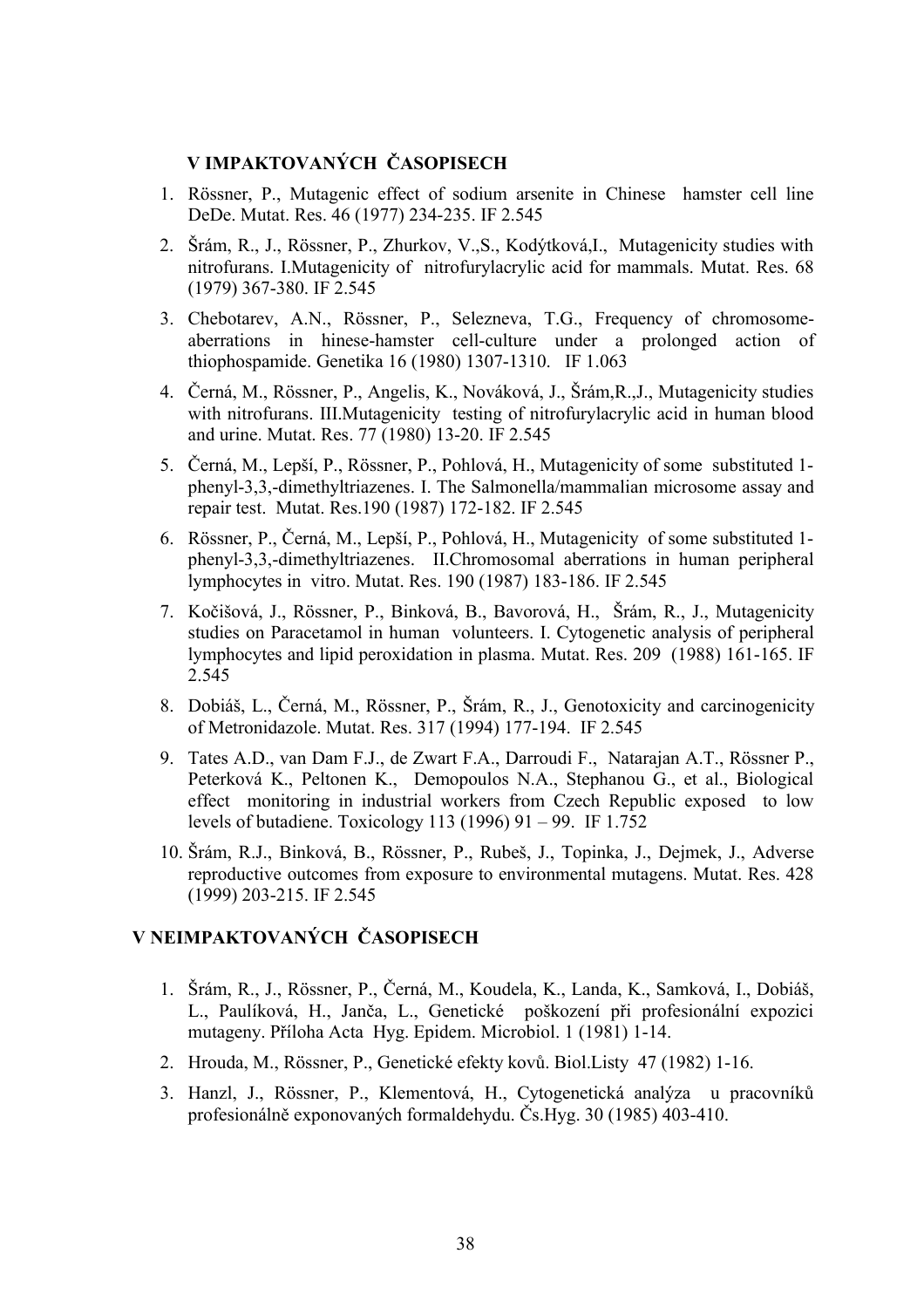## V IMPAKTOVANÝCH ČASOPISECH

1. Rössner, P., Mutagenic effect of sodium arsenite in Chinese hamster cell line DeDe. Mutat. Res. 46 (1977) 234-235. IF 2.545
2. Šrám, R., J., Rössner, P., Zhurkov, V.,S., Kodýtková,I., Mutagenicity studies with nitrofurans. I.Mutagenicity of nitrofurylacrylic acid for mammals. Mutat. Res. 68 (1979) 367-380. IF 2.545
3. Chebotarev, A.N., Rössner, P., Selezneva, T.G., Frequency of chromosome-aberrations in hinese-hamster cell-culture under a prolonged action of thiophospamide. Genetika 16 (1980) 1307-1310. IF 1.063
4. Černá, M., Rössner, P., Angelis, K., Nováková, J., Šrám,R.,J., Mutagenicity studies with nitrofurans. III.Mutagenicity testing of nitrofurylacrylic acid in human blood and urine. Mutat. Res. 77 (1980) 13-20. IF 2.545
5. Černá, M., Lepší, P., Rössner, P., Pohlová, H., Mutagenicity of some substituted 1-phenyl-3,3,-dimethyltriazenes. I. The Salmonella/mammalian microsome assay and repair test. Mutat. Res.190 (1987) 172-182. IF 2.545
6. Rössner, P., Černá, M., Lepší, P., Pohlová, H., Mutagenicity of some substituted 1-phenyl-3,3,-dimethyltriazenes. II.Chromosomal aberrations in human peripheral lymphocytes in vitro. Mutat. Res. 190 (1987) 183-186. IF 2.545
7. Kočišová, J., Rössner, P., Binková, B., Bavorová, H., Šrám, R., J., Mutagenicity studies on Paracetamol in human volunteers. I. Cytogenetic analysis of peripheral lymphocytes and lipid peroxidation in plasma. Mutat. Res. 209 (1988) 161-165. IF 2.545
8. Dobiáš, L., Černá, M., Rössner, P., Šrám, R., J., Genotoxicity and carcinogenicity of Metronidazole. Mutat. Res. 317 (1994) 177-194. IF 2.545
9. Tates A.D., van Dam F.J., de Zwart F.A., Darroudi F., Natarajan A.T., Rössner P., Peterková K., Peltonen K., Demopoulos N.A., Stephanou G., et al., Biological effect monitoring in industrial workers from Czech Republic exposed to low levels of butadiene. Toxicology 113 (1996) 91 – 99. IF 1.752
10. Šrám, R.J., Binková, B., Rössner, P., Rubeš, J., Topinka, J., Dejmek, J., Adverse reproductive outcomes from exposure to environmental mutagens. Mutat. Res. 428 (1999) 203-215. IF 2.545

## V NEIMPAKTOVANÝCH ČASOPISECH

1. Šrám, R., J., Rössner, P., Černá, M., Koudela, K., Landa, K., Samková, I., Dobiáš, L., Paulíková, H., Janča, L., Genetické poškození při profesionální expozici mutageny. Příloha Acta Hyg. Epidem. Microbiol. 1 (1981) 1-14.
2. Hrouda, M., Rössner, P., Genetické efekty kovů. Biol.Listy 47 (1982) 1-16.
3. Hanzl, J., Rössner, P., Klementová, H., Cytogenetická analýza u pracovníků profesionálně exponovaných formaldehydu. Čs.Hyg. 30 (1985) 403-410.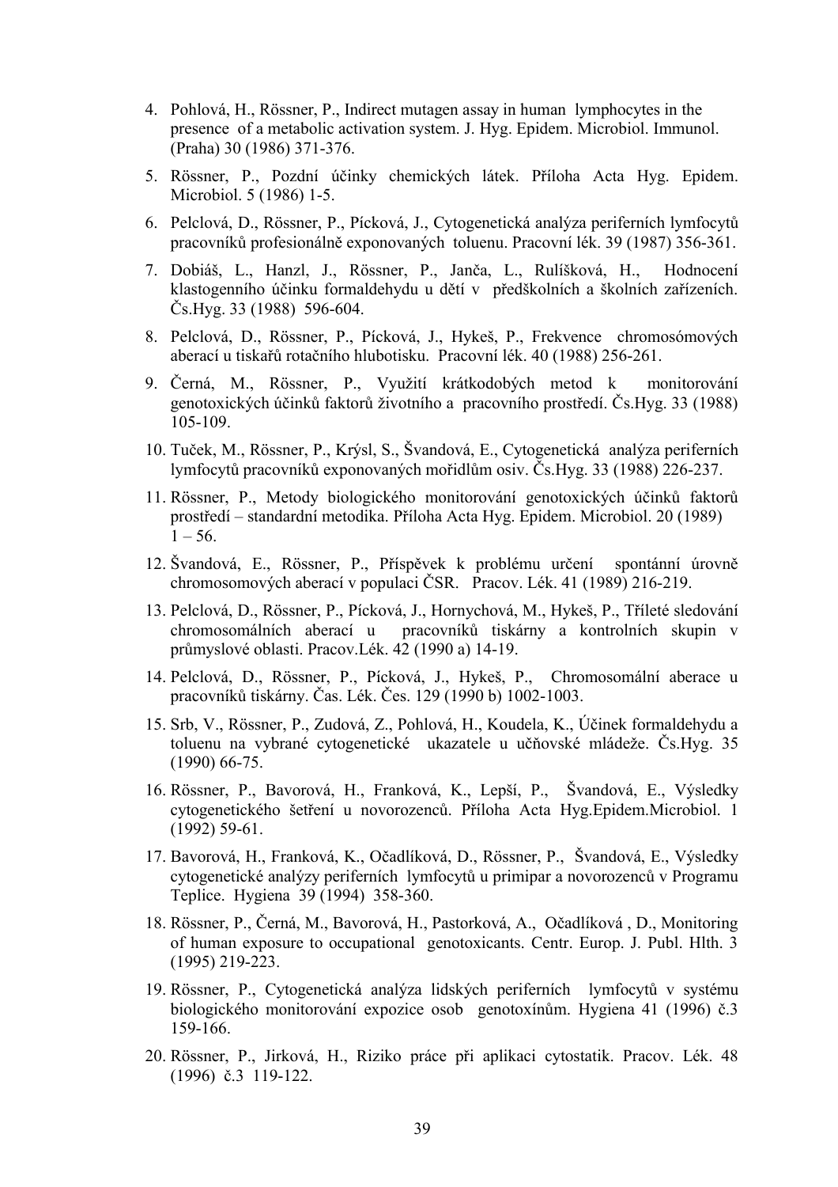4. Pohlová, H., Rössner, P., Indirect mutagen assay in human lymphocytes in the presence of a metabolic activation system. J. Hyg. Epidem. Microbiol. Immunol. (Praha) 30 (1986) 371-376.
5. Rössner, P., Pozdní účinky chemických látek. Příloha Acta Hyg. Epidem. Microbiol. 5 (1986) 1-5.
6. Pelclová, D., Rössner, P., Pícková, J., Cytogenetická analýza periferních lymfocytů pracovníků profesionálně exponovaných toluenu. Pracovní lék. 39 (1987) 356-361.
7. Dobiáš, L., Hanzl, J., Rössner, P., Janča, L., Rulíšková, H., Hodnocení klastogenního účinku formaldehydu u dětí v předškolních a školních zařízeních. Čs.Hyg. 33 (1988) 596-604.
8. Pelclová, D., Rössner, P., Pícková, J., Hykeš, P., Frekvence chromosómových aberací u tiskařů rotačního hlubotisku. Pracovní lék. 40 (1988) 256-261.
9. Černá, M., Rössner, P., Využití krátkodobých metod k monitorování genotoxických účinků faktorů životního a pracovního prostředí. Čs.Hyg. 33 (1988) 105-109.
10. Tuček, M., Rössner, P., Krýsl, S., Švandová, E., Cytogenetická analýza periferních lymfocytů pracovníků exponovaných mořidlům osiv. Čs.Hyg. 33 (1988) 226-237.
11. Rössner, P., Metody biologického monitorování genotoxických účinků faktorů prostředí – standardní metodika. Příloha Acta Hyg. Epidem. Microbiol. 20 (1989) 1 – 56.
12. Švandová, E., Rössner, P., Příspěvek k problému určení spontánní úrovně chromosomových aberací v populaci ČSR. Pracov. Lék. 41 (1989) 216-219.
13. Pelclová, D., Rössner, P., Pícková, J., Hornychová, M., Hykeš, P., Tříleté sledování chromosomálních aberací u pracovníků tiskárny a kontrolních skupin v průmyslové oblasti. Pracov.Lék. 42 (1990 a) 14-19.
14. Pelclová, D., Rössner, P., Pícková, J., Hykeš, P., Chromosomální aberace u pracovníků tiskárny. Čas. Lék. Čes. 129 (1990 b) 1002-1003.
15. Srb, V., Rössner, P., Zudová, Z., Pohlová, H., Koudela, K., Účinek formaldehydu a toluenu na vybrané cytogenetické ukazatele u učňovské mládeže. Čs.Hyg. 35 (1990) 66-75.
16. Rössner, P., Bavorová, H., Franková, K., Lepší, P., Švandová, E., Výsledky cytogenetického šetření u novorozenců. Příloha Acta Hyg.Epidem.Microbiol. 1 (1992) 59-61.
17. Bavorová, H., Franková, K., Očadlíková, D., Rössner, P., Švandová, E., Výsledky cytogenetické analýzy periferních lymfocytů u primipar a novorozenců v Programu Teplice. Hygiena 39 (1994) 358-360.
18. Rössner, P., Černá, M., Bavorová, H., Pastorková, A., Očadlíková , D., Monitoring of human exposure to occupational genotoxicants. Centr. Europ. J. Publ. Hlth. 3 (1995) 219-223.
19. Rössner, P., Cytogenetická analýza lidských periferních lymfocytů v systému biologického monitorování expozice osob genotoxínům. Hygiena 41 (1996) č.3 159-166.
20. Rössner, P., Jirková, H., Riziko práce při aplikaci cytostatik. Pracov. Lék. 48 (1996) č.3 119-122.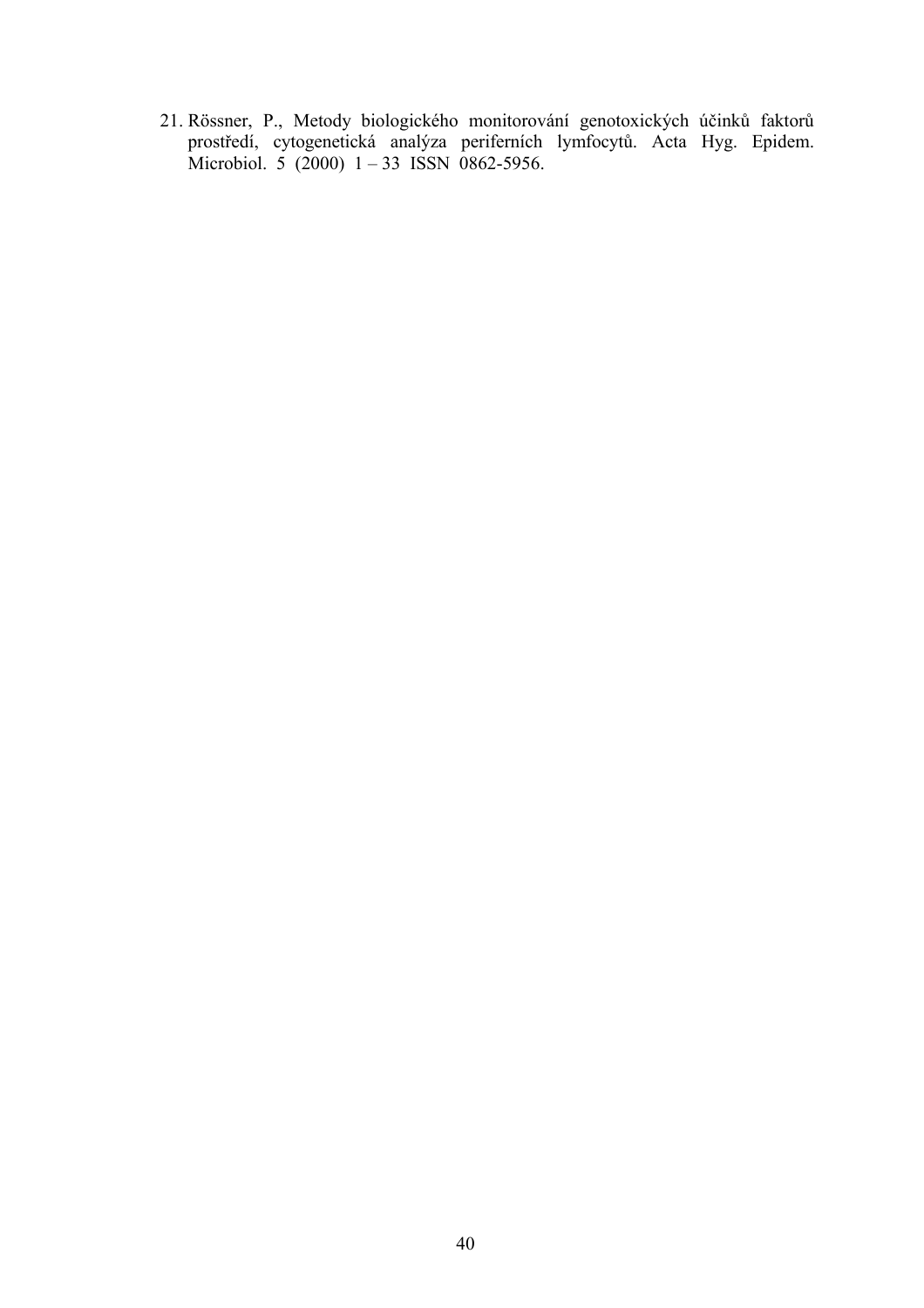21. Rössner, P., Metody biologického monitorování genotoxických účinků faktorů prostředí, cytogenetická analýza periferních lymfocytů. Acta Hyg. Epidem. Microbiol. 5 (2000) 1 – 33 ISSN 0862-5956.